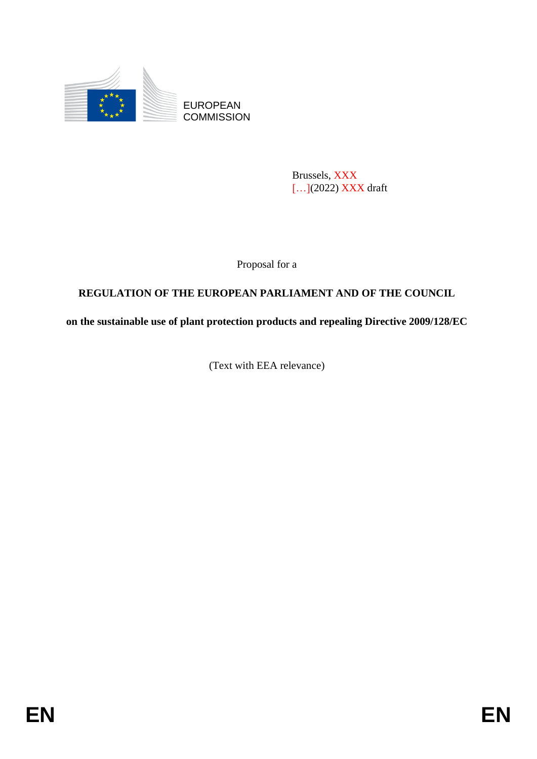EUROPEAN COMMISSION

Brussels, XXX
[…](2022) XXX draft

Proposal for a

**REGULATION OF THE EUROPEAN PARLIAMENT AND OF THE COUNCIL**

**on the sustainable use of plant protection products and repealing Directive 2009/128/EC**

(Text with EEA relevance)

EN EN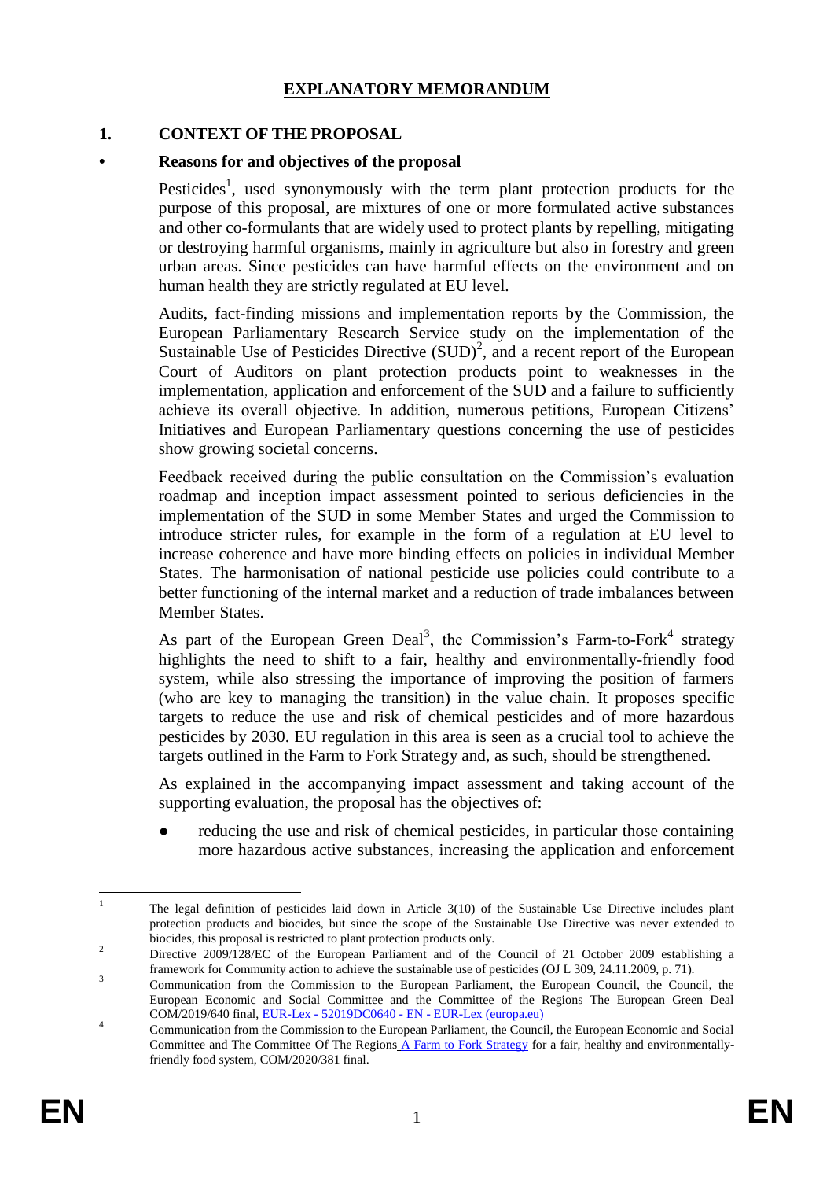# EXPLANATORY MEMORANDUM

## 1. CONTEXT OF THE PROPOSAL

### • Reasons for and objectives of the proposal

Pesticides[1], used synonymously with the term plant protection products for the purpose of this proposal, are mixtures of one or more formulated active substances and other co-formulants that are widely used to protect plants by repelling, mitigating or destroying harmful organisms, mainly in agriculture but also in forestry and green urban areas. Since pesticides can have harmful effects on the environment and on human health they are strictly regulated at EU level.

Audits, fact-finding missions and implementation reports by the Commission, the European Parliamentary Research Service study on the implementation of the Sustainable Use of Pesticides Directive (SUD)[2], and a recent report of the European Court of Auditors on plant protection products point to weaknesses in the implementation, application and enforcement of the SUD and a failure to sufficiently achieve its overall objective. In addition, numerous petitions, European Citizens' Initiatives and European Parliamentary questions concerning the use of pesticides show growing societal concerns.

Feedback received during the public consultation on the Commission's evaluation roadmap and inception impact assessment pointed to serious deficiencies in the implementation of the SUD in some Member States and urged the Commission to introduce stricter rules, for example in the form of a regulation at EU level to increase coherence and have more binding effects on policies in individual Member States. The harmonisation of national pesticide use policies could contribute to a better functioning of the internal market and a reduction of trade imbalances between Member States.

As part of the European Green Deal[3], the Commission's Farm-to-Fork[4] strategy highlights the need to shift to a fair, healthy and environmentally-friendly food system, while also stressing the importance of improving the position of farmers (who are key to managing the transition) in the value chain. It proposes specific targets to reduce the use and risk of chemical pesticides and of more hazardous pesticides by 2030. EU regulation in this area is seen as a crucial tool to achieve the targets outlined in the Farm to Fork Strategy and, as such, should be strengthened.

As explained in the accompanying impact assessment and taking account of the supporting evaluation, the proposal has the objectives of:

- reducing the use and risk of chemical pesticides, in particular those containing more hazardous active substances, increasing the application and enforcement

---

[1] The legal definition of pesticides laid down in Article 3(10) of the Sustainable Use Directive includes plant protection products and biocides, but since the scope of the Sustainable Use Directive was never extended to biocides, this proposal is restricted to plant protection products only.

[2] Directive 2009/128/EC of the European Parliament and of the Council of 21 October 2009 establishing a framework for Community action to achieve the sustainable use of pesticides (OJ L 309, 24.11.2009, p. 71).

[3] Communication from the Commission to the European Parliament, the European Council, the Council, the European Economic and Social Committee and the Committee of the Regions The European Green Deal COM/2019/640 final, EUR-Lex - 52019DC0640 - EN - EUR-Lex (europa.eu)

[4] Communication from the Commission to the European Parliament, the Council, the European Economic and Social Committee and The Committee Of The Regions A Farm to Fork Strategy for a fair, healthy and environmentally-friendly food system, COM/2020/381 final.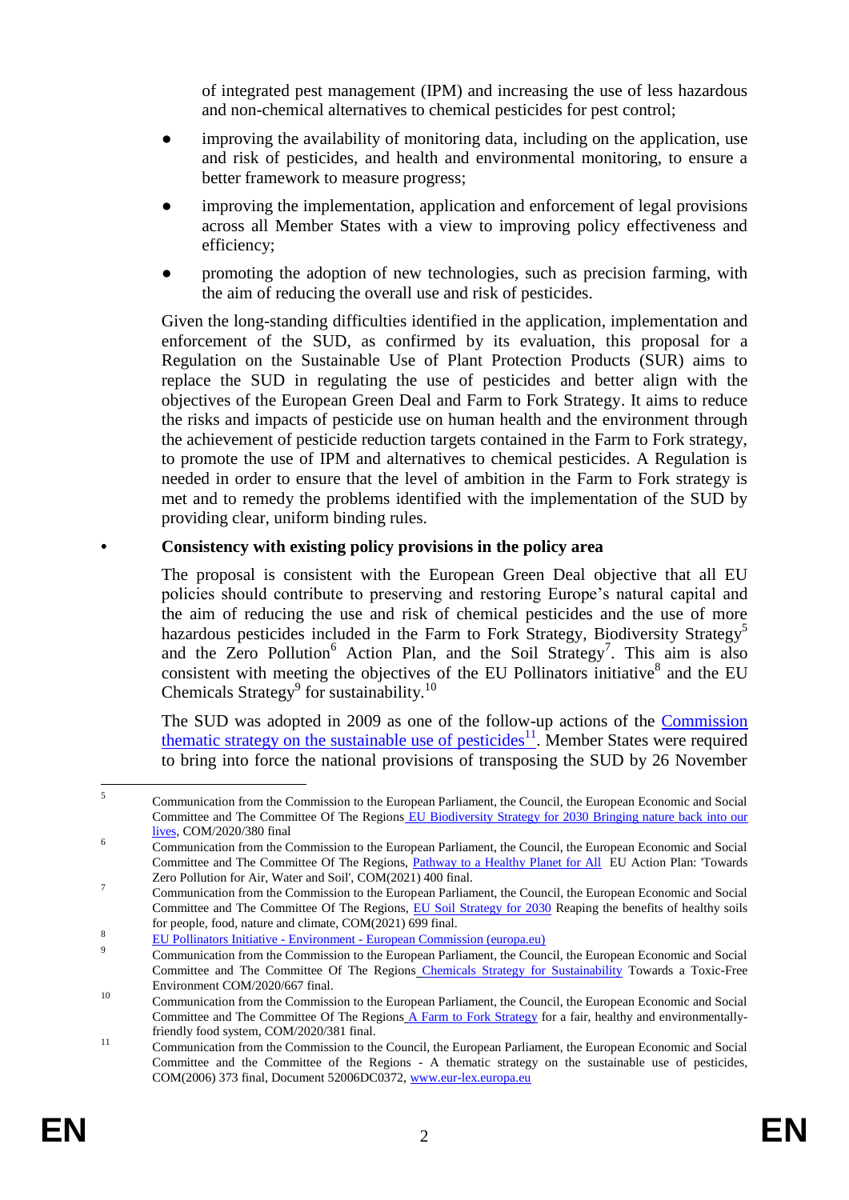of integrated pest management (IPM) and increasing the use of less hazardous and non-chemical alternatives to chemical pesticides for pest control;

- improving the availability of monitoring data, including on the application, use and risk of pesticides, and health and environmental monitoring, to ensure a better framework to measure progress;
- improving the implementation, application and enforcement of legal provisions across all Member States with a view to improving policy effectiveness and efficiency;
- promoting the adoption of new technologies, such as precision farming, with the aim of reducing the overall use and risk of pesticides.

Given the long-standing difficulties identified in the application, implementation and enforcement of the SUD, as confirmed by its evaluation, this proposal for a Regulation on the Sustainable Use of Plant Protection Products (SUR) aims to replace the SUD in regulating the use of pesticides and better align with the objectives of the European Green Deal and Farm to Fork Strategy. It aims to reduce the risks and impacts of pesticide use on human health and the environment through the achievement of pesticide reduction targets contained in the Farm to Fork strategy, to promote the use of IPM and alternatives to chemical pesticides. A Regulation is needed in order to ensure that the level of ambition in the Farm to Fork strategy is met and to remedy the problems identified with the implementation of the SUD by providing clear, uniform binding rules.

- **Consistency with existing policy provisions in the policy area**

The proposal is consistent with the European Green Deal objective that all EU policies should contribute to preserving and restoring Europe's natural capital and the aim of reducing the use and risk of chemical pesticides and the use of more hazardous pesticides included in the Farm to Fork Strategy, Biodiversity Strategy[5] and the Zero Pollution[6] Action Plan, and the Soil Strategy[7]. This aim is also consistent with meeting the objectives of the EU Pollinators initiative[8] and the EU Chemicals Strategy[9] for sustainability.[10]

The SUD was adopted in 2009 as one of the follow-up actions of the Commission thematic strategy on the sustainable use of pesticides[11]. Member States were required to bring into force the national provisions of transposing the SUD by 26 November

---

[5] Communication from the Commission to the European Parliament, the Council, the European Economic and Social Committee and The Committee Of The Regions EU Biodiversity Strategy for 2030 Bringing nature back into our lives, COM/2020/380 final

[6] Communication from the Commission to the European Parliament, the Council, the European Economic and Social Committee and The Committee Of The Regions, Pathway to a Healthy Planet for All EU Action Plan: 'Towards Zero Pollution for Air, Water and Soil', COM(2021) 400 final.

[7] Communication from the Commission to the European Parliament, the Council, the European Economic and Social Committee and The Committee Of The Regions, EU Soil Strategy for 2030 Reaping the benefits of healthy soils for people, food, nature and climate, COM(2021) 699 final.

[8] EU Pollinators Initiative - Environment - European Commission (europa.eu)

[9] Communication from the Commission to the European Parliament, the Council, the European Economic and Social Committee and The Committee Of The Regions Chemicals Strategy for Sustainability Towards a Toxic-Free Environment COM/2020/667 final.

[10] Communication from the Commission to the European Parliament, the Council, the European Economic and Social Committee and The Committee Of The Regions A Farm to Fork Strategy for a fair, healthy and environmentally-friendly food system, COM/2020/381 final.

[11] Communication from the Commission to the Council, the European Parliament, the European Economic and Social Committee and the Committee of the Regions - A thematic strategy on the sustainable use of pesticides, COM(2006) 373 final, Document 52006DC0372, www.eur-lex.europa.eu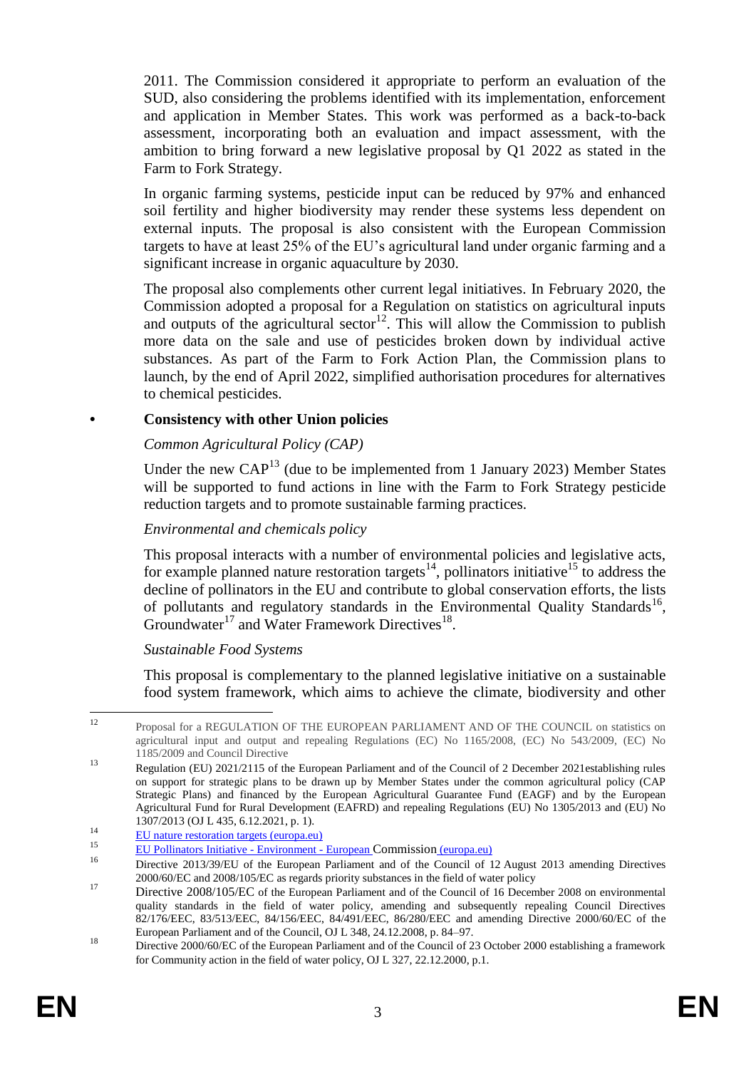2011. The Commission considered it appropriate to perform an evaluation of the SUD, also considering the problems identified with its implementation, enforcement and application in Member States. This work was performed as a back-to-back assessment, incorporating both an evaluation and impact assessment, with the ambition to bring forward a new legislative proposal by Q1 2022 as stated in the Farm to Fork Strategy.

In organic farming systems, pesticide input can be reduced by 97% and enhanced soil fertility and higher biodiversity may render these systems less dependent on external inputs. The proposal is also consistent with the European Commission targets to have at least 25% of the EU's agricultural land under organic farming and a significant increase in organic aquaculture by 2030.

The proposal also complements other current legal initiatives. In February 2020, the Commission adopted a proposal for a Regulation on statistics on agricultural inputs and outputs of the agricultural sector[12]. This will allow the Commission to publish more data on the sale and use of pesticides broken down by individual active substances. As part of the Farm to Fork Action Plan, the Commission plans to launch, by the end of April 2022, simplified authorisation procedures for alternatives to chemical pesticides.

- **Consistency with other Union policies**

*Common Agricultural Policy (CAP)*

Under the new CAP[13] (due to be implemented from 1 January 2023) Member States will be supported to fund actions in line with the Farm to Fork Strategy pesticide reduction targets and to promote sustainable farming practices.

*Environmental and chemicals policy*

This proposal interacts with a number of environmental policies and legislative acts, for example planned nature restoration targets[14], pollinators initiative[15] to address the decline of pollinators in the EU and contribute to global conservation efforts, the lists of pollutants and regulatory standards in the Environmental Quality Standards[16], Groundwater[17] and Water Framework Directives[18].

*Sustainable Food Systems*

This proposal is complementary to the planned legislative initiative on a sustainable food system framework, which aims to achieve the climate, biodiversity and other

---

[12] Proposal for a REGULATION OF THE EUROPEAN PARLIAMENT AND OF THE COUNCIL on statistics on agricultural input and output and repealing Regulations (EC) No 1165/2008, (EC) No 543/2009, (EC) No 1185/2009 and Council Directive

[13] Regulation (EU) 2021/2115 of the European Parliament and of the Council of 2 December 2021establishing rules on support for strategic plans to be drawn up by Member States under the common agricultural policy (CAP Strategic Plans) and financed by the European Agricultural Guarantee Fund (EAGF) and by the European Agricultural Fund for Rural Development (EAFRD) and repealing Regulations (EU) No 1305/2013 and (EU) No 1307/2013 (OJ L 435, 6.12.2021, p. 1).

[14] EU nature restoration targets (europa.eu)

[15] EU Pollinators Initiative - Environment - European Commission (europa.eu)

[16] Directive 2013/39/EU of the European Parliament and of the Council of 12 August 2013 amending Directives 2000/60/EC and 2008/105/EC as regards priority substances in the field of water policy

[17] Directive 2008/105/EC of the European Parliament and of the Council of 16 December 2008 on environmental quality standards in the field of water policy, amending and subsequently repealing Council Directives 82/176/EEC, 83/513/EEC, 84/156/EEC, 84/491/EEC, 86/280/EEC and amending Directive 2000/60/EC of the European Parliament and of the Council, OJ L 348, 24.12.2008, p. 84–97.

[18] Directive 2000/60/EC of the European Parliament and of the Council of 23 October 2000 establishing a framework for Community action in the field of water policy, OJ L 327, 22.12.2000, p.1.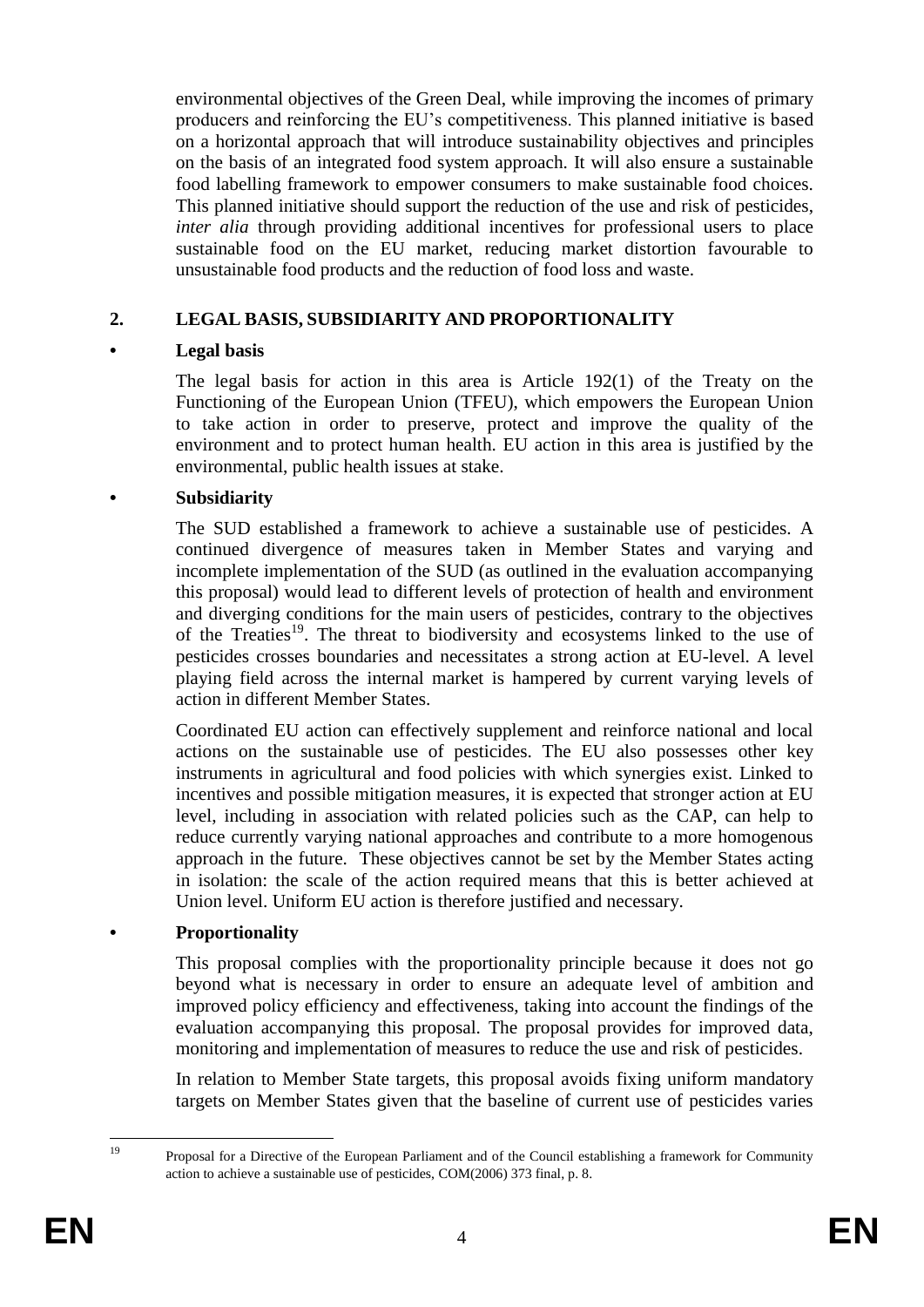environmental objectives of the Green Deal, while improving the incomes of primary producers and reinforcing the EU's competitiveness. This planned initiative is based on a horizontal approach that will introduce sustainability objectives and principles on the basis of an integrated food system approach. It will also ensure a sustainable food labelling framework to empower consumers to make sustainable food choices. This planned initiative should support the reduction of the use and risk of pesticides, *inter alia* through providing additional incentives for professional users to place sustainable food on the EU market, reducing market distortion favourable to unsustainable food products and the reduction of food loss and waste.

## 2. LEGAL BASIS, SUBSIDIARITY AND PROPORTIONALITY

- **Legal basis**

The legal basis for action in this area is Article 192(1) of the Treaty on the Functioning of the European Union (TFEU), which empowers the European Union to take action in order to preserve, protect and improve the quality of the environment and to protect human health. EU action in this area is justified by the environmental, public health issues at stake.

- **Subsidiarity**

The SUD established a framework to achieve a sustainable use of pesticides. A continued divergence of measures taken in Member States and varying and incomplete implementation of the SUD (as outlined in the evaluation accompanying this proposal) would lead to different levels of protection of health and environment and diverging conditions for the main users of pesticides, contrary to the objectives of the Treaties[19]. The threat to biodiversity and ecosystems linked to the use of pesticides crosses boundaries and necessitates a strong action at EU-level. A level playing field across the internal market is hampered by current varying levels of action in different Member States.

Coordinated EU action can effectively supplement and reinforce national and local actions on the sustainable use of pesticides. The EU also possesses other key instruments in agricultural and food policies with which synergies exist. Linked to incentives and possible mitigation measures, it is expected that stronger action at EU level, including in association with related policies such as the CAP, can help to reduce currently varying national approaches and contribute to a more homogenous approach in the future. These objectives cannot be set by the Member States acting in isolation: the scale of the action required means that this is better achieved at Union level. Uniform EU action is therefore justified and necessary.

- **Proportionality**

This proposal complies with the proportionality principle because it does not go beyond what is necessary in order to ensure an adequate level of ambition and improved policy efficiency and effectiveness, taking into account the findings of the evaluation accompanying this proposal. The proposal provides for improved data, monitoring and implementation of measures to reduce the use and risk of pesticides.

In relation to Member State targets, this proposal avoids fixing uniform mandatory targets on Member States given that the baseline of current use of pesticides varies

[19] Proposal for a Directive of the European Parliament and of the Council establishing a framework for Community action to achieve a sustainable use of pesticides, COM(2006) 373 final, p. 8.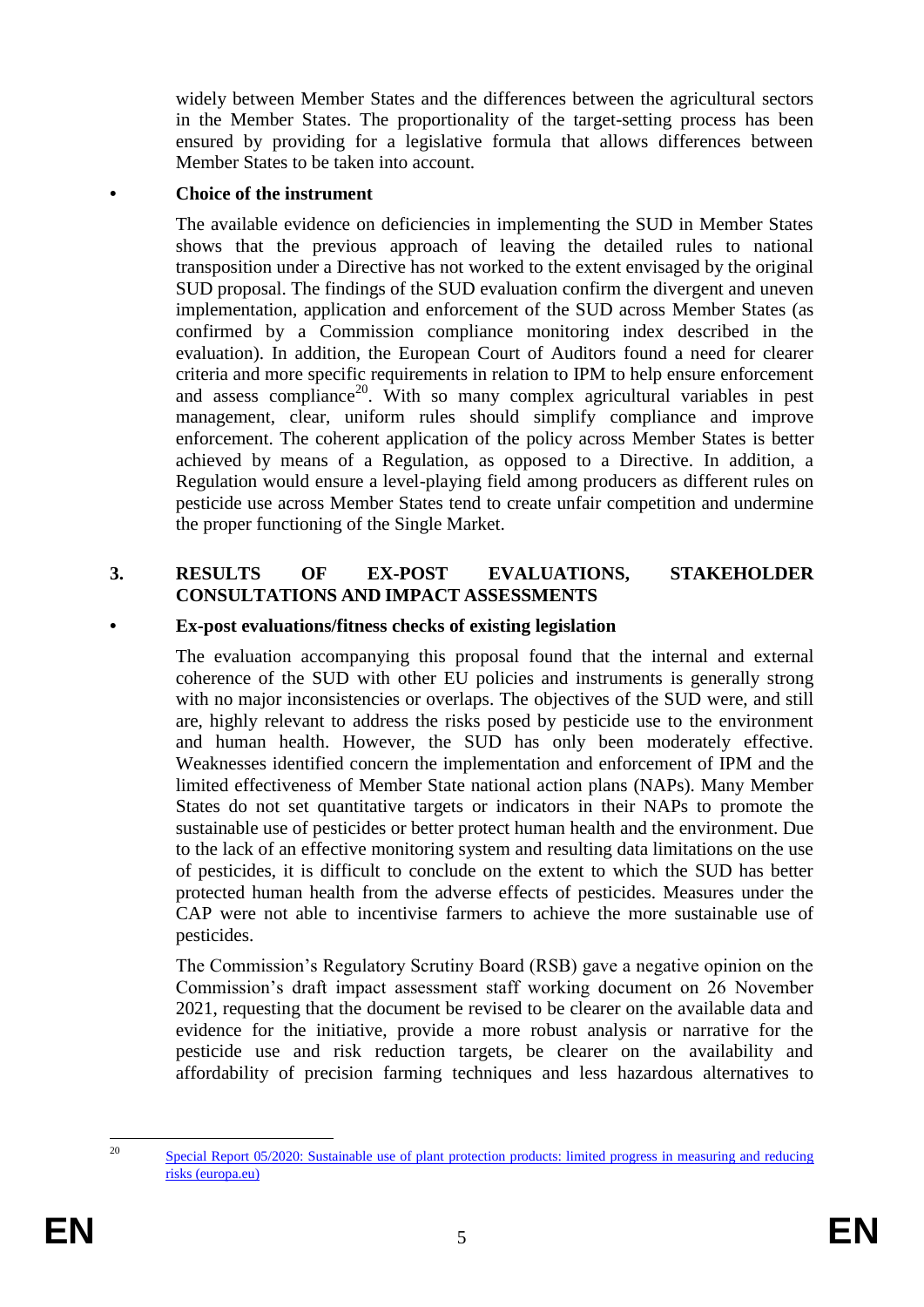widely between Member States and the differences between the agricultural sectors in the Member States. The proportionality of the target-setting process has been ensured by providing for a legislative formula that allows differences between Member States to be taken into account.

- **Choice of the instrument**

The available evidence on deficiencies in implementing the SUD in Member States shows that the previous approach of leaving the detailed rules to national transposition under a Directive has not worked to the extent envisaged by the original SUD proposal. The findings of the SUD evaluation confirm the divergent and uneven implementation, application and enforcement of the SUD across Member States (as confirmed by a Commission compliance monitoring index described in the evaluation). In addition, the European Court of Auditors found a need for clearer criteria and more specific requirements in relation to IPM to help ensure enforcement and assess compliance[20]. With so many complex agricultural variables in pest management, clear, uniform rules should simplify compliance and improve enforcement. The coherent application of the policy across Member States is better achieved by means of a Regulation, as opposed to a Directive. In addition, a Regulation would ensure a level-playing field among producers as different rules on pesticide use across Member States tend to create unfair competition and undermine the proper functioning of the Single Market.

## 3. RESULTS OF EX-POST EVALUATIONS, STAKEHOLDER CONSULTATIONS AND IMPACT ASSESSMENTS

- **Ex-post evaluations/fitness checks of existing legislation**

The evaluation accompanying this proposal found that the internal and external coherence of the SUD with other EU policies and instruments is generally strong with no major inconsistencies or overlaps. The objectives of the SUD were, and still are, highly relevant to address the risks posed by pesticide use to the environment and human health. However, the SUD has only been moderately effective. Weaknesses identified concern the implementation and enforcement of IPM and the limited effectiveness of Member State national action plans (NAPs). Many Member States do not set quantitative targets or indicators in their NAPs to promote the sustainable use of pesticides or better protect human health and the environment. Due to the lack of an effective monitoring system and resulting data limitations on the use of pesticides, it is difficult to conclude on the extent to which the SUD has better protected human health from the adverse effects of pesticides. Measures under the CAP were not able to incentivise farmers to achieve the more sustainable use of pesticides.

The Commission's Regulatory Scrutiny Board (RSB) gave a negative opinion on the Commission's draft impact assessment staff working document on 26 November 2021, requesting that the document be revised to be clearer on the available data and evidence for the initiative, provide a more robust analysis or narrative for the pesticide use and risk reduction targets, be clearer on the availability and affordability of precision farming techniques and less hazardous alternatives to

---

[20] Special Report 05/2020: Sustainable use of plant protection products: limited progress in measuring and reducing risks (europa.eu)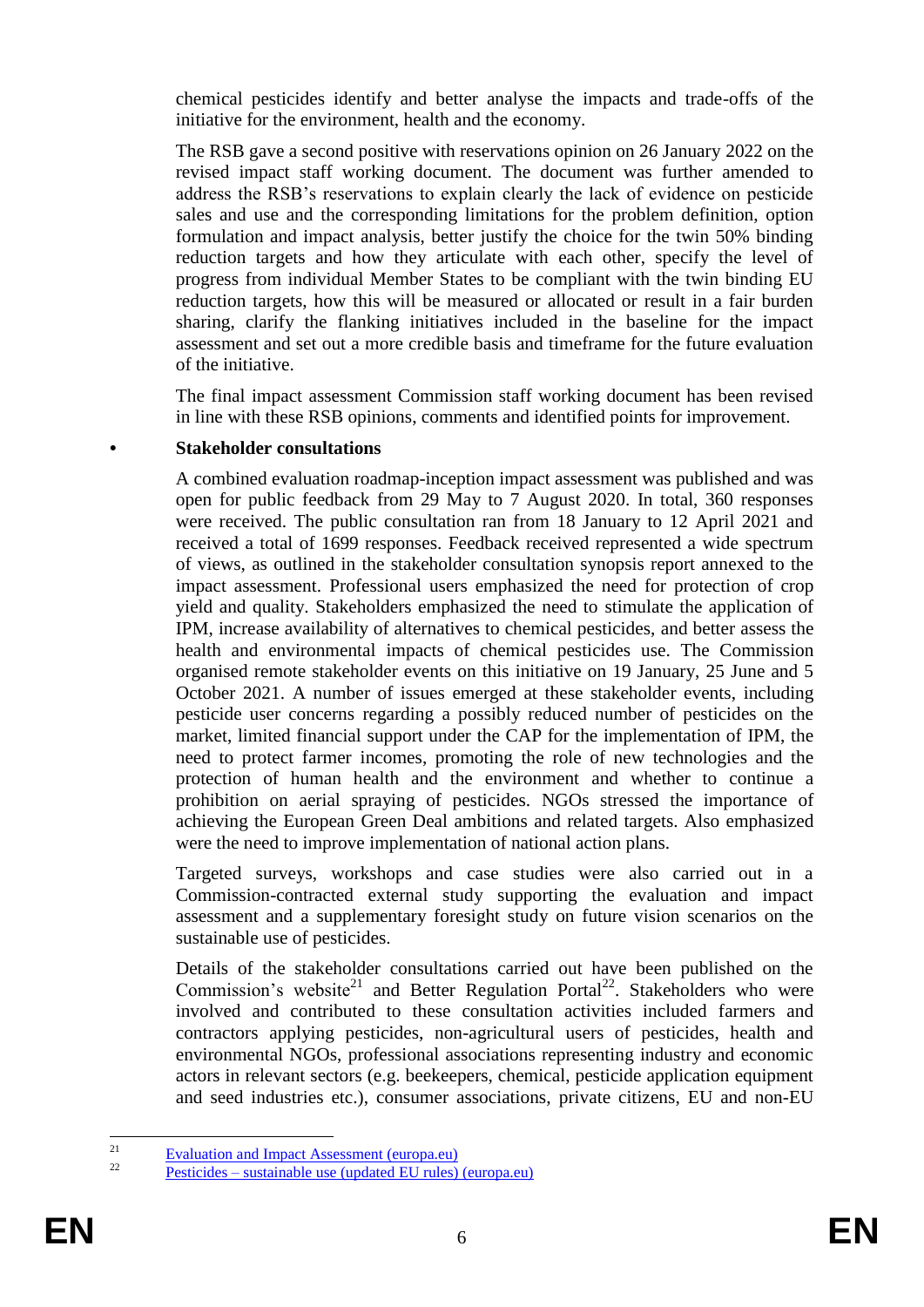chemical pesticides identify and better analyse the impacts and trade-offs of the initiative for the environment, health and the economy.

The RSB gave a second positive with reservations opinion on 26 January 2022 on the revised impact staff working document. The document was further amended to address the RSB's reservations to explain clearly the lack of evidence on pesticide sales and use and the corresponding limitations for the problem definition, option formulation and impact analysis, better justify the choice for the twin 50% binding reduction targets and how they articulate with each other, specify the level of progress from individual Member States to be compliant with the twin binding EU reduction targets, how this will be measured or allocated or result in a fair burden sharing, clarify the flanking initiatives included in the baseline for the impact assessment and set out a more credible basis and timeframe for the future evaluation of the initiative.

The final impact assessment Commission staff working document has been revised in line with these RSB opinions, comments and identified points for improvement.

- **Stakeholder consultations**

A combined evaluation roadmap-inception impact assessment was published and was open for public feedback from 29 May to 7 August 2020. In total, 360 responses were received. The public consultation ran from 18 January to 12 April 2021 and received a total of 1699 responses. Feedback received represented a wide spectrum of views, as outlined in the stakeholder consultation synopsis report annexed to the impact assessment. Professional users emphasized the need for protection of crop yield and quality. Stakeholders emphasized the need to stimulate the application of IPM, increase availability of alternatives to chemical pesticides, and better assess the health and environmental impacts of chemical pesticides use. The Commission organised remote stakeholder events on this initiative on 19 January, 25 June and 5 October 2021. A number of issues emerged at these stakeholder events, including pesticide user concerns regarding a possibly reduced number of pesticides on the market, limited financial support under the CAP for the implementation of IPM, the need to protect farmer incomes, promoting the role of new technologies and the protection of human health and the environment and whether to continue a prohibition on aerial spraying of pesticides. NGOs stressed the importance of achieving the European Green Deal ambitions and related targets. Also emphasized were the need to improve implementation of national action plans.

Targeted surveys, workshops and case studies were also carried out in a Commission-contracted external study supporting the evaluation and impact assessment and a supplementary foresight study on future vision scenarios on the sustainable use of pesticides.

Details of the stakeholder consultations carried out have been published on the Commission's website[21] and Better Regulation Portal[22]. Stakeholders who were involved and contributed to these consultation activities included farmers and contractors applying pesticides, non-agricultural users of pesticides, health and environmental NGOs, professional associations representing industry and economic actors in relevant sectors (e.g. beekeepers, chemical, pesticide application equipment and seed industries etc.), consumer associations, private citizens, EU and non-EU

[21] Evaluation and Impact Assessment (europa.eu)

[22] Pesticides – sustainable use (updated EU rules) (europa.eu)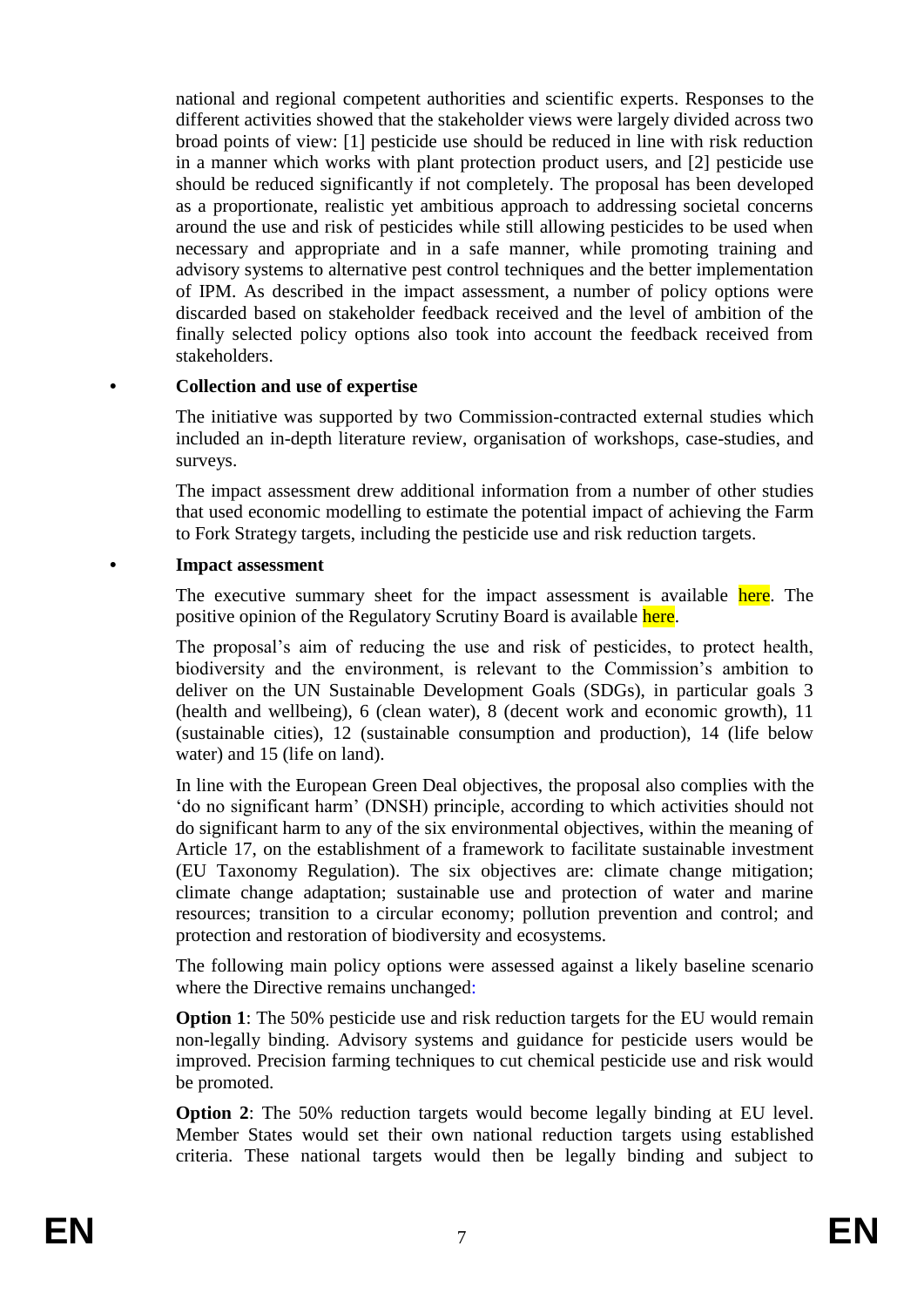national and regional competent authorities and scientific experts. Responses to the different activities showed that the stakeholder views were largely divided across two broad points of view: [1] pesticide use should be reduced in line with risk reduction in a manner which works with plant protection product users, and [2] pesticide use should be reduced significantly if not completely. The proposal has been developed as a proportionate, realistic yet ambitious approach to addressing societal concerns around the use and risk of pesticides while still allowing pesticides to be used when necessary and appropriate and in a safe manner, while promoting training and advisory systems to alternative pest control techniques and the better implementation of IPM. As described in the impact assessment, a number of policy options were discarded based on stakeholder feedback received and the level of ambition of the finally selected policy options also took into account the feedback received from stakeholders.

- **Collection and use of expertise**

The initiative was supported by two Commission-contracted external studies which included an in-depth literature review, organisation of workshops, case-studies, and surveys.

The impact assessment drew additional information from a number of other studies that used economic modelling to estimate the potential impact of achieving the Farm to Fork Strategy targets, including the pesticide use and risk reduction targets.

- **Impact assessment**

The executive summary sheet for the impact assessment is available here. The positive opinion of the Regulatory Scrutiny Board is available here.

The proposal's aim of reducing the use and risk of pesticides, to protect health, biodiversity and the environment, is relevant to the Commission's ambition to deliver on the UN Sustainable Development Goals (SDGs), in particular goals 3 (health and wellbeing), 6 (clean water), 8 (decent work and economic growth), 11 (sustainable cities), 12 (sustainable consumption and production), 14 (life below water) and 15 (life on land).

In line with the European Green Deal objectives, the proposal also complies with the 'do no significant harm' (DNSH) principle, according to which activities should not do significant harm to any of the six environmental objectives, within the meaning of Article 17, on the establishment of a framework to facilitate sustainable investment (EU Taxonomy Regulation). The six objectives are: climate change mitigation; climate change adaptation; sustainable use and protection of water and marine resources; transition to a circular economy; pollution prevention and control; and protection and restoration of biodiversity and ecosystems.

The following main policy options were assessed against a likely baseline scenario where the Directive remains unchanged:

**Option 1**: The 50% pesticide use and risk reduction targets for the EU would remain non-legally binding. Advisory systems and guidance for pesticide users would be improved. Precision farming techniques to cut chemical pesticide use and risk would be promoted.

**Option 2**: The 50% reduction targets would become legally binding at EU level. Member States would set their own national reduction targets using established criteria. These national targets would then be legally binding and subject to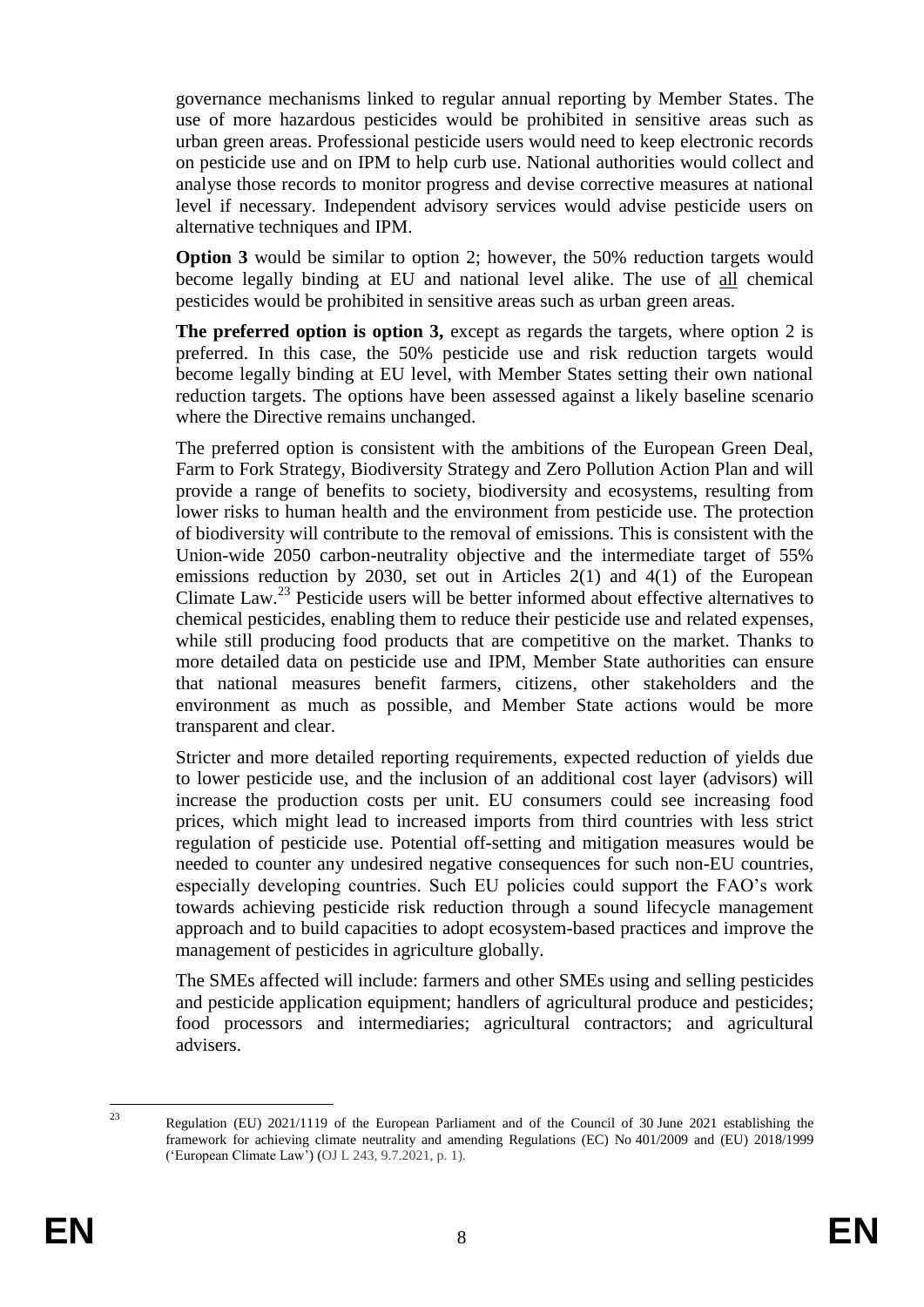governance mechanisms linked to regular annual reporting by Member States. The use of more hazardous pesticides would be prohibited in sensitive areas such as urban green areas. Professional pesticide users would need to keep electronic records on pesticide use and on IPM to help curb use. National authorities would collect and analyse those records to monitor progress and devise corrective measures at national level if necessary. Independent advisory services would advise pesticide users on alternative techniques and IPM.

**Option 3** would be similar to option 2; however, the 50% reduction targets would become legally binding at EU and national level alike. The use of all chemical pesticides would be prohibited in sensitive areas such as urban green areas.

**The preferred option is option 3,** except as regards the targets, where option 2 is preferred. In this case, the 50% pesticide use and risk reduction targets would become legally binding at EU level, with Member States setting their own national reduction targets. The options have been assessed against a likely baseline scenario where the Directive remains unchanged.

The preferred option is consistent with the ambitions of the European Green Deal, Farm to Fork Strategy, Biodiversity Strategy and Zero Pollution Action Plan and will provide a range of benefits to society, biodiversity and ecosystems, resulting from lower risks to human health and the environment from pesticide use. The protection of biodiversity will contribute to the removal of emissions. This is consistent with the Union-wide 2050 carbon-neutrality objective and the intermediate target of 55% emissions reduction by 2030, set out in Articles 2(1) and 4(1) of the European Climate Law.[23] Pesticide users will be better informed about effective alternatives to chemical pesticides, enabling them to reduce their pesticide use and related expenses, while still producing food products that are competitive on the market. Thanks to more detailed data on pesticide use and IPM, Member State authorities can ensure that national measures benefit farmers, citizens, other stakeholders and the environment as much as possible, and Member State actions would be more transparent and clear.

Stricter and more detailed reporting requirements, expected reduction of yields due to lower pesticide use, and the inclusion of an additional cost layer (advisors) will increase the production costs per unit. EU consumers could see increasing food prices, which might lead to increased imports from third countries with less strict regulation of pesticide use. Potential off-setting and mitigation measures would be needed to counter any undesired negative consequences for such non-EU countries, especially developing countries. Such EU policies could support the FAO's work towards achieving pesticide risk reduction through a sound lifecycle management approach and to build capacities to adopt ecosystem-based practices and improve the management of pesticides in agriculture globally.

The SMEs affected will include: farmers and other SMEs using and selling pesticides and pesticide application equipment; handlers of agricultural produce and pesticides; food processors and intermediaries; agricultural contractors; and agricultural advisers.

[23] Regulation (EU) 2021/1119 of the European Parliament and of the Council of 30 June 2021 establishing the framework for achieving climate neutrality and amending Regulations (EC) No 401/2009 and (EU) 2018/1999 ('European Climate Law') (OJ L 243, 9.7.2021, p. 1).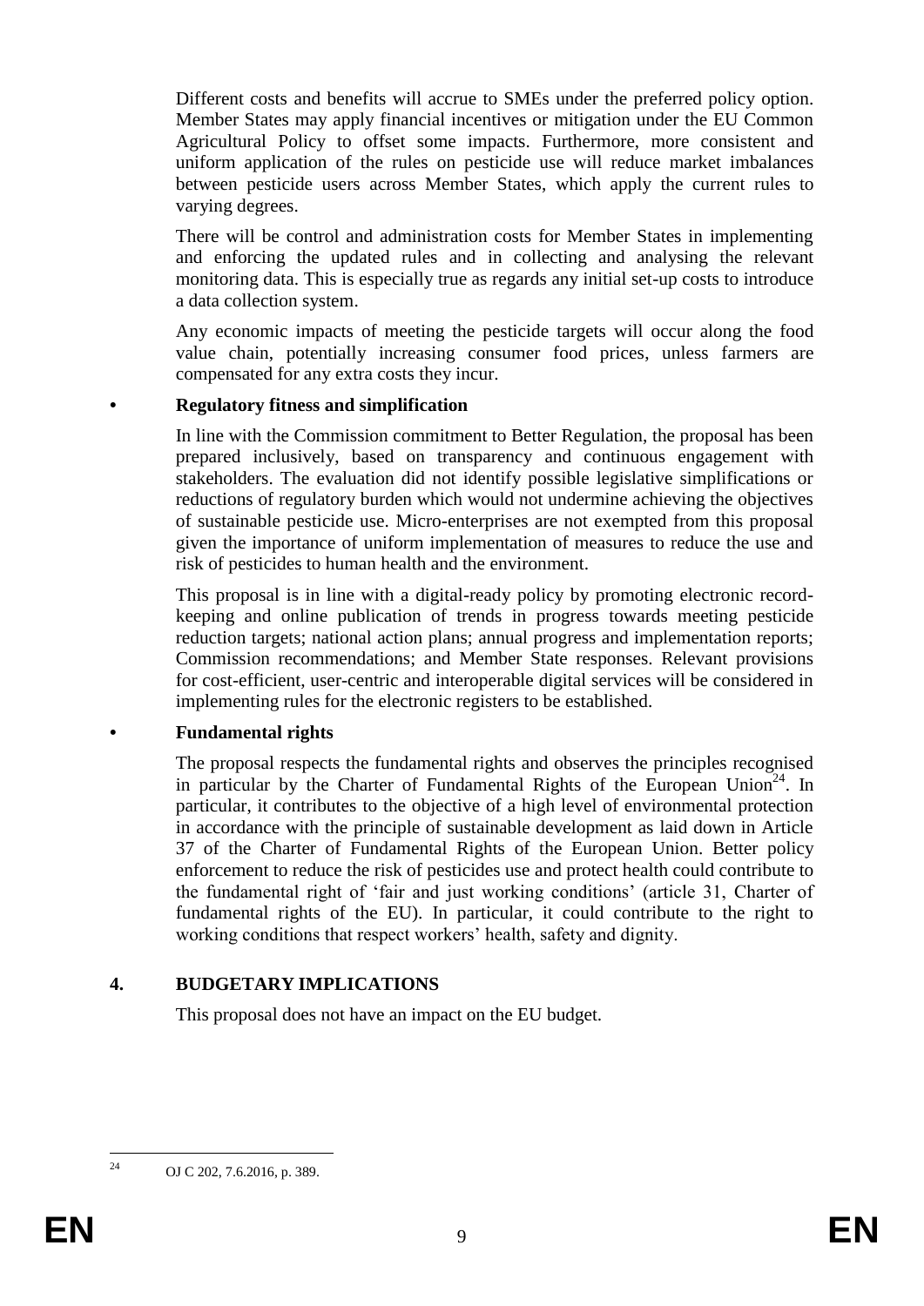Different costs and benefits will accrue to SMEs under the preferred policy option. Member States may apply financial incentives or mitigation under the EU Common Agricultural Policy to offset some impacts. Furthermore, more consistent and uniform application of the rules on pesticide use will reduce market imbalances between pesticide users across Member States, which apply the current rules to varying degrees.

There will be control and administration costs for Member States in implementing and enforcing the updated rules and in collecting and analysing the relevant monitoring data. This is especially true as regards any initial set-up costs to introduce a data collection system.

Any economic impacts of meeting the pesticide targets will occur along the food value chain, potentially increasing consumer food prices, unless farmers are compensated for any extra costs they incur.

- **Regulatory fitness and simplification**

In line with the Commission commitment to Better Regulation, the proposal has been prepared inclusively, based on transparency and continuous engagement with stakeholders. The evaluation did not identify possible legislative simplifications or reductions of regulatory burden which would not undermine achieving the objectives of sustainable pesticide use. Micro-enterprises are not exempted from this proposal given the importance of uniform implementation of measures to reduce the use and risk of pesticides to human health and the environment.

This proposal is in line with a digital-ready policy by promoting electronic record-keeping and online publication of trends in progress towards meeting pesticide reduction targets; national action plans; annual progress and implementation reports; Commission recommendations; and Member State responses. Relevant provisions for cost-efficient, user-centric and interoperable digital services will be considered in implementing rules for the electronic registers to be established.

- **Fundamental rights**

The proposal respects the fundamental rights and observes the principles recognised in particular by the Charter of Fundamental Rights of the European Union[24]. In particular, it contributes to the objective of a high level of environmental protection in accordance with the principle of sustainable development as laid down in Article 37 of the Charter of Fundamental Rights of the European Union. Better policy enforcement to reduce the risk of pesticides use and protect health could contribute to the fundamental right of 'fair and just working conditions' (article 31, Charter of fundamental rights of the EU). In particular, it could contribute to the right to working conditions that respect workers' health, safety and dignity.

## 4. BUDGETARY IMPLICATIONS

This proposal does not have an impact on the EU budget.

---

[24] OJ C 202, 7.6.2016, p. 389.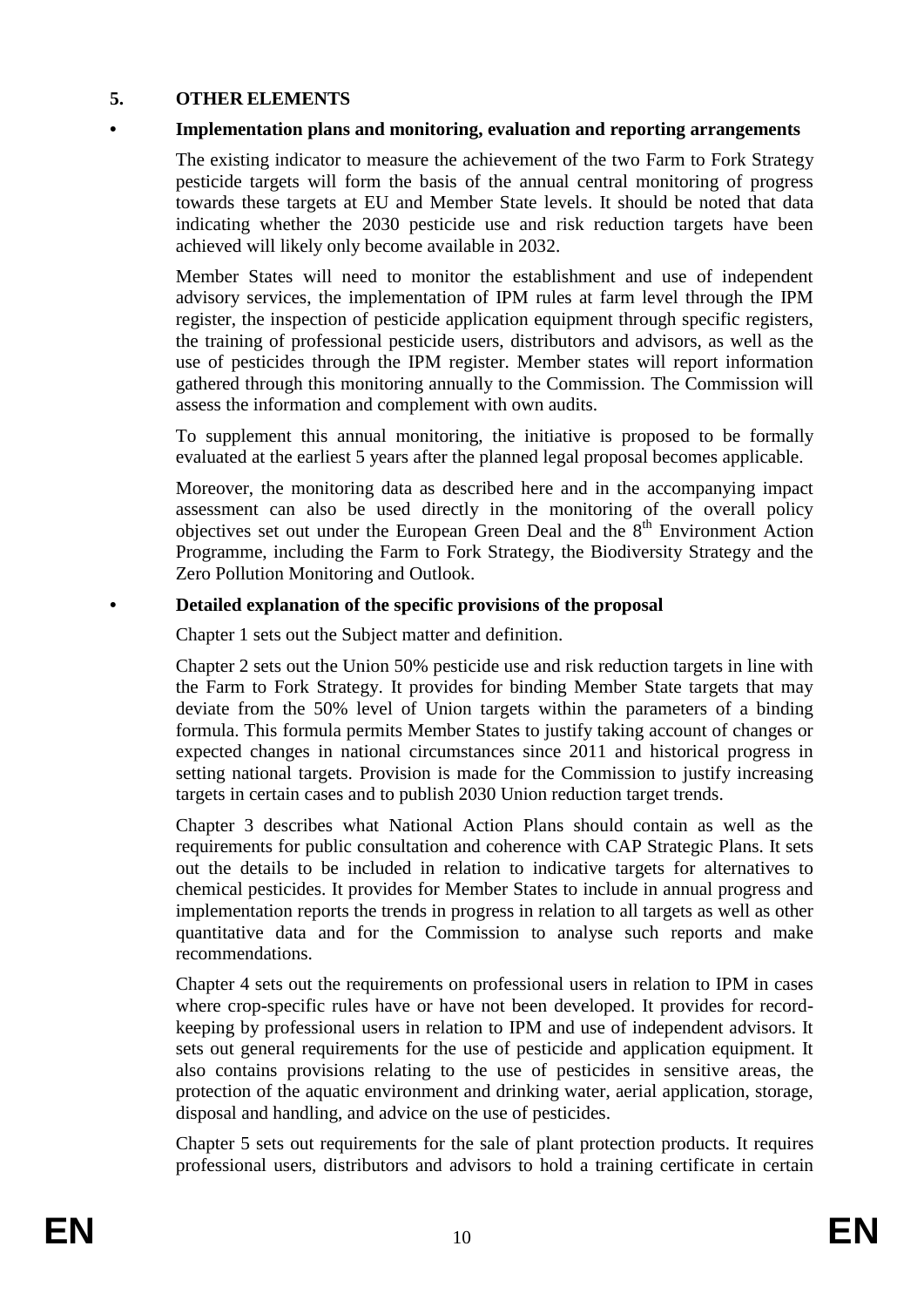## 5. OTHER ELEMENTS

### • Implementation plans and monitoring, evaluation and reporting arrangements

The existing indicator to measure the achievement of the two Farm to Fork Strategy pesticide targets will form the basis of the annual central monitoring of progress towards these targets at EU and Member State levels. It should be noted that data indicating whether the 2030 pesticide use and risk reduction targets have been achieved will likely only become available in 2032.

Member States will need to monitor the establishment and use of independent advisory services, the implementation of IPM rules at farm level through the IPM register, the inspection of pesticide application equipment through specific registers, the training of professional pesticide users, distributors and advisors, as well as the use of pesticides through the IPM register. Member states will report information gathered through this monitoring annually to the Commission. The Commission will assess the information and complement with own audits.

To supplement this annual monitoring, the initiative is proposed to be formally evaluated at the earliest 5 years after the planned legal proposal becomes applicable.

Moreover, the monitoring data as described here and in the accompanying impact assessment can also be used directly in the monitoring of the overall policy objectives set out under the European Green Deal and the 8th Environment Action Programme, including the Farm to Fork Strategy, the Biodiversity Strategy and the Zero Pollution Monitoring and Outlook.

### • Detailed explanation of the specific provisions of the proposal

Chapter 1 sets out the Subject matter and definition.

Chapter 2 sets out the Union 50% pesticide use and risk reduction targets in line with the Farm to Fork Strategy. It provides for binding Member State targets that may deviate from the 50% level of Union targets within the parameters of a binding formula. This formula permits Member States to justify taking account of changes or expected changes in national circumstances since 2011 and historical progress in setting national targets. Provision is made for the Commission to justify increasing targets in certain cases and to publish 2030 Union reduction target trends.

Chapter 3 describes what National Action Plans should contain as well as the requirements for public consultation and coherence with CAP Strategic Plans. It sets out the details to be included in relation to indicative targets for alternatives to chemical pesticides. It provides for Member States to include in annual progress and implementation reports the trends in progress in relation to all targets as well as other quantitative data and for the Commission to analyse such reports and make recommendations.

Chapter 4 sets out the requirements on professional users in relation to IPM in cases where crop-specific rules have or have not been developed. It provides for record-keeping by professional users in relation to IPM and use of independent advisors. It sets out general requirements for the use of pesticide and application equipment. It also contains provisions relating to the use of pesticides in sensitive areas, the protection of the aquatic environment and drinking water, aerial application, storage, disposal and handling, and advice on the use of pesticides.

Chapter 5 sets out requirements for the sale of plant protection products. It requires professional users, distributors and advisors to hold a training certificate in certain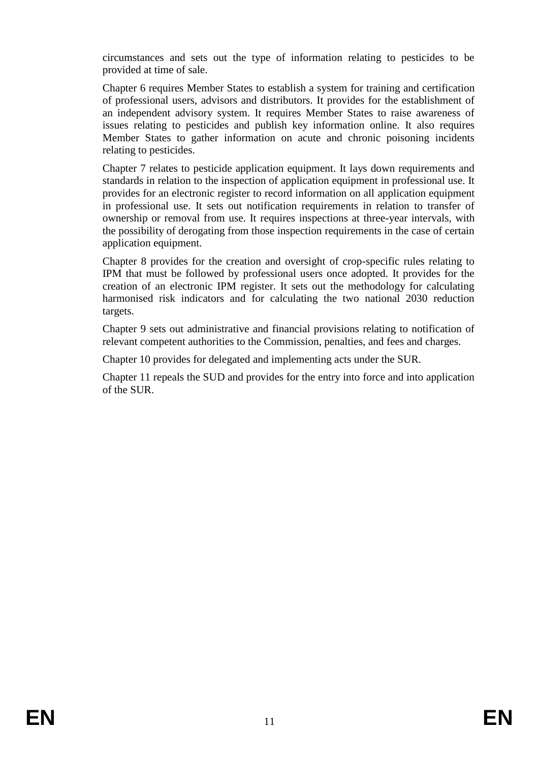circumstances and sets out the type of information relating to pesticides to be provided at time of sale.

Chapter 6 requires Member States to establish a system for training and certification of professional users, advisors and distributors. It provides for the establishment of an independent advisory system. It requires Member States to raise awareness of issues relating to pesticides and publish key information online. It also requires Member States to gather information on acute and chronic poisoning incidents relating to pesticides.

Chapter 7 relates to pesticide application equipment. It lays down requirements and standards in relation to the inspection of application equipment in professional use. It provides for an electronic register to record information on all application equipment in professional use. It sets out notification requirements in relation to transfer of ownership or removal from use. It requires inspections at three-year intervals, with the possibility of derogating from those inspection requirements in the case of certain application equipment.

Chapter 8 provides for the creation and oversight of crop-specific rules relating to IPM that must be followed by professional users once adopted. It provides for the creation of an electronic IPM register. It sets out the methodology for calculating harmonised risk indicators and for calculating the two national 2030 reduction targets.

Chapter 9 sets out administrative and financial provisions relating to notification of relevant competent authorities to the Commission, penalties, and fees and charges.

Chapter 10 provides for delegated and implementing acts under the SUR.

Chapter 11 repeals the SUD and provides for the entry into force and into application of the SUR.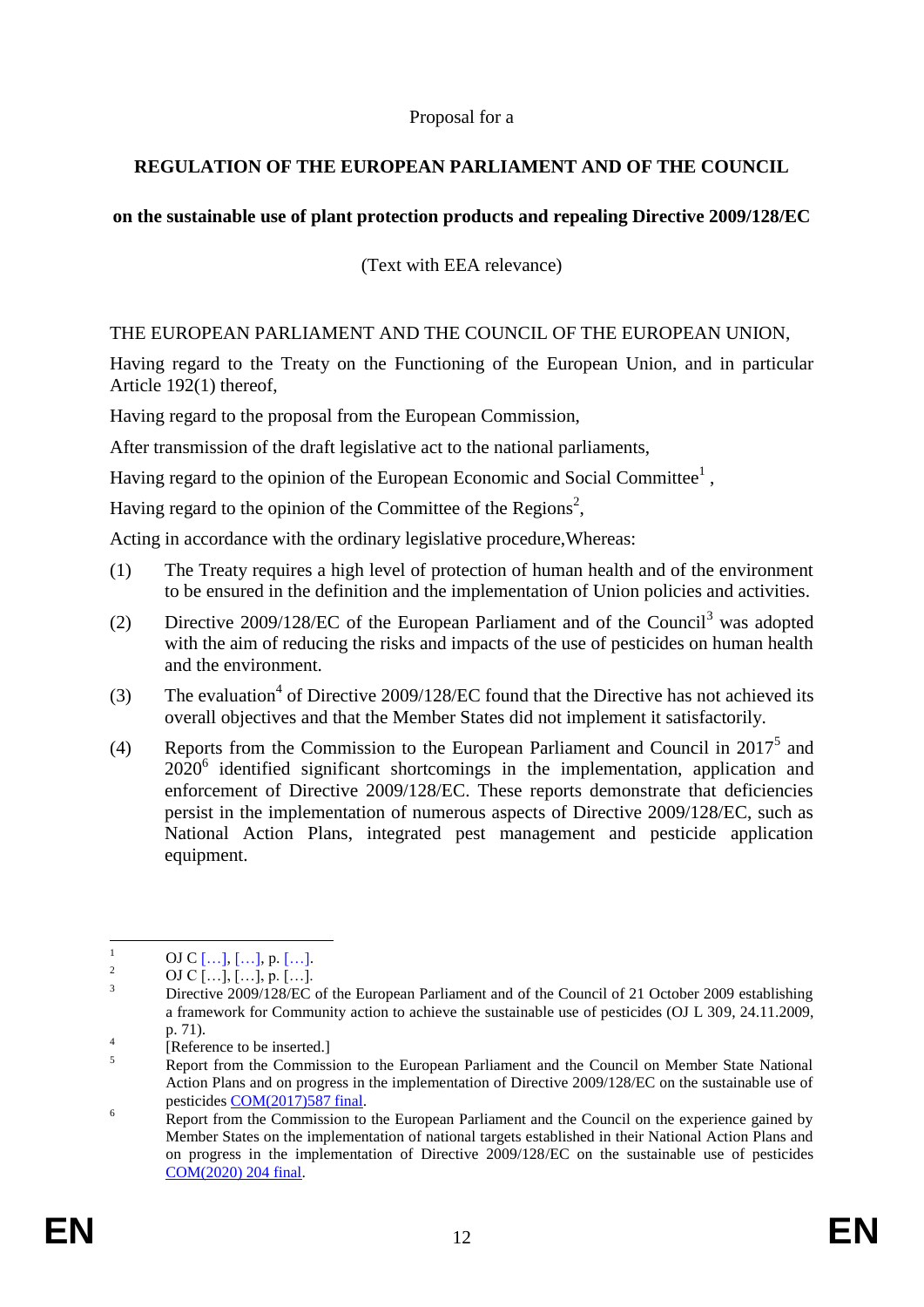Proposal for a

**REGULATION OF THE EUROPEAN PARLIAMENT AND OF THE COUNCIL**

**on the sustainable use of plant protection products and repealing Directive 2009/128/EC**

(Text with EEA relevance)

THE EUROPEAN PARLIAMENT AND THE COUNCIL OF THE EUROPEAN UNION,

Having regard to the Treaty on the Functioning of the European Union, and in particular Article 192(1) thereof,

Having regard to the proposal from the European Commission,

After transmission of the draft legislative act to the national parliaments,

Having regard to the opinion of the European Economic and Social Committee[1] ,

Having regard to the opinion of the Committee of the Regions[2],

Acting in accordance with the ordinary legislative procedure,Whereas:

(1) The Treaty requires a high level of protection of human health and of the environment to be ensured in the definition and the implementation of Union policies and activities.

(2) Directive 2009/128/EC of the European Parliament and of the Council[3] was adopted with the aim of reducing the risks and impacts of the use of pesticides on human health and the environment.

(3) The evaluation[4] of Directive 2009/128/EC found that the Directive has not achieved its overall objectives and that the Member States did not implement it satisfactorily.

(4) Reports from the Commission to the European Parliament and Council in 2017[5] and 2020[6] identified significant shortcomings in the implementation, application and enforcement of Directive 2009/128/EC. These reports demonstrate that deficiencies persist in the implementation of numerous aspects of Directive 2009/128/EC, such as National Action Plans, integrated pest management and pesticide application equipment.

---

1 OJ C […], […], p. […].

2 OJ C […], […], p. […].

3 Directive 2009/128/EC of the European Parliament and of the Council of 21 October 2009 establishing a framework for Community action to achieve the sustainable use of pesticides (OJ L 309, 24.11.2009, p. 71).

4 [Reference to be inserted.]

5 Report from the Commission to the European Parliament and the Council on Member State National Action Plans and on progress in the implementation of Directive 2009/128/EC on the sustainable use of pesticides COM(2017)587 final.

6 Report from the Commission to the European Parliament and the Council on the experience gained by Member States on the implementation of national targets established in their National Action Plans and on progress in the implementation of Directive 2009/128/EC on the sustainable use of pesticides COM(2020) 204 final.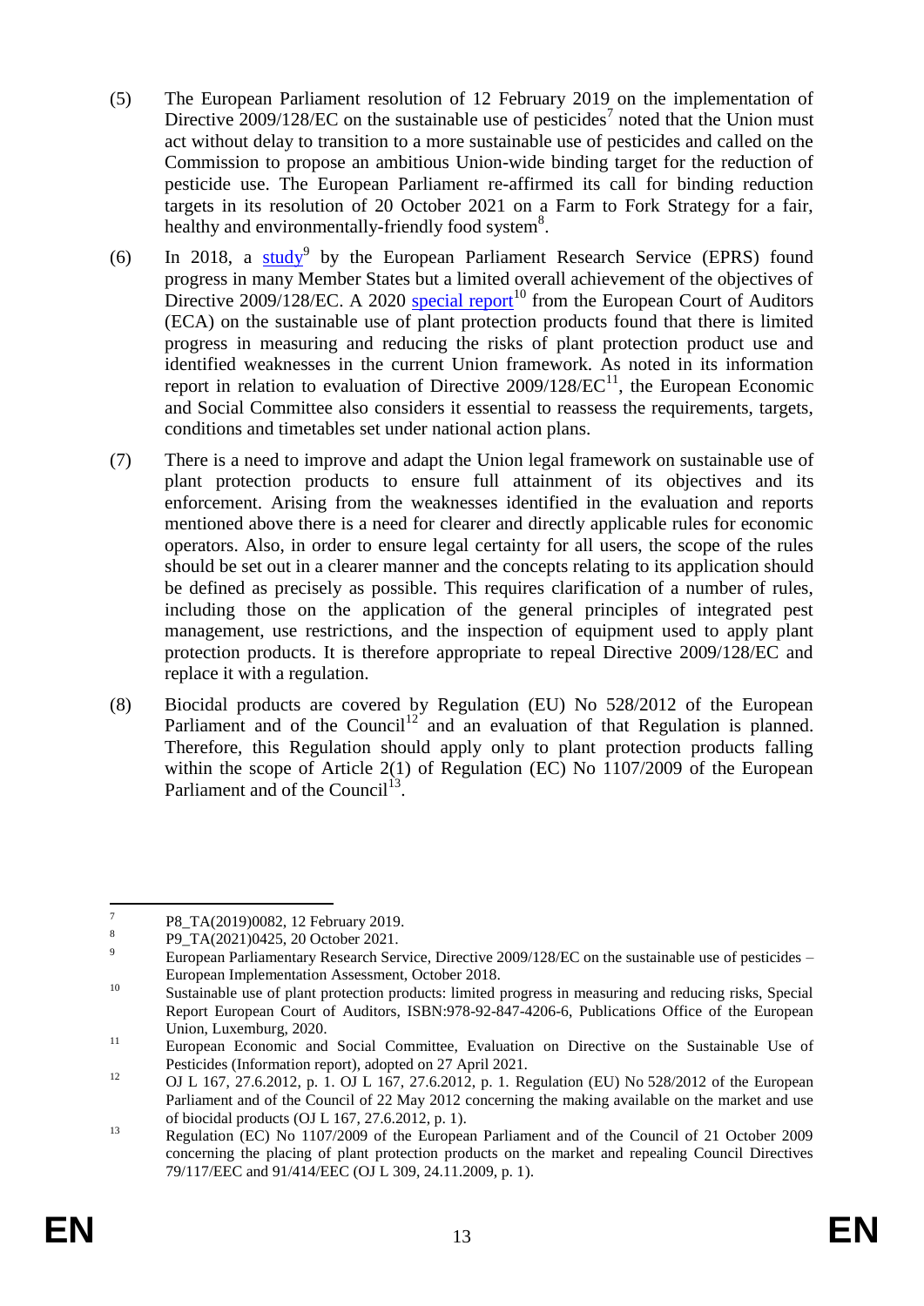(5) The European Parliament resolution of 12 February 2019 on the implementation of Directive 2009/128/EC on the sustainable use of pesticides[7] noted that the Union must act without delay to transition to a more sustainable use of pesticides and called on the Commission to propose an ambitious Union-wide binding target for the reduction of pesticide use. The European Parliament re-affirmed its call for binding reduction targets in its resolution of 20 October 2021 on a Farm to Fork Strategy for a fair, healthy and environmentally-friendly food system[8].

(6) In 2018, a study[9] by the European Parliament Research Service (EPRS) found progress in many Member States but a limited overall achievement of the objectives of Directive 2009/128/EC. A 2020 special report[10] from the European Court of Auditors (ECA) on the sustainable use of plant protection products found that there is limited progress in measuring and reducing the risks of plant protection product use and identified weaknesses in the current Union framework. As noted in its information report in relation to evaluation of Directive 2009/128/EC[11], the European Economic and Social Committee also considers it essential to reassess the requirements, targets, conditions and timetables set under national action plans.

(7) There is a need to improve and adapt the Union legal framework on sustainable use of plant protection products to ensure full attainment of its objectives and its enforcement. Arising from the weaknesses identified in the evaluation and reports mentioned above there is a need for clearer and directly applicable rules for economic operators. Also, in order to ensure legal certainty for all users, the scope of the rules should be set out in a clearer manner and the concepts relating to its application should be defined as precisely as possible. This requires clarification of a number of rules, including those on the application of the general principles of integrated pest management, use restrictions, and the inspection of equipment used to apply plant protection products. It is therefore appropriate to repeal Directive 2009/128/EC and replace it with a regulation.

(8) Biocidal products are covered by Regulation (EU) No 528/2012 of the European Parliament and of the Council[12] and an evaluation of that Regulation is planned. Therefore, this Regulation should apply only to plant protection products falling within the scope of Article 2(1) of Regulation (EC) No 1107/2009 of the European Parliament and of the Council[13].

---

[7] P8_TA(2019)0082, 12 February 2019.

[8] P9_TA(2021)0425, 20 October 2021.

[9] European Parliamentary Research Service, Directive 2009/128/EC on the sustainable use of pesticides – European Implementation Assessment, October 2018.

[10] Sustainable use of plant protection products: limited progress in measuring and reducing risks, Special Report European Court of Auditors, ISBN:978-92-847-4206-6, Publications Office of the European Union, Luxemburg, 2020.

[11] European Economic and Social Committee, Evaluation on Directive on the Sustainable Use of Pesticides (Information report), adopted on 27 April 2021.

[12] OJ L 167, 27.6.2012, p. 1. OJ L 167, 27.6.2012, p. 1. Regulation (EU) No 528/2012 of the European Parliament and of the Council of 22 May 2012 concerning the making available on the market and use of biocidal products (OJ L 167, 27.6.2012, p. 1).

[13] Regulation (EC) No 1107/2009 of the European Parliament and of the Council of 21 October 2009 concerning the placing of plant protection products on the market and repealing Council Directives 79/117/EEC and 91/414/EEC (OJ L 309, 24.11.2009, p. 1).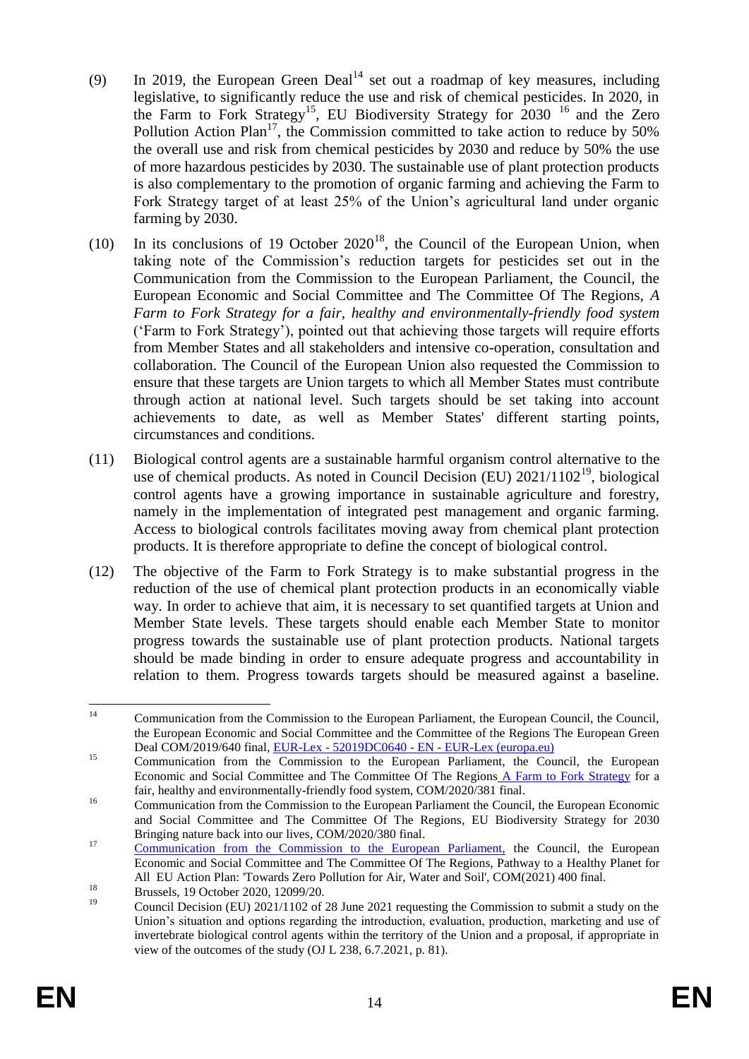(9) In 2019, the European Green Deal[14] set out a roadmap of key measures, including legislative, to significantly reduce the use and risk of chemical pesticides. In 2020, in the Farm to Fork Strategy[15], EU Biodiversity Strategy for 2030 [16] and the Zero Pollution Action Plan[17], the Commission committed to take action to reduce by 50% the overall use and risk from chemical pesticides by 2030 and reduce by 50% the use of more hazardous pesticides by 2030. The sustainable use of plant protection products is also complementary to the promotion of organic farming and achieving the Farm to Fork Strategy target of at least 25% of the Union's agricultural land under organic farming by 2030.

(10) In its conclusions of 19 October 2020[18], the Council of the European Union, when taking note of the Commission's reduction targets for pesticides set out in the Communication from the Commission to the European Parliament, the Council, the European Economic and Social Committee and The Committee Of The Regions, *A Farm to Fork Strategy for a fair, healthy and environmentally-friendly food system* ('Farm to Fork Strategy'), pointed out that achieving those targets will require efforts from Member States and all stakeholders and intensive co-operation, consultation and collaboration. The Council of the European Union also requested the Commission to ensure that these targets are Union targets to which all Member States must contribute through action at national level. Such targets should be set taking into account achievements to date, as well as Member States' different starting points, circumstances and conditions.

(11) Biological control agents are a sustainable harmful organism control alternative to the use of chemical products. As noted in Council Decision (EU) 2021/1102[19], biological control agents have a growing importance in sustainable agriculture and forestry, namely in the implementation of integrated pest management and organic farming. Access to biological controls facilitates moving away from chemical plant protection products. It is therefore appropriate to define the concept of biological control.

(12) The objective of the Farm to Fork Strategy is to make substantial progress in the reduction of the use of chemical plant protection products in an economically viable way. In order to achieve that aim, it is necessary to set quantified targets at Union and Member State levels. These targets should enable each Member State to monitor progress towards the sustainable use of plant protection products. National targets should be made binding in order to ensure adequate progress and accountability in relation to them. Progress towards targets should be measured against a baseline.

---

[14] Communication from the Commission to the European Parliament, the European Council, the Council, the European Economic and Social Committee and the Committee of the Regions The European Green Deal COM/2019/640 final, EUR-Lex - 52019DC0640 - EN - EUR-Lex (europa.eu)

[15] Communication from the Commission to the European Parliament, the Council, the European Economic and Social Committee and The Committee Of The Regions A Farm to Fork Strategy for a fair, healthy and environmentally-friendly food system, COM/2020/381 final.

[16] Communication from the Commission to the European Parliament the Council, the European Economic and Social Committee and The Committee Of The Regions, EU Biodiversity Strategy for 2030 Bringing nature back into our lives, COM/2020/380 final.

[17] Communication from the Commission to the European Parliament, the Council, the European Economic and Social Committee and The Committee Of The Regions, Pathway to a Healthy Planet for All EU Action Plan: 'Towards Zero Pollution for Air, Water and Soil', COM(2021) 400 final.

[18] Brussels, 19 October 2020, 12099/20.

[19] Council Decision (EU) 2021/1102 of 28 June 2021 requesting the Commission to submit a study on the Union's situation and options regarding the introduction, evaluation, production, marketing and use of invertebrate biological control agents within the territory of the Union and a proposal, if appropriate in view of the outcomes of the study (OJ L 238, 6.7.2021, p. 81).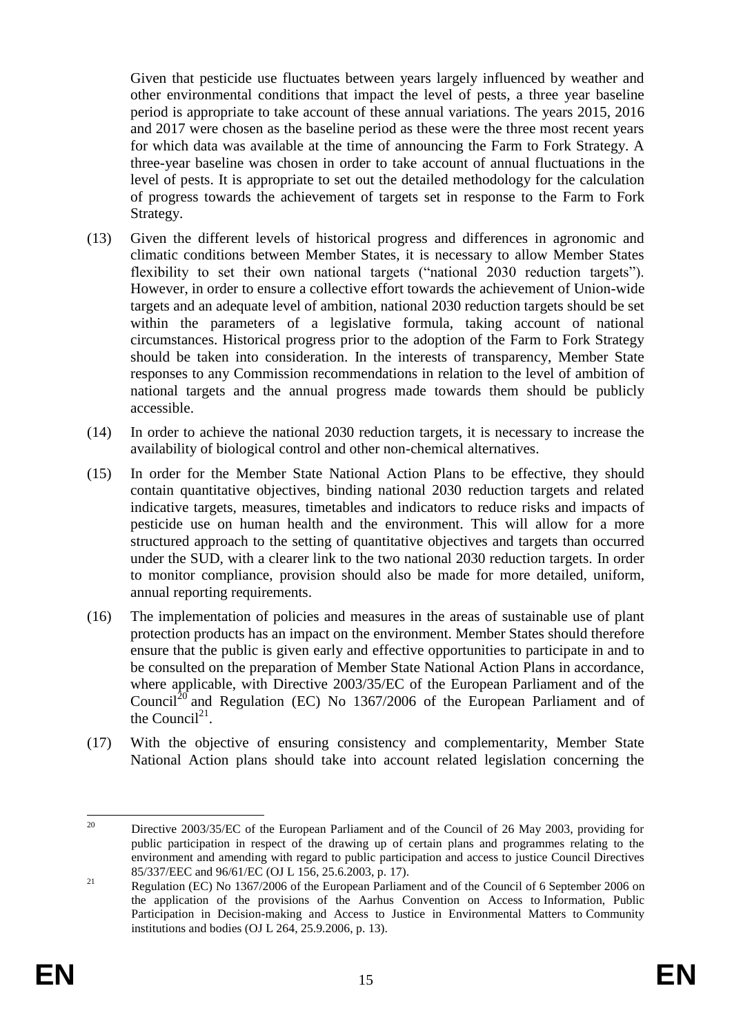Given that pesticide use fluctuates between years largely influenced by weather and other environmental conditions that impact the level of pests, a three year baseline period is appropriate to take account of these annual variations. The years 2015, 2016 and 2017 were chosen as the baseline period as these were the three most recent years for which data was available at the time of announcing the Farm to Fork Strategy. A three-year baseline was chosen in order to take account of annual fluctuations in the level of pests. It is appropriate to set out the detailed methodology for the calculation of progress towards the achievement of targets set in response to the Farm to Fork Strategy.

(13) Given the different levels of historical progress and differences in agronomic and climatic conditions between Member States, it is necessary to allow Member States flexibility to set their own national targets ("national 2030 reduction targets"). However, in order to ensure a collective effort towards the achievement of Union-wide targets and an adequate level of ambition, national 2030 reduction targets should be set within the parameters of a legislative formula, taking account of national circumstances. Historical progress prior to the adoption of the Farm to Fork Strategy should be taken into consideration. In the interests of transparency, Member State responses to any Commission recommendations in relation to the level of ambition of national targets and the annual progress made towards them should be publicly accessible.

(14) In order to achieve the national 2030 reduction targets, it is necessary to increase the availability of biological control and other non-chemical alternatives.

(15) In order for the Member State National Action Plans to be effective, they should contain quantitative objectives, binding national 2030 reduction targets and related indicative targets, measures, timetables and indicators to reduce risks and impacts of pesticide use on human health and the environment. This will allow for a more structured approach to the setting of quantitative objectives and targets than occurred under the SUD, with a clearer link to the two national 2030 reduction targets. In order to monitor compliance, provision should also be made for more detailed, uniform, annual reporting requirements.

(16) The implementation of policies and measures in the areas of sustainable use of plant protection products has an impact on the environment. Member States should therefore ensure that the public is given early and effective opportunities to participate in and to be consulted on the preparation of Member State National Action Plans in accordance, where applicable, with Directive 2003/35/EC of the European Parliament and of the Council[20] and Regulation (EC) No 1367/2006 of the European Parliament and of the Council[21].

(17) With the objective of ensuring consistency and complementarity, Member State National Action plans should take into account related legislation concerning the

---

[20] Directive 2003/35/EC of the European Parliament and of the Council of 26 May 2003, providing for public participation in respect of the drawing up of certain plans and programmes relating to the environment and amending with regard to public participation and access to justice Council Directives 85/337/EEC and 96/61/EC (OJ L 156, 25.6.2003, p. 17).

[21] Regulation (EC) No 1367/2006 of the European Parliament and of the Council of 6 September 2006 on the application of the provisions of the Aarhus Convention on Access to Information, Public Participation in Decision-making and Access to Justice in Environmental Matters to Community institutions and bodies (OJ L 264, 25.9.2006, p. 13).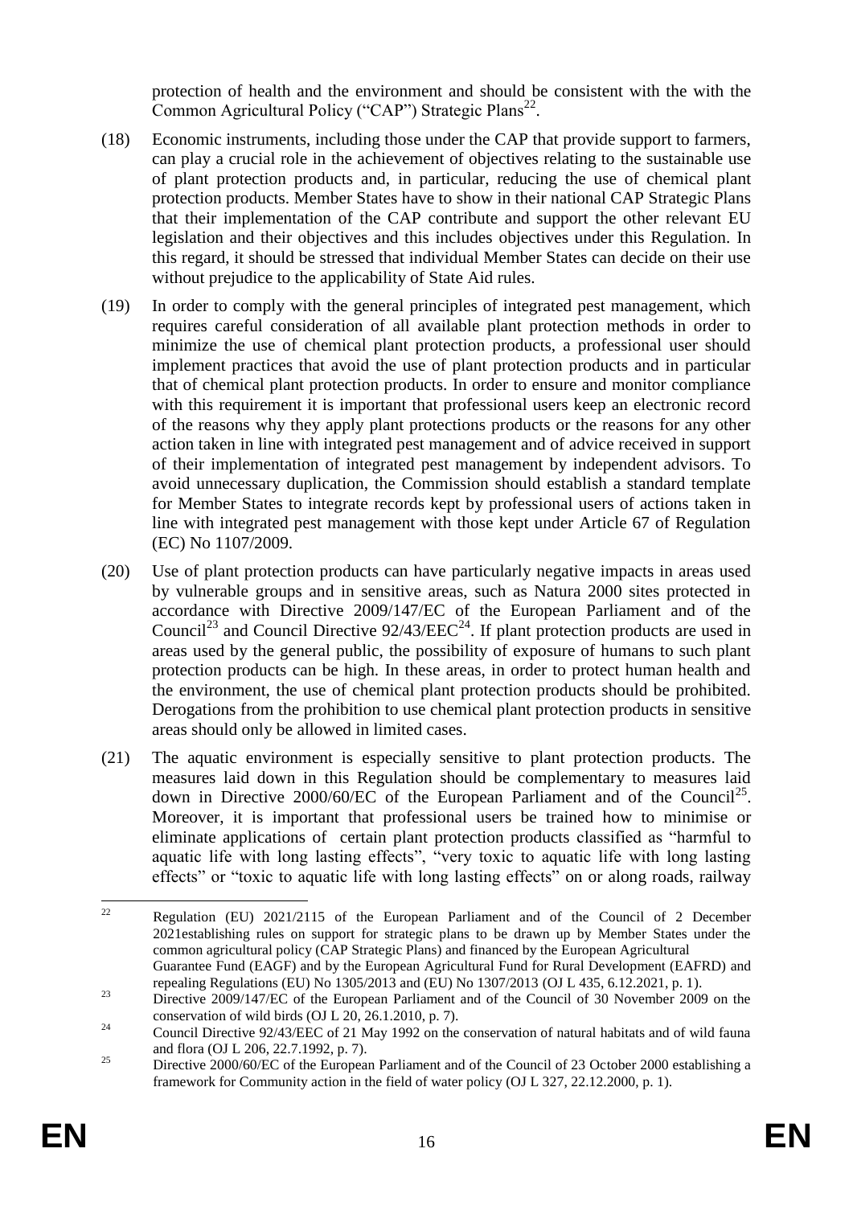protection of health and the environment and should be consistent with the with the Common Agricultural Policy (“CAP”) Strategic Plans[22].

(18) Economic instruments, including those under the CAP that provide support to farmers, can play a crucial role in the achievement of objectives relating to the sustainable use of plant protection products and, in particular, reducing the use of chemical plant protection products. Member States have to show in their national CAP Strategic Plans that their implementation of the CAP contribute and support the other relevant EU legislation and their objectives and this includes objectives under this Regulation. In this regard, it should be stressed that individual Member States can decide on their use without prejudice to the applicability of State Aid rules.

(19) In order to comply with the general principles of integrated pest management, which requires careful consideration of all available plant protection methods in order to minimize the use of chemical plant protection products, a professional user should implement practices that avoid the use of plant protection products and in particular that of chemical plant protection products. In order to ensure and monitor compliance with this requirement it is important that professional users keep an electronic record of the reasons why they apply plant protections products or the reasons for any other action taken in line with integrated pest management and of advice received in support of their implementation of integrated pest management by independent advisors. To avoid unnecessary duplication, the Commission should establish a standard template for Member States to integrate records kept by professional users of actions taken in line with integrated pest management with those kept under Article 67 of Regulation (EC) No 1107/2009.

(20) Use of plant protection products can have particularly negative impacts in areas used by vulnerable groups and in sensitive areas, such as Natura 2000 sites protected in accordance with Directive 2009/147/EC of the European Parliament and of the Council[23] and Council Directive 92/43/EEC[24]. If plant protection products are used in areas used by the general public, the possibility of exposure of humans to such plant protection products can be high. In these areas, in order to protect human health and the environment, the use of chemical plant protection products should be prohibited. Derogations from the prohibition to use chemical plant protection products in sensitive areas should only be allowed in limited cases.

(21) The aquatic environment is especially sensitive to plant protection products. The measures laid down in this Regulation should be complementary to measures laid down in Directive 2000/60/EC of the European Parliament and of the Council[25]. Moreover, it is important that professional users be trained how to minimise or eliminate applications of certain plant protection products classified as “harmful to aquatic life with long lasting effects”, “very toxic to aquatic life with long lasting effects” or “toxic to aquatic life with long lasting effects” on or along roads, railway

---

[22] Regulation (EU) 2021/2115 of the European Parliament and of the Council of 2 December 2021establishing rules on support for strategic plans to be drawn up by Member States under the common agricultural policy (CAP Strategic Plans) and financed by the European Agricultural Guarantee Fund (EAGF) and by the European Agricultural Fund for Rural Development (EAFRD) and repealing Regulations (EU) No 1305/2013 and (EU) No 1307/2013 (OJ L 435, 6.12.2021, p. 1).

[23] Directive 2009/147/EC of the European Parliament and of the Council of 30 November 2009 on the conservation of wild birds (OJ L 20, 26.1.2010, p. 7).

[24] Council Directive 92/43/EEC of 21 May 1992 on the conservation of natural habitats and of wild fauna and flora (OJ L 206, 22.7.1992, p. 7).

[25] Directive 2000/60/EC of the European Parliament and of the Council of 23 October 2000 establishing a framework for Community action in the field of water policy (OJ L 327, 22.12.2000, p. 1).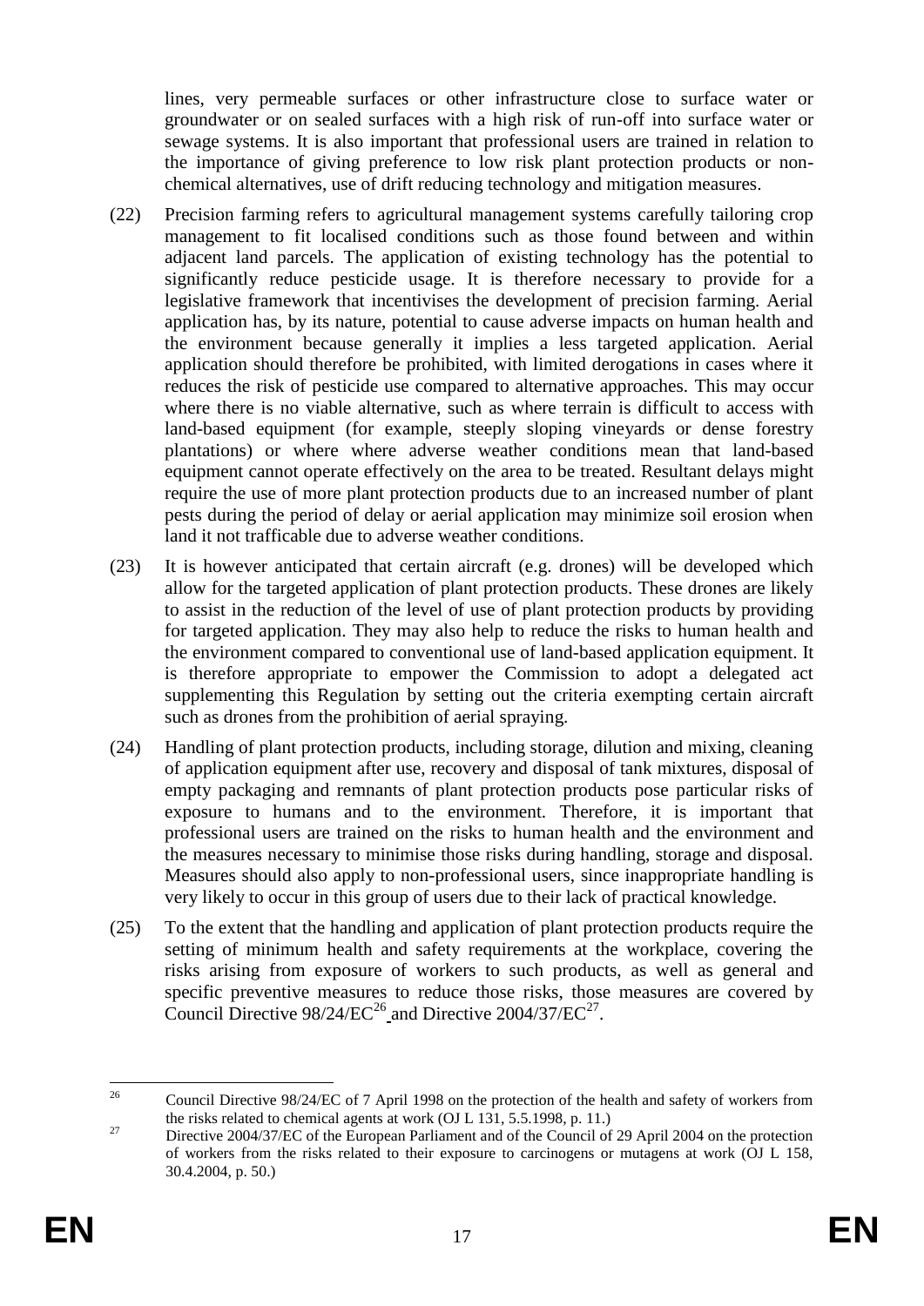lines, very permeable surfaces or other infrastructure close to surface water or groundwater or on sealed surfaces with a high risk of run-off into surface water or sewage systems. It is also important that professional users are trained in relation to the importance of giving preference to low risk plant protection products or non-chemical alternatives, use of drift reducing technology and mitigation measures.

(22) Precision farming refers to agricultural management systems carefully tailoring crop management to fit localised conditions such as those found between and within adjacent land parcels. The application of existing technology has the potential to significantly reduce pesticide usage. It is therefore necessary to provide for a legislative framework that incentivises the development of precision farming. Aerial application has, by its nature, potential to cause adverse impacts on human health and the environment because generally it implies a less targeted application. Aerial application should therefore be prohibited, with limited derogations in cases where it reduces the risk of pesticide use compared to alternative approaches. This may occur where there is no viable alternative, such as where terrain is difficult to access with land-based equipment (for example, steeply sloping vineyards or dense forestry plantations) or where where adverse weather conditions mean that land-based equipment cannot operate effectively on the area to be treated. Resultant delays might require the use of more plant protection products due to an increased number of plant pests during the period of delay or aerial application may minimize soil erosion when land it not trafficable due to adverse weather conditions.

(23) It is however anticipated that certain aircraft (e.g. drones) will be developed which allow for the targeted application of plant protection products. These drones are likely to assist in the reduction of the level of use of plant protection products by providing for targeted application. They may also help to reduce the risks to human health and the environment compared to conventional use of land-based application equipment. It is therefore appropriate to empower the Commission to adopt a delegated act supplementing this Regulation by setting out the criteria exempting certain aircraft such as drones from the prohibition of aerial spraying.

(24) Handling of plant protection products, including storage, dilution and mixing, cleaning of application equipment after use, recovery and disposal of tank mixtures, disposal of empty packaging and remnants of plant protection products pose particular risks of exposure to humans and to the environment. Therefore, it is important that professional users are trained on the risks to human health and the environment and the measures necessary to minimise those risks during handling, storage and disposal. Measures should also apply to non-professional users, since inappropriate handling is very likely to occur in this group of users due to their lack of practical knowledge.

(25) To the extent that the handling and application of plant protection products require the setting of minimum health and safety requirements at the workplace, covering the risks arising from exposure of workers to such products, as well as general and specific preventive measures to reduce those risks, those measures are covered by Council Directive 98/24/EC[26] and Directive 2004/37/EC[27].

---

[26] Council Directive 98/24/EC of 7 April 1998 on the protection of the health and safety of workers from the risks related to chemical agents at work (OJ L 131, 5.5.1998, p. 11.)

[27] Directive 2004/37/EC of the European Parliament and of the Council of 29 April 2004 on the protection of workers from the risks related to their exposure to carcinogens or mutagens at work (OJ L 158, 30.4.2004, p. 50.)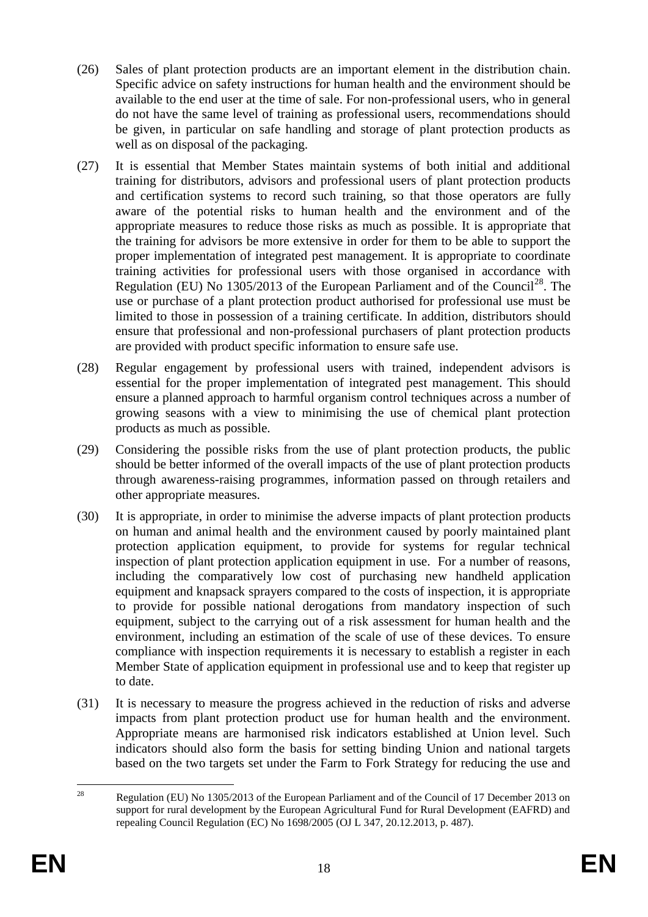(26) Sales of plant protection products are an important element in the distribution chain. Specific advice on safety instructions for human health and the environment should be available to the end user at the time of sale. For non-professional users, who in general do not have the same level of training as professional users, recommendations should be given, in particular on safe handling and storage of plant protection products as well as on disposal of the packaging.

(27) It is essential that Member States maintain systems of both initial and additional training for distributors, advisors and professional users of plant protection products and certification systems to record such training, so that those operators are fully aware of the potential risks to human health and the environment and of the appropriate measures to reduce those risks as much as possible. It is appropriate that the training for advisors be more extensive in order for them to be able to support the proper implementation of integrated pest management. It is appropriate to coordinate training activities for professional users with those organised in accordance with Regulation (EU) No 1305/2013 of the European Parliament and of the Council[28]. The use or purchase of a plant protection product authorised for professional use must be limited to those in possession of a training certificate. In addition, distributors should ensure that professional and non-professional purchasers of plant protection products are provided with product specific information to ensure safe use.

(28) Regular engagement by professional users with trained, independent advisors is essential for the proper implementation of integrated pest management. This should ensure a planned approach to harmful organism control techniques across a number of growing seasons with a view to minimising the use of chemical plant protection products as much as possible.

(29) Considering the possible risks from the use of plant protection products, the public should be better informed of the overall impacts of the use of plant protection products through awareness-raising programmes, information passed on through retailers and other appropriate measures.

(30) It is appropriate, in order to minimise the adverse impacts of plant protection products on human and animal health and the environment caused by poorly maintained plant protection application equipment, to provide for systems for regular technical inspection of plant protection application equipment in use. For a number of reasons, including the comparatively low cost of purchasing new handheld application equipment and knapsack sprayers compared to the costs of inspection, it is appropriate to provide for possible national derogations from mandatory inspection of such equipment, subject to the carrying out of a risk assessment for human health and the environment, including an estimation of the scale of use of these devices. To ensure compliance with inspection requirements it is necessary to establish a register in each Member State of application equipment in professional use and to keep that register up to date.

(31) It is necessary to measure the progress achieved in the reduction of risks and adverse impacts from plant protection product use for human health and the environment. Appropriate means are harmonised risk indicators established at Union level. Such indicators should also form the basis for setting binding Union and national targets based on the two targets set under the Farm to Fork Strategy for reducing the use and

[28] Regulation (EU) No 1305/2013 of the European Parliament and of the Council of 17 December 2013 on support for rural development by the European Agricultural Fund for Rural Development (EAFRD) and repealing Council Regulation (EC) No 1698/2005 (OJ L 347, 20.12.2013, p. 487).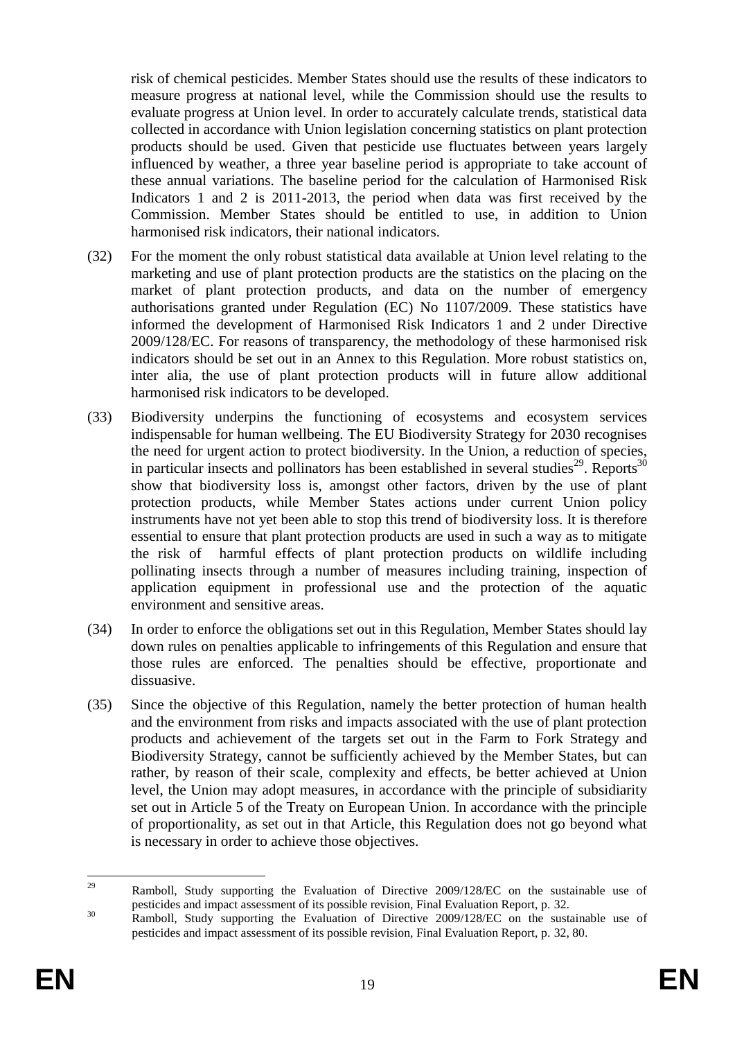risk of chemical pesticides. Member States should use the results of these indicators to measure progress at national level, while the Commission should use the results to evaluate progress at Union level. In order to accurately calculate trends, statistical data collected in accordance with Union legislation concerning statistics on plant protection products should be used. Given that pesticide use fluctuates between years largely influenced by weather, a three year baseline period is appropriate to take account of these annual variations. The baseline period for the calculation of Harmonised Risk Indicators 1 and 2 is 2011-2013, the period when data was first received by the Commission. Member States should be entitled to use, in addition to Union harmonised risk indicators, their national indicators.

(32) For the moment the only robust statistical data available at Union level relating to the marketing and use of plant protection products are the statistics on the placing on the market of plant protection products, and data on the number of emergency authorisations granted under Regulation (EC) No 1107/2009. These statistics have informed the development of Harmonised Risk Indicators 1 and 2 under Directive 2009/128/EC. For reasons of transparency, the methodology of these harmonised risk indicators should be set out in an Annex to this Regulation. More robust statistics on, inter alia, the use of plant protection products will in future allow additional harmonised risk indicators to be developed.

(33) Biodiversity underpins the functioning of ecosystems and ecosystem services indispensable for human wellbeing. The EU Biodiversity Strategy for 2030 recognises the need for urgent action to protect biodiversity. In the Union, a reduction of species, in particular insects and pollinators has been established in several studies[29]. Reports[30] show that biodiversity loss is, amongst other factors, driven by the use of plant protection products, while Member States actions under current Union policy instruments have not yet been able to stop this trend of biodiversity loss. It is therefore essential to ensure that plant protection products are used in such a way as to mitigate the risk of harmful effects of plant protection products on wildlife including pollinating insects through a number of measures including training, inspection of application equipment in professional use and the protection of the aquatic environment and sensitive areas.

(34) In order to enforce the obligations set out in this Regulation, Member States should lay down rules on penalties applicable to infringements of this Regulation and ensure that those rules are enforced. The penalties should be effective, proportionate and dissuasive.

(35) Since the objective of this Regulation, namely the better protection of human health and the environment from risks and impacts associated with the use of plant protection products and achievement of the targets set out in the Farm to Fork Strategy and Biodiversity Strategy, cannot be sufficiently achieved by the Member States, but can rather, by reason of their scale, complexity and effects, be better achieved at Union level, the Union may adopt measures, in accordance with the principle of subsidiarity set out in Article 5 of the Treaty on European Union. In accordance with the principle of proportionality, as set out in that Article, this Regulation does not go beyond what is necessary in order to achieve those objectives.

---

[29] Ramboll, Study supporting the Evaluation of Directive 2009/128/EC on the sustainable use of pesticides and impact assessment of its possible revision, Final Evaluation Report, p. 32.

[30] Ramboll, Study supporting the Evaluation of Directive 2009/128/EC on the sustainable use of pesticides and impact assessment of its possible revision, Final Evaluation Report, p. 32, 80.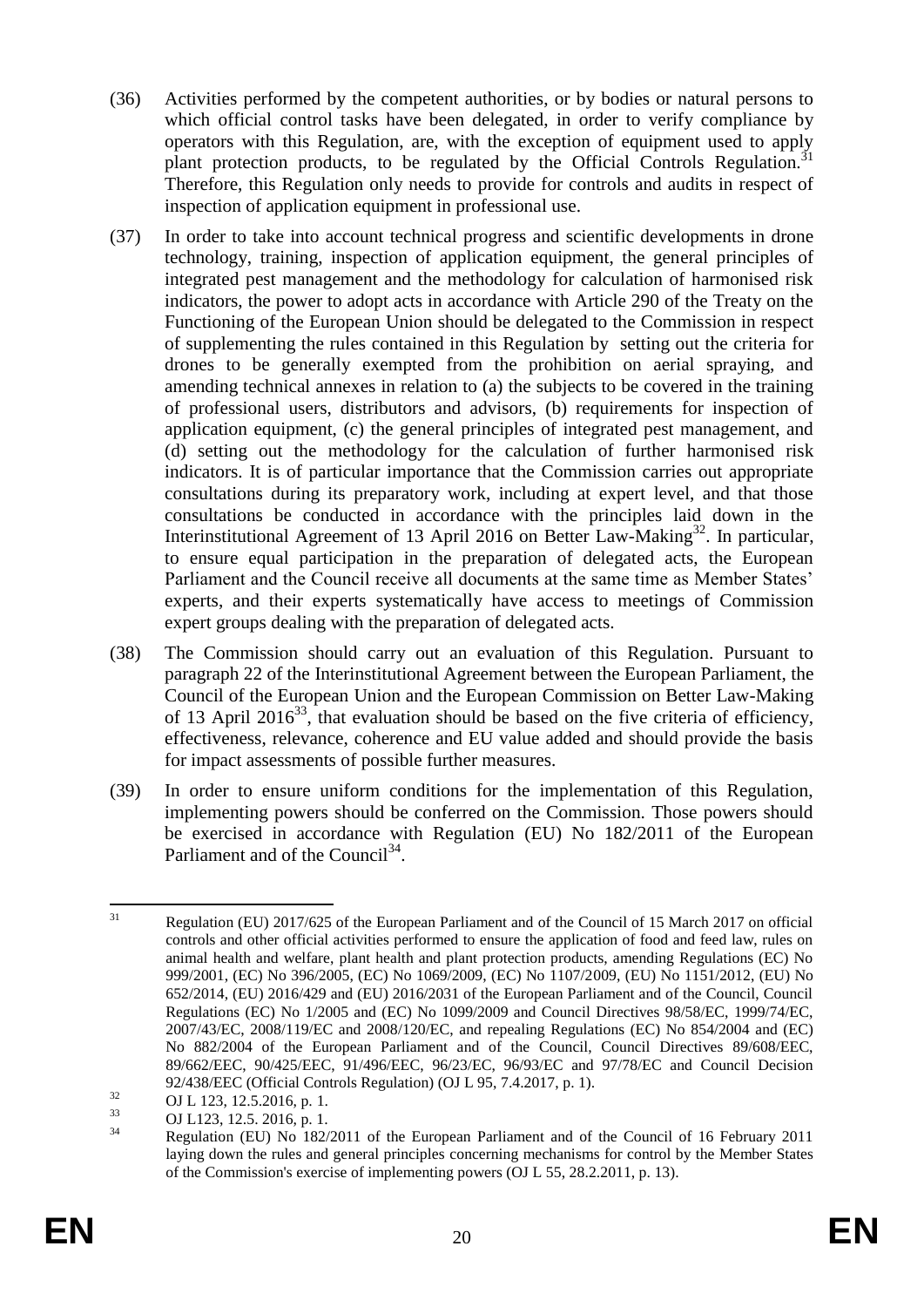(36) Activities performed by the competent authorities, or by bodies or natural persons to which official control tasks have been delegated, in order to verify compliance by operators with this Regulation, are, with the exception of equipment used to apply plant protection products, to be regulated by the Official Controls Regulation.[31] Therefore, this Regulation only needs to provide for controls and audits in respect of inspection of application equipment in professional use.

(37) In order to take into account technical progress and scientific developments in drone technology, training, inspection of application equipment, the general principles of integrated pest management and the methodology for calculation of harmonised risk indicators, the power to adopt acts in accordance with Article 290 of the Treaty on the Functioning of the European Union should be delegated to the Commission in respect of supplementing the rules contained in this Regulation by setting out the criteria for drones to be generally exempted from the prohibition on aerial spraying, and amending technical annexes in relation to (a) the subjects to be covered in the training of professional users, distributors and advisors, (b) requirements for inspection of application equipment, (c) the general principles of integrated pest management, and (d) setting out the methodology for the calculation of further harmonised risk indicators. It is of particular importance that the Commission carries out appropriate consultations during its preparatory work, including at expert level, and that those consultations be conducted in accordance with the principles laid down in the Interinstitutional Agreement of 13 April 2016 on Better Law-Making[32]. In particular, to ensure equal participation in the preparation of delegated acts, the European Parliament and the Council receive all documents at the same time as Member States' experts, and their experts systematically have access to meetings of Commission expert groups dealing with the preparation of delegated acts.

(38) The Commission should carry out an evaluation of this Regulation. Pursuant to paragraph 22 of the Interinstitutional Agreement between the European Parliament, the Council of the European Union and the European Commission on Better Law-Making of 13 April 2016[33], that evaluation should be based on the five criteria of efficiency, effectiveness, relevance, coherence and EU value added and should provide the basis for impact assessments of possible further measures.

(39) In order to ensure uniform conditions for the implementation of this Regulation, implementing powers should be conferred on the Commission. Those powers should be exercised in accordance with Regulation (EU) No 182/2011 of the European Parliament and of the Council[34].

---

[31] Regulation (EU) 2017/625 of the European Parliament and of the Council of 15 March 2017 on official controls and other official activities performed to ensure the application of food and feed law, rules on animal health and welfare, plant health and plant protection products, amending Regulations (EC) No 999/2001, (EC) No 396/2005, (EC) No 1069/2009, (EC) No 1107/2009, (EU) No 1151/2012, (EU) No 652/2014, (EU) 2016/429 and (EU) 2016/2031 of the European Parliament and of the Council, Council Regulations (EC) No 1/2005 and (EC) No 1099/2009 and Council Directives 98/58/EC, 1999/74/EC, 2007/43/EC, 2008/119/EC and 2008/120/EC, and repealing Regulations (EC) No 854/2004 and (EC) No 882/2004 of the European Parliament and of the Council, Council Directives 89/608/EEC, 89/662/EEC, 90/425/EEC, 91/496/EEC, 96/23/EC, 96/93/EC and 97/78/EC and Council Decision 92/438/EEC (Official Controls Regulation) (OJ L 95, 7.4.2017, p. 1).

[32] OJ L 123, 12.5.2016, p. 1.

[33] OJ L123, 12.5. 2016, p. 1.

[34] Regulation (EU) No 182/2011 of the European Parliament and of the Council of 16 February 2011 laying down the rules and general principles concerning mechanisms for control by the Member States of the Commission's exercise of implementing powers (OJ L 55, 28.2.2011, p. 13).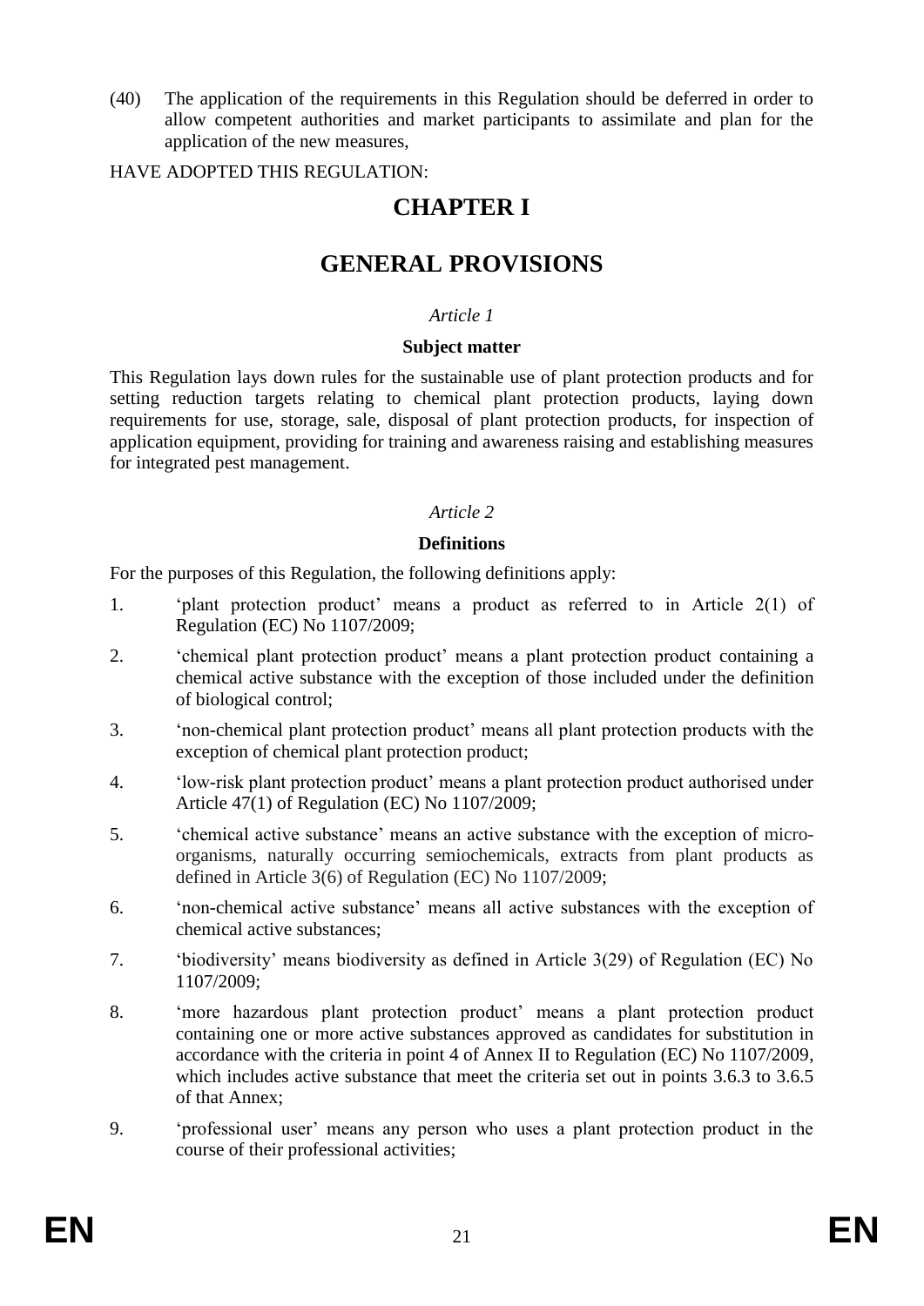(40) The application of the requirements in this Regulation should be deferred in order to allow competent authorities and market participants to assimilate and plan for the application of the new measures,

HAVE ADOPTED THIS REGULATION:

# CHAPTER I

# GENERAL PROVISIONS

*Article 1*

**Subject matter**

This Regulation lays down rules for the sustainable use of plant protection products and for setting reduction targets relating to chemical plant protection products, laying down requirements for use, storage, sale, disposal of plant protection products, for inspection of application equipment, providing for training and awareness raising and establishing measures for integrated pest management.

*Article 2*

**Definitions**

For the purposes of this Regulation, the following definitions apply:

1. 'plant protection product' means a product as referred to in Article 2(1) of Regulation (EC) No 1107/2009;
2. 'chemical plant protection product' means a plant protection product containing a chemical active substance with the exception of those included under the definition of biological control;
3. 'non-chemical plant protection product' means all plant protection products with the exception of chemical plant protection product;
4. 'low-risk plant protection product' means a plant protection product authorised under Article 47(1) of Regulation (EC) No 1107/2009;
5. 'chemical active substance' means an active substance with the exception of micro-organisms, naturally occurring semiochemicals, extracts from plant products as defined in Article 3(6) of Regulation (EC) No 1107/2009;
6. 'non-chemical active substance' means all active substances with the exception of chemical active substances;
7. 'biodiversity' means biodiversity as defined in Article 3(29) of Regulation (EC) No 1107/2009;
8. 'more hazardous plant protection product' means a plant protection product containing one or more active substances approved as candidates for substitution in accordance with the criteria in point 4 of Annex II to Regulation (EC) No 1107/2009, which includes active substance that meet the criteria set out in points 3.6.3 to 3.6.5 of that Annex;
9. 'professional user' means any person who uses a plant protection product in the course of their professional activities;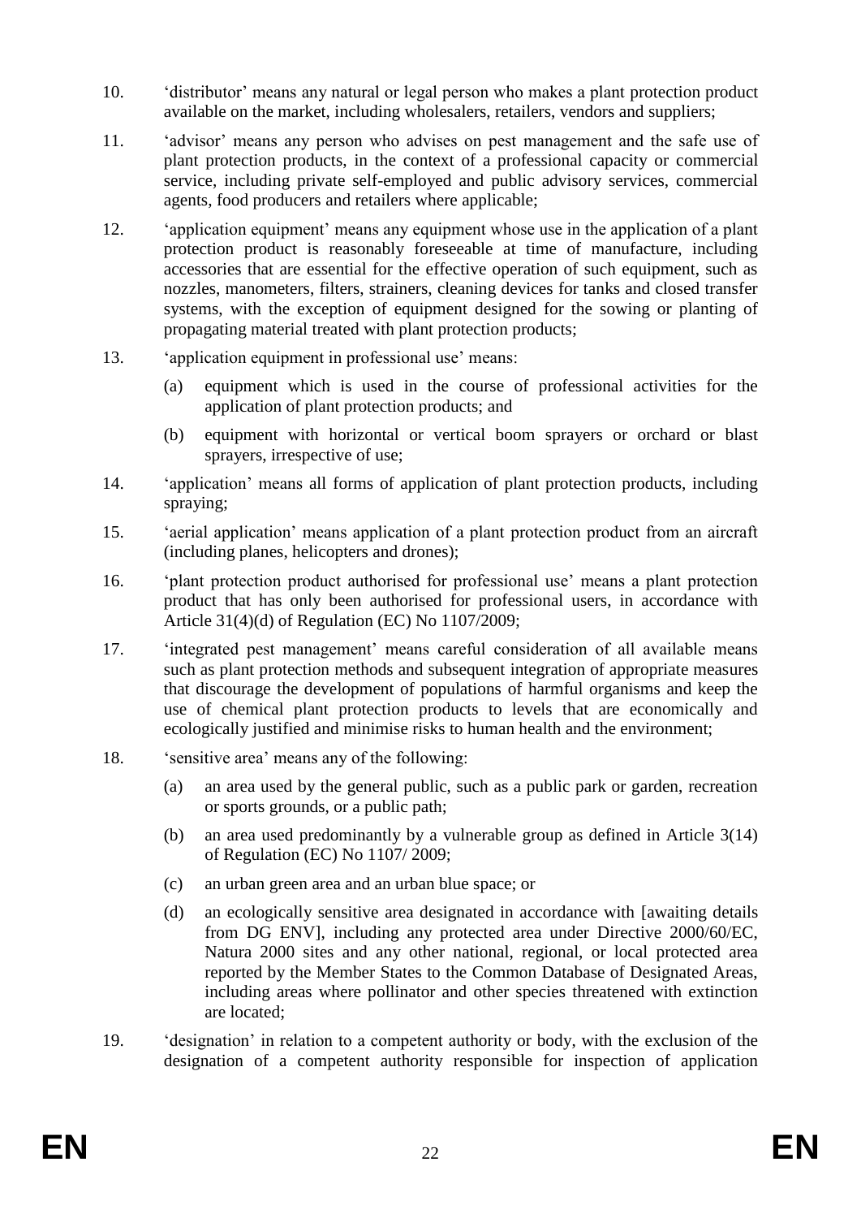10. ‘distributor’ means any natural or legal person who makes a plant protection product available on the market, including wholesalers, retailers, vendors and suppliers;

11. ‘advisor’ means any person who advises on pest management and the safe use of plant protection products, in the context of a professional capacity or commercial service, including private self-employed and public advisory services, commercial agents, food producers and retailers where applicable;

12. ‘application equipment’ means any equipment whose use in the application of a plant protection product is reasonably foreseeable at time of manufacture, including accessories that are essential for the effective operation of such equipment, such as nozzles, manometers, filters, strainers, cleaning devices for tanks and closed transfer systems, with the exception of equipment designed for the sowing or planting of propagating material treated with plant protection products;

13. ‘application equipment in professional use’ means:

    (a) equipment which is used in the course of professional activities for the application of plant protection products; and

    (b) equipment with horizontal or vertical boom sprayers or orchard or blast sprayers, irrespective of use;

14. ‘application’ means all forms of application of plant protection products, including spraying;

15. ‘aerial application’ means application of a plant protection product from an aircraft (including planes, helicopters and drones);

16. ‘plant protection product authorised for professional use’ means a plant protection product that has only been authorised for professional users, in accordance with Article 31(4)(d) of Regulation (EC) No 1107/2009;

17. ‘integrated pest management’ means careful consideration of all available means such as plant protection methods and subsequent integration of appropriate measures that discourage the development of populations of harmful organisms and keep the use of chemical plant protection products to levels that are economically and ecologically justified and minimise risks to human health and the environment;

18. ‘sensitive area’ means any of the following:

    (a) an area used by the general public, such as a public park or garden, recreation or sports grounds, or a public path;

    (b) an area used predominantly by a vulnerable group as defined in Article 3(14) of Regulation (EC) No 1107/ 2009;

    (c) an urban green area and an urban blue space; or

    (d) an ecologically sensitive area designated in accordance with [awaiting details from DG ENV], including any protected area under Directive 2000/60/EC, Natura 2000 sites and any other national, regional, or local protected area reported by the Member States to the Common Database of Designated Areas, including areas where pollinator and other species threatened with extinction are located;

19. ‘designation’ in relation to a competent authority or body, with the exclusion of the designation of a competent authority responsible for inspection of application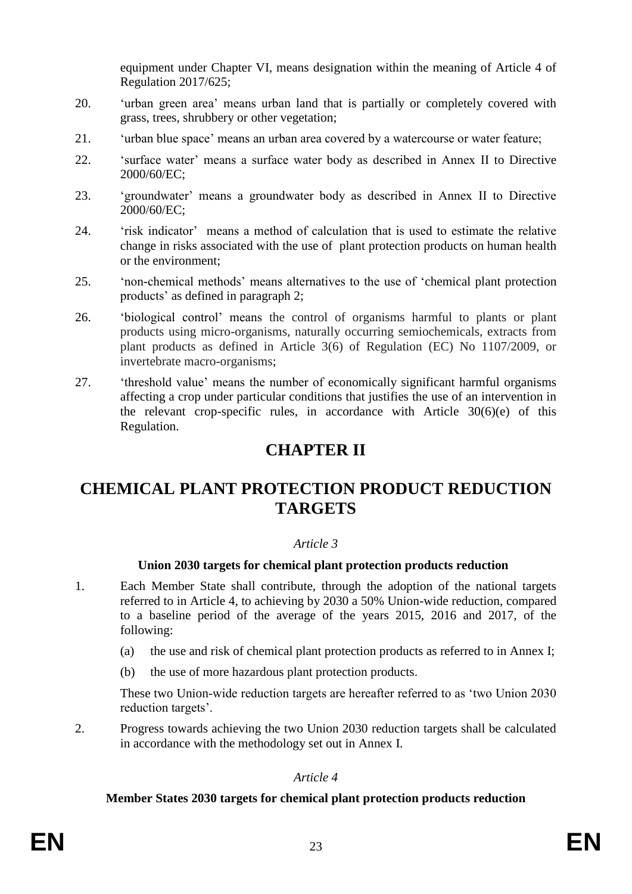equipment under Chapter VI, means designation within the meaning of Article 4 of Regulation 2017/625;

20. 'urban green area' means urban land that is partially or completely covered with grass, trees, shrubbery or other vegetation;

21. 'urban blue space' means an urban area covered by a watercourse or water feature;

22. 'surface water' means a surface water body as described in Annex II to Directive 2000/60/EC;

23. 'groundwater' means a groundwater body as described in Annex II to Directive 2000/60/EC;

24. 'risk indicator' means a method of calculation that is used to estimate the relative change in risks associated with the use of plant protection products on human health or the environment;

25. 'non-chemical methods' means alternatives to the use of 'chemical plant protection products' as defined in paragraph 2;

26. 'biological control' means the control of organisms harmful to plants or plant products using micro-organisms, naturally occurring semiochemicals, extracts from plant products as defined in Article 3(6) of Regulation (EC) No 1107/2009, or invertebrate macro-organisms;

27. 'threshold value' means the number of economically significant harmful organisms affecting a crop under particular conditions that justifies the use of an intervention in the relevant crop-specific rules, in accordance with Article 30(6)(e) of this Regulation.

# CHAPTER II

# CHEMICAL PLANT PROTECTION PRODUCT REDUCTION TARGETS

*Article 3*

**Union 2030 targets for chemical plant protection products reduction**

1. Each Member State shall contribute, through the adoption of the national targets referred to in Article 4, to achieving by 2030 a 50% Union-wide reduction, compared to a baseline period of the average of the years 2015, 2016 and 2017, of the following:

   (a) the use and risk of chemical plant protection products as referred to in Annex I;

   (b) the use of more hazardous plant protection products.

   These two Union-wide reduction targets are hereafter referred to as 'two Union 2030 reduction targets'.

2. Progress towards achieving the two Union 2030 reduction targets shall be calculated in accordance with the methodology set out in Annex I.

*Article 4*

**Member States 2030 targets for chemical plant protection products reduction**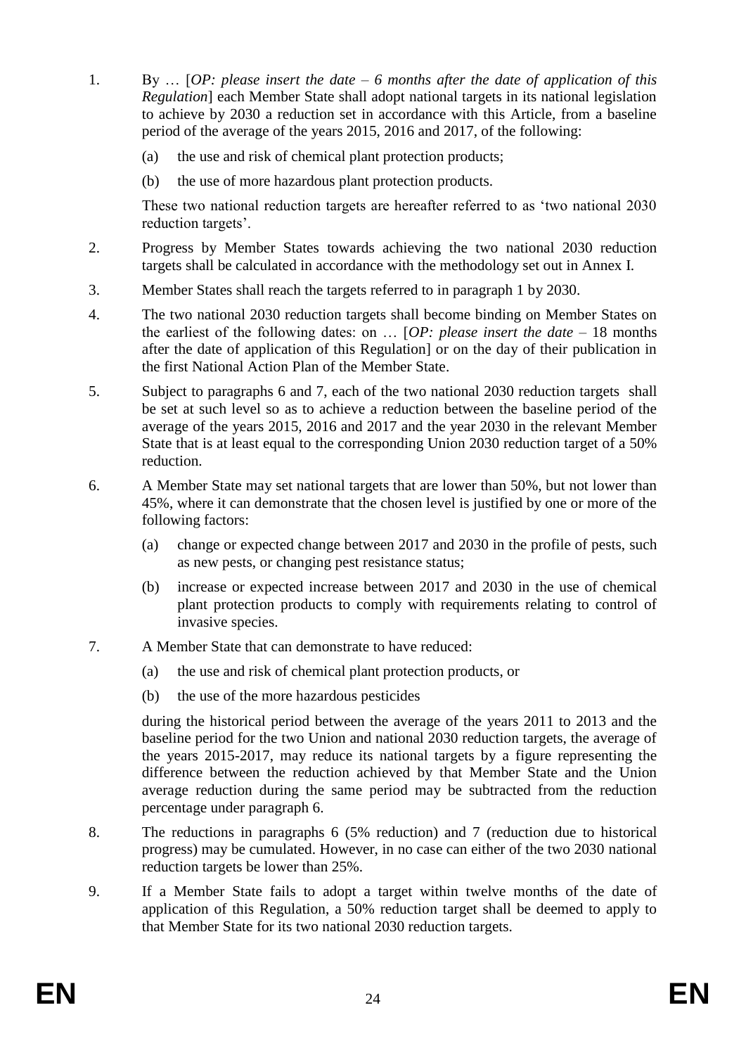1. By … [*OP: please insert the date – 6 months after the date of application of this Regulation*] each Member State shall adopt national targets in its national legislation to achieve by 2030 a reduction set in accordance with this Article, from a baseline period of the average of the years 2015, 2016 and 2017, of the following:

   (a) the use and risk of chemical plant protection products;

   (b) the use of more hazardous plant protection products.

   These two national reduction targets are hereafter referred to as 'two national 2030 reduction targets'.

2. Progress by Member States towards achieving the two national 2030 reduction targets shall be calculated in accordance with the methodology set out in Annex I.

3. Member States shall reach the targets referred to in paragraph 1 by 2030.

4. The two national 2030 reduction targets shall become binding on Member States on the earliest of the following dates: on … [*OP: please insert the date* – 18 months after the date of application of this Regulation] or on the day of their publication in the first National Action Plan of the Member State.

5. Subject to paragraphs 6 and 7, each of the two national 2030 reduction targets shall be set at such level so as to achieve a reduction between the baseline period of the average of the years 2015, 2016 and 2017 and the year 2030 in the relevant Member State that is at least equal to the corresponding Union 2030 reduction target of a 50% reduction.

6. A Member State may set national targets that are lower than 50%, but not lower than 45%, where it can demonstrate that the chosen level is justified by one or more of the following factors:

   (a) change or expected change between 2017 and 2030 in the profile of pests, such as new pests, or changing pest resistance status;

   (b) increase or expected increase between 2017 and 2030 in the use of chemical plant protection products to comply with requirements relating to control of invasive species.

7. A Member State that can demonstrate to have reduced:

   (a) the use and risk of chemical plant protection products, or

   (b) the use of the more hazardous pesticides

   during the historical period between the average of the years 2011 to 2013 and the baseline period for the two Union and national 2030 reduction targets, the average of the years 2015-2017, may reduce its national targets by a figure representing the difference between the reduction achieved by that Member State and the Union average reduction during the same period may be subtracted from the reduction percentage under paragraph 6.

8. The reductions in paragraphs 6 (5% reduction) and 7 (reduction due to historical progress) may be cumulated. However, in no case can either of the two 2030 national reduction targets be lower than 25%.

9. If a Member State fails to adopt a target within twelve months of the date of application of this Regulation, a 50% reduction target shall be deemed to apply to that Member State for its two national 2030 reduction targets.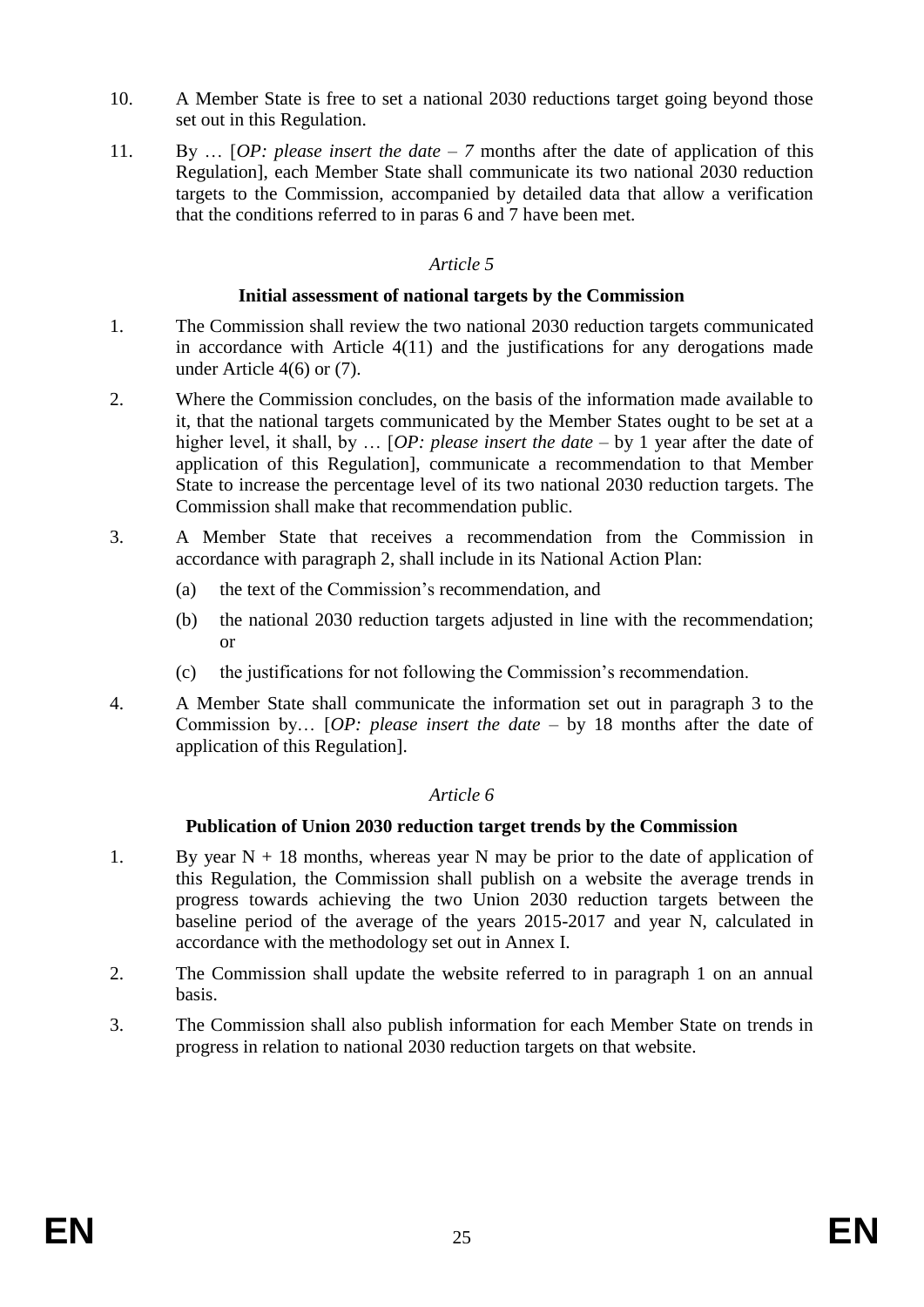10. A Member State is free to set a national 2030 reductions target going beyond those set out in this Regulation.

11. By … [*OP: please insert the date – 7* months after the date of application of this Regulation], each Member State shall communicate its two national 2030 reduction targets to the Commission, accompanied by detailed data that allow a verification that the conditions referred to in paras 6 and 7 have been met.

*Article 5*

**Initial assessment of national targets by the Commission**

1. The Commission shall review the two national 2030 reduction targets communicated in accordance with Article 4(11) and the justifications for any derogations made under Article 4(6) or (7).

2. Where the Commission concludes, on the basis of the information made available to it, that the national targets communicated by the Member States ought to be set at a higher level, it shall, by … [*OP: please insert the date* – by 1 year after the date of application of this Regulation], communicate a recommendation to that Member State to increase the percentage level of its two national 2030 reduction targets. The Commission shall make that recommendation public.

3. A Member State that receives a recommendation from the Commission in accordance with paragraph 2, shall include in its National Action Plan:

   (a) the text of the Commission's recommendation, and

   (b) the national 2030 reduction targets adjusted in line with the recommendation; or

   (c) the justifications for not following the Commission's recommendation.

4. A Member State shall communicate the information set out in paragraph 3 to the Commission by… [*OP: please insert the date* – by 18 months after the date of application of this Regulation].

*Article 6*

**Publication of Union 2030 reduction target trends by the Commission**

1. By year N + 18 months, whereas year N may be prior to the date of application of this Regulation, the Commission shall publish on a website the average trends in progress towards achieving the two Union 2030 reduction targets between the baseline period of the average of the years 2015-2017 and year N, calculated in accordance with the methodology set out in Annex I.

2. The Commission shall update the website referred to in paragraph 1 on an annual basis.

3. The Commission shall also publish information for each Member State on trends in progress in relation to national 2030 reduction targets on that website.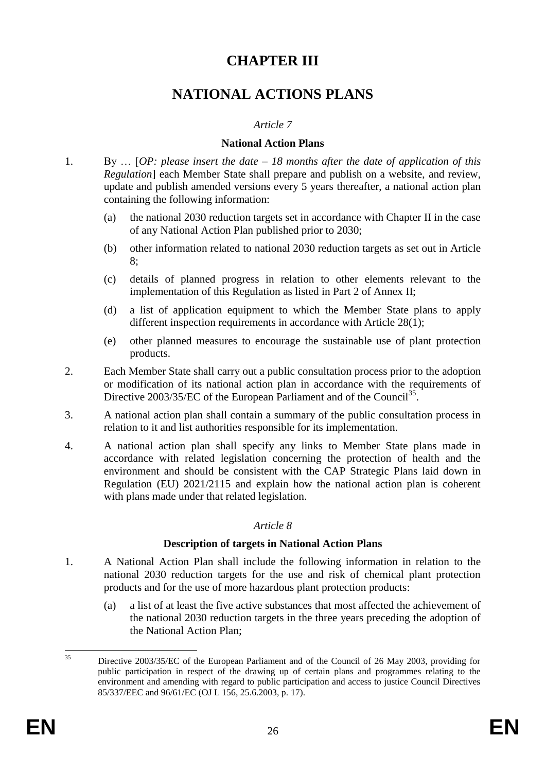# CHAPTER III

# NATIONAL ACTIONS PLANS

*Article 7*

**National Action Plans**

1. By … [*OP: please insert the date – 18 months after the date of application of this Regulation*] each Member State shall prepare and publish on a website, and review, update and publish amended versions every 5 years thereafter, a national action plan containing the following information:

   (a) the national 2030 reduction targets set in accordance with Chapter II in the case of any National Action Plan published prior to 2030;

   (b) other information related to national 2030 reduction targets as set out in Article 8;

   (c) details of planned progress in relation to other elements relevant to the implementation of this Regulation as listed in Part 2 of Annex II;

   (d) a list of application equipment to which the Member State plans to apply different inspection requirements in accordance with Article 28(1);

   (e) other planned measures to encourage the sustainable use of plant protection products.

2. Each Member State shall carry out a public consultation process prior to the adoption or modification of its national action plan in accordance with the requirements of Directive 2003/35/EC of the European Parliament and of the Council[35].

3. A national action plan shall contain a summary of the public consultation process in relation to it and list authorities responsible for its implementation.

4. A national action plan shall specify any links to Member State plans made in accordance with related legislation concerning the protection of health and the environment and should be consistent with the CAP Strategic Plans laid down in Regulation (EU) 2021/2115 and explain how the national action plan is coherent with plans made under that related legislation.

*Article 8*

**Description of targets in National Action Plans**

1. A National Action Plan shall include the following information in relation to the national 2030 reduction targets for the use and risk of chemical plant protection products and for the use of more hazardous plant protection products:

   (a) a list of at least the five active substances that most affected the achievement of the national 2030 reduction targets in the three years preceding the adoption of the National Action Plan;

---

[35] Directive 2003/35/EC of the European Parliament and of the Council of 26 May 2003, providing for public participation in respect of the drawing up of certain plans and programmes relating to the environment and amending with regard to public participation and access to justice Council Directives 85/337/EEC and 96/61/EC (OJ L 156, 25.6.2003, p. 17).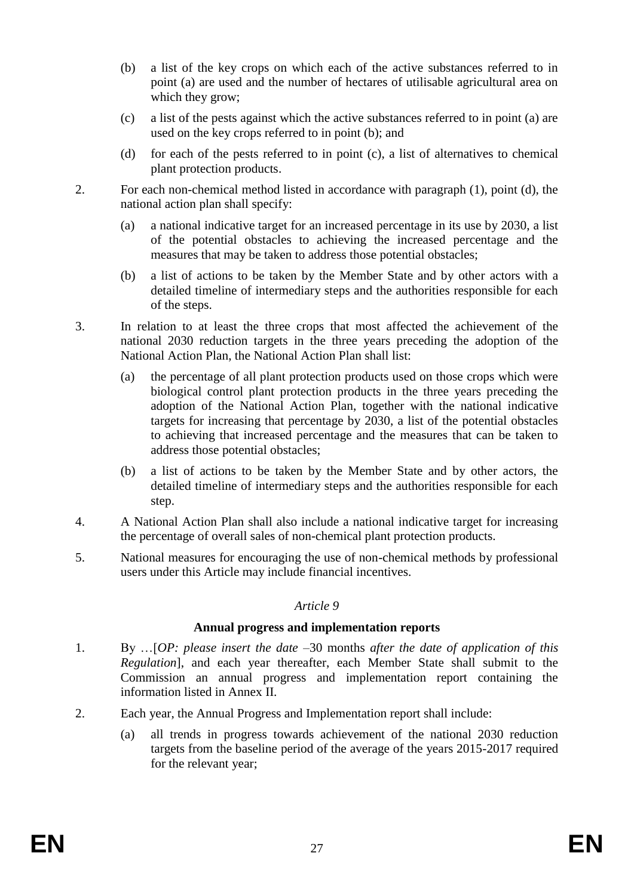(b) a list of the key crops on which each of the active substances referred to in point (a) are used and the number of hectares of utilisable agricultural area on which they grow;

(c) a list of the pests against which the active substances referred to in point (a) are used on the key crops referred to in point (b); and

(d) for each of the pests referred to in point (c), a list of alternatives to chemical plant protection products.

2. For each non-chemical method listed in accordance with paragraph (1), point (d), the national action plan shall specify:

   (a) a national indicative target for an increased percentage in its use by 2030, a list of the potential obstacles to achieving the increased percentage and the measures that may be taken to address those potential obstacles;

   (b) a list of actions to be taken by the Member State and by other actors with a detailed timeline of intermediary steps and the authorities responsible for each of the steps.

3. In relation to at least the three crops that most affected the achievement of the national 2030 reduction targets in the three years preceding the adoption of the National Action Plan, the National Action Plan shall list:

   (a) the percentage of all plant protection products used on those crops which were biological control plant protection products in the three years preceding the adoption of the National Action Plan, together with the national indicative targets for increasing that percentage by 2030, a list of the potential obstacles to achieving that increased percentage and the measures that can be taken to address those potential obstacles;

   (b) a list of actions to be taken by the Member State and by other actors, the detailed timeline of intermediary steps and the authorities responsible for each step.

4. A National Action Plan shall also include a national indicative target for increasing the percentage of overall sales of non-chemical plant protection products.

5. National measures for encouraging the use of non-chemical methods by professional users under this Article may include financial incentives.

*Article 9*

**Annual progress and implementation reports**

1. By …[*OP: please insert the date* –30 months *after the date of application of this Regulation*], and each year thereafter, each Member State shall submit to the Commission an annual progress and implementation report containing the information listed in Annex II.

2. Each year, the Annual Progress and Implementation report shall include:

   (a) all trends in progress towards achievement of the national 2030 reduction targets from the baseline period of the average of the years 2015-2017 required for the relevant year;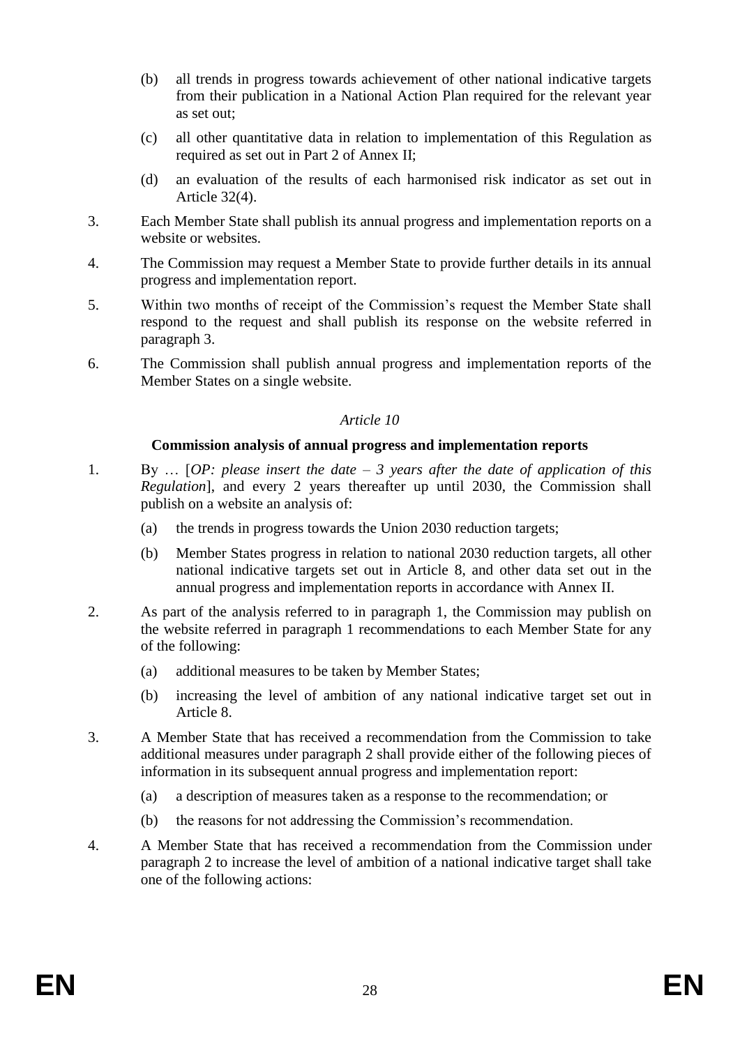(b) all trends in progress towards achievement of other national indicative targets from their publication in a National Action Plan required for the relevant year as set out;

(c) all other quantitative data in relation to implementation of this Regulation as required as set out in Part 2 of Annex II;

(d) an evaluation of the results of each harmonised risk indicator as set out in Article 32(4).

3. Each Member State shall publish its annual progress and implementation reports on a website or websites.

4. The Commission may request a Member State to provide further details in its annual progress and implementation report.

5. Within two months of receipt of the Commission's request the Member State shall respond to the request and shall publish its response on the website referred in paragraph 3.

6. The Commission shall publish annual progress and implementation reports of the Member States on a single website.

*Article 10*

**Commission analysis of annual progress and implementation reports**

1. By … [*OP: please insert the date – 3 years after the date of application of this Regulation*], and every 2 years thereafter up until 2030, the Commission shall publish on a website an analysis of:

   (a) the trends in progress towards the Union 2030 reduction targets;

   (b) Member States progress in relation to national 2030 reduction targets, all other national indicative targets set out in Article 8, and other data set out in the annual progress and implementation reports in accordance with Annex II.

2. As part of the analysis referred to in paragraph 1, the Commission may publish on the website referred in paragraph 1 recommendations to each Member State for any of the following:

   (a) additional measures to be taken by Member States;

   (b) increasing the level of ambition of any national indicative target set out in Article 8.

3. A Member State that has received a recommendation from the Commission to take additional measures under paragraph 2 shall provide either of the following pieces of information in its subsequent annual progress and implementation report:

   (a) a description of measures taken as a response to the recommendation; or

   (b) the reasons for not addressing the Commission's recommendation.

4. A Member State that has received a recommendation from the Commission under paragraph 2 to increase the level of ambition of a national indicative target shall take one of the following actions: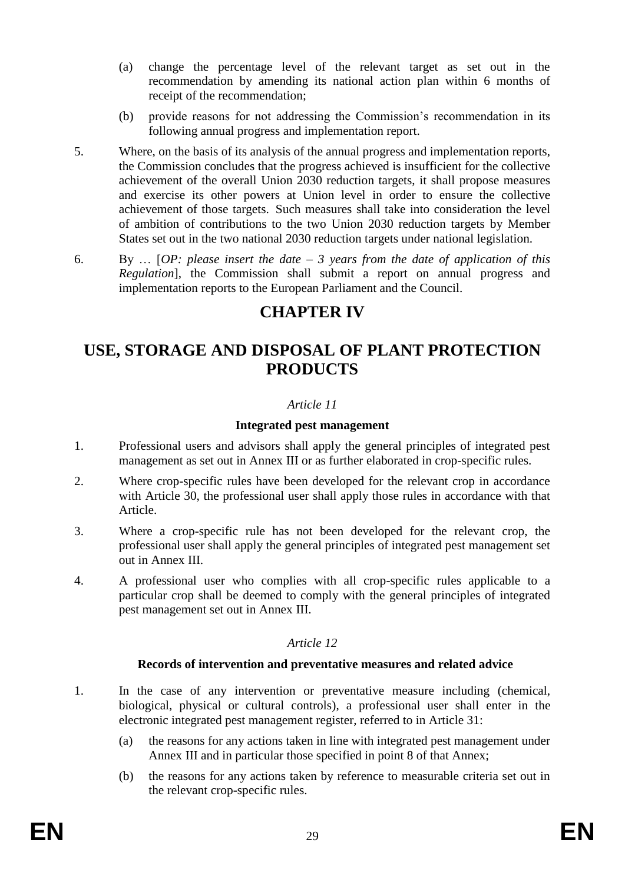(a) change the percentage level of the relevant target as set out in the recommendation by amending its national action plan within 6 months of receipt of the recommendation;

(b) provide reasons for not addressing the Commission's recommendation in its following annual progress and implementation report.

5. Where, on the basis of its analysis of the annual progress and implementation reports, the Commission concludes that the progress achieved is insufficient for the collective achievement of the overall Union 2030 reduction targets, it shall propose measures and exercise its other powers at Union level in order to ensure the collective achievement of those targets. Such measures shall take into consideration the level of ambition of contributions to the two Union 2030 reduction targets by Member States set out in the two national 2030 reduction targets under national legislation.

6. By … [*OP: please insert the date – 3 years from the date of application of this Regulation*], the Commission shall submit a report on annual progress and implementation reports to the European Parliament and the Council.

# CHAPTER IV

# USE, STORAGE AND DISPOSAL OF PLANT PROTECTION PRODUCTS

*Article 11*

**Integrated pest management**

1. Professional users and advisors shall apply the general principles of integrated pest management as set out in Annex III or as further elaborated in crop-specific rules.

2. Where crop-specific rules have been developed for the relevant crop in accordance with Article 30, the professional user shall apply those rules in accordance with that Article.

3. Where a crop-specific rule has not been developed for the relevant crop, the professional user shall apply the general principles of integrated pest management set out in Annex III.

4. A professional user who complies with all crop-specific rules applicable to a particular crop shall be deemed to comply with the general principles of integrated pest management set out in Annex III.

*Article 12*

**Records of intervention and preventative measures and related advice**

1. In the case of any intervention or preventative measure including (chemical, biological, physical or cultural controls), a professional user shall enter in the electronic integrated pest management register, referred to in Article 31:

(a) the reasons for any actions taken in line with integrated pest management under Annex III and in particular those specified in point 8 of that Annex;

(b) the reasons for any actions taken by reference to measurable criteria set out in the relevant crop-specific rules.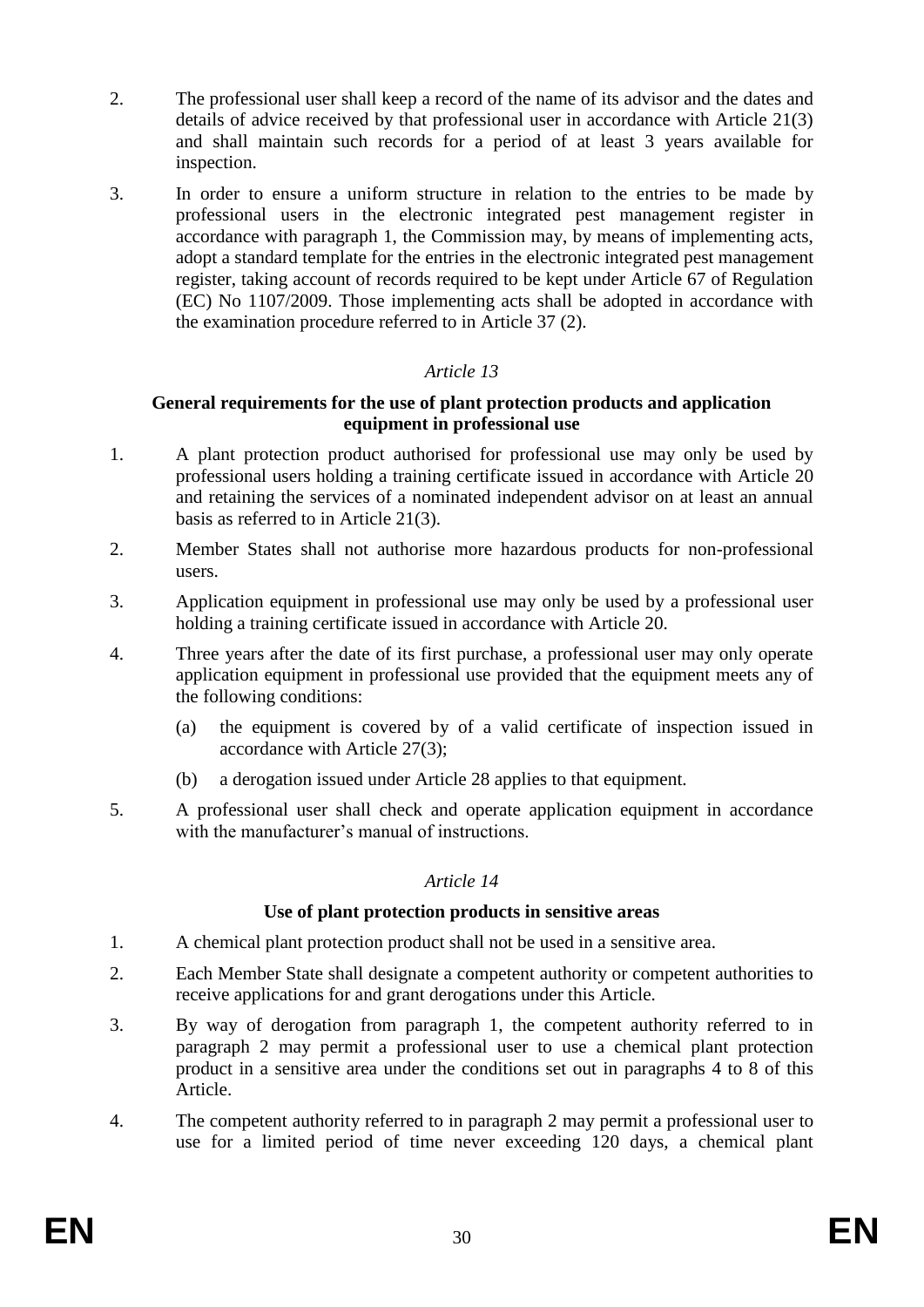2. The professional user shall keep a record of the name of its advisor and the dates and details of advice received by that professional user in accordance with Article 21(3) and shall maintain such records for a period of at least 3 years available for inspection.

3. In order to ensure a uniform structure in relation to the entries to be made by professional users in the electronic integrated pest management register in accordance with paragraph 1, the Commission may, by means of implementing acts, adopt a standard template for the entries in the electronic integrated pest management register, taking account of records required to be kept under Article 67 of Regulation (EC) No 1107/2009. Those implementing acts shall be adopted in accordance with the examination procedure referred to in Article 37 (2).

*Article 13*

**General requirements for the use of plant protection products and application equipment in professional use**

1. A plant protection product authorised for professional use may only be used by professional users holding a training certificate issued in accordance with Article 20 and retaining the services of a nominated independent advisor on at least an annual basis as referred to in Article 21(3).

2. Member States shall not authorise more hazardous products for non-professional users.

3. Application equipment in professional use may only be used by a professional user holding a training certificate issued in accordance with Article 20.

4. Three years after the date of its first purchase, a professional user may only operate application equipment in professional use provided that the equipment meets any of the following conditions:

   (a) the equipment is covered by of a valid certificate of inspection issued in accordance with Article 27(3);

   (b) a derogation issued under Article 28 applies to that equipment.

5. A professional user shall check and operate application equipment in accordance with the manufacturer's manual of instructions.

*Article 14*

**Use of plant protection products in sensitive areas**

1. A chemical plant protection product shall not be used in a sensitive area.

2. Each Member State shall designate a competent authority or competent authorities to receive applications for and grant derogations under this Article.

3. By way of derogation from paragraph 1, the competent authority referred to in paragraph 2 may permit a professional user to use a chemical plant protection product in a sensitive area under the conditions set out in paragraphs 4 to 8 of this Article.

4. The competent authority referred to in paragraph 2 may permit a professional user to use for a limited period of time never exceeding 120 days, a chemical plant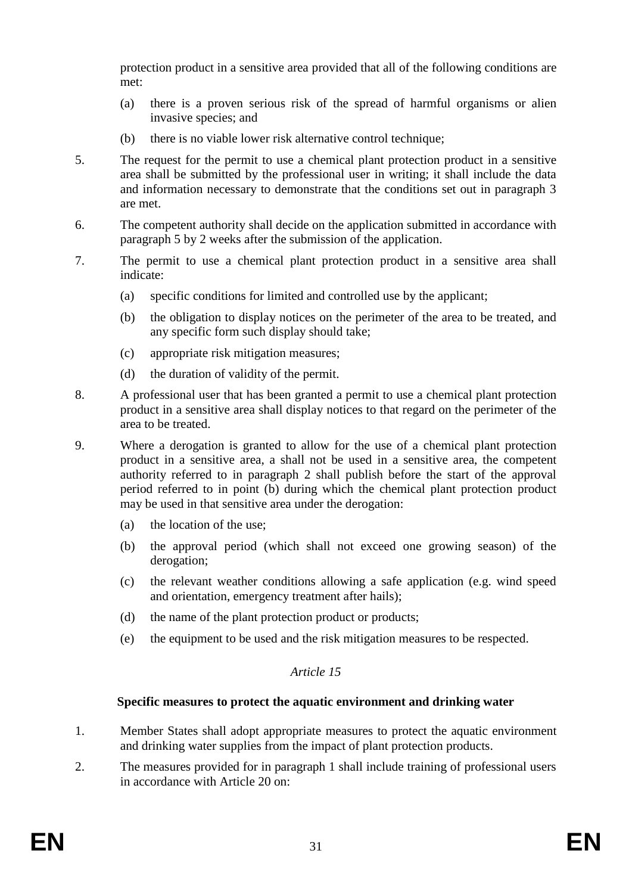protection product in a sensitive area provided that all of the following conditions are met:

(a) there is a proven serious risk of the spread of harmful organisms or alien invasive species; and

(b) there is no viable lower risk alternative control technique;

5. The request for the permit to use a chemical plant protection product in a sensitive area shall be submitted by the professional user in writing; it shall include the data and information necessary to demonstrate that the conditions set out in paragraph 3 are met.

6. The competent authority shall decide on the application submitted in accordance with paragraph 5 by 2 weeks after the submission of the application.

7. The permit to use a chemical plant protection product in a sensitive area shall indicate:

(a) specific conditions for limited and controlled use by the applicant;

(b) the obligation to display notices on the perimeter of the area to be treated, and any specific form such display should take;

(c) appropriate risk mitigation measures;

(d) the duration of validity of the permit.

8. A professional user that has been granted a permit to use a chemical plant protection product in a sensitive area shall display notices to that regard on the perimeter of the area to be treated.

9. Where a derogation is granted to allow for the use of a chemical plant protection product in a sensitive area, a shall not be used in a sensitive area, the competent authority referred to in paragraph 2 shall publish before the start of the approval period referred to in point (b) during which the chemical plant protection product may be used in that sensitive area under the derogation:

(a) the location of the use;

(b) the approval period (which shall not exceed one growing season) of the derogation;

(c) the relevant weather conditions allowing a safe application (e.g. wind speed and orientation, emergency treatment after hails);

(d) the name of the plant protection product or products;

(e) the equipment to be used and the risk mitigation measures to be respected.

*Article 15*

**Specific measures to protect the aquatic environment and drinking water**

1. Member States shall adopt appropriate measures to protect the aquatic environment and drinking water supplies from the impact of plant protection products.

2. The measures provided for in paragraph 1 shall include training of professional users in accordance with Article 20 on: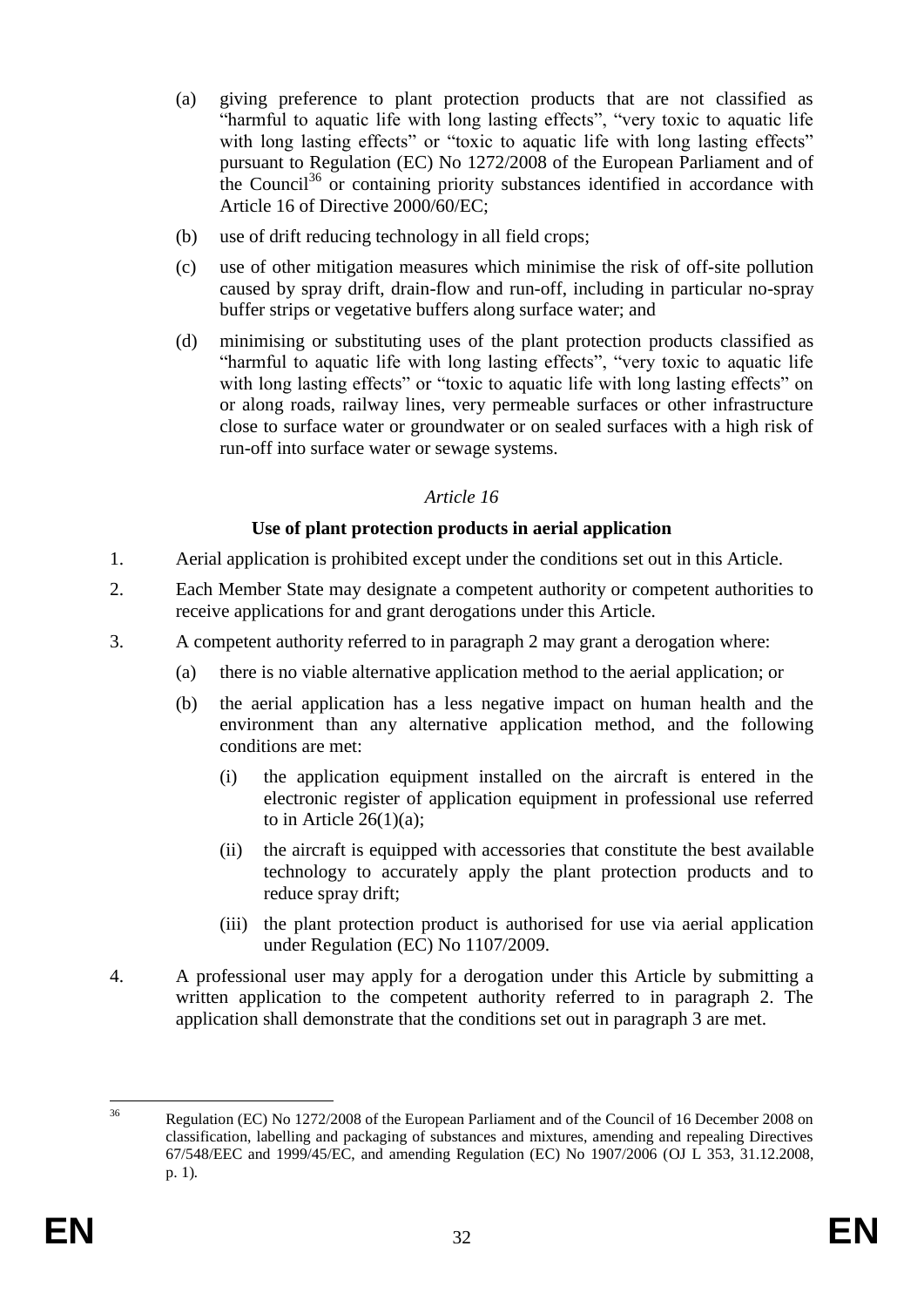(a) giving preference to plant protection products that are not classified as "harmful to aquatic life with long lasting effects", "very toxic to aquatic life with long lasting effects" or "toxic to aquatic life with long lasting effects" pursuant to Regulation (EC) No 1272/2008 of the European Parliament and of the Council[36] or containing priority substances identified in accordance with Article 16 of Directive 2000/60/EC;

(b) use of drift reducing technology in all field crops;

(c) use of other mitigation measures which minimise the risk of off-site pollution caused by spray drift, drain-flow and run-off, including in particular no-spray buffer strips or vegetative buffers along surface water; and

(d) minimising or substituting uses of the plant protection products classified as "harmful to aquatic life with long lasting effects", "very toxic to aquatic life with long lasting effects" or "toxic to aquatic life with long lasting effects" on or along roads, railway lines, very permeable surfaces or other infrastructure close to surface water or groundwater or on sealed surfaces with a high risk of run-off into surface water or sewage systems.

*Article 16*

**Use of plant protection products in aerial application**

1. Aerial application is prohibited except under the conditions set out in this Article.

2. Each Member State may designate a competent authority or competent authorities to receive applications for and grant derogations under this Article.

3. A competent authority referred to in paragraph 2 may grant a derogation where:

   (a) there is no viable alternative application method to the aerial application; or

   (b) the aerial application has a less negative impact on human health and the environment than any alternative application method, and the following conditions are met:

      (i) the application equipment installed on the aircraft is entered in the electronic register of application equipment in professional use referred to in Article 26(1)(a);

      (ii) the aircraft is equipped with accessories that constitute the best available technology to accurately apply the plant protection products and to reduce spray drift;

      (iii) the plant protection product is authorised for use via aerial application under Regulation (EC) No 1107/2009.

4. A professional user may apply for a derogation under this Article by submitting a written application to the competent authority referred to in paragraph 2. The application shall demonstrate that the conditions set out in paragraph 3 are met.

---

[36] Regulation (EC) No 1272/2008 of the European Parliament and of the Council of 16 December 2008 on classification, labelling and packaging of substances and mixtures, amending and repealing Directives 67/548/EEC and 1999/45/EC, and amending Regulation (EC) No 1907/2006 (OJ L 353, 31.12.2008, p. 1).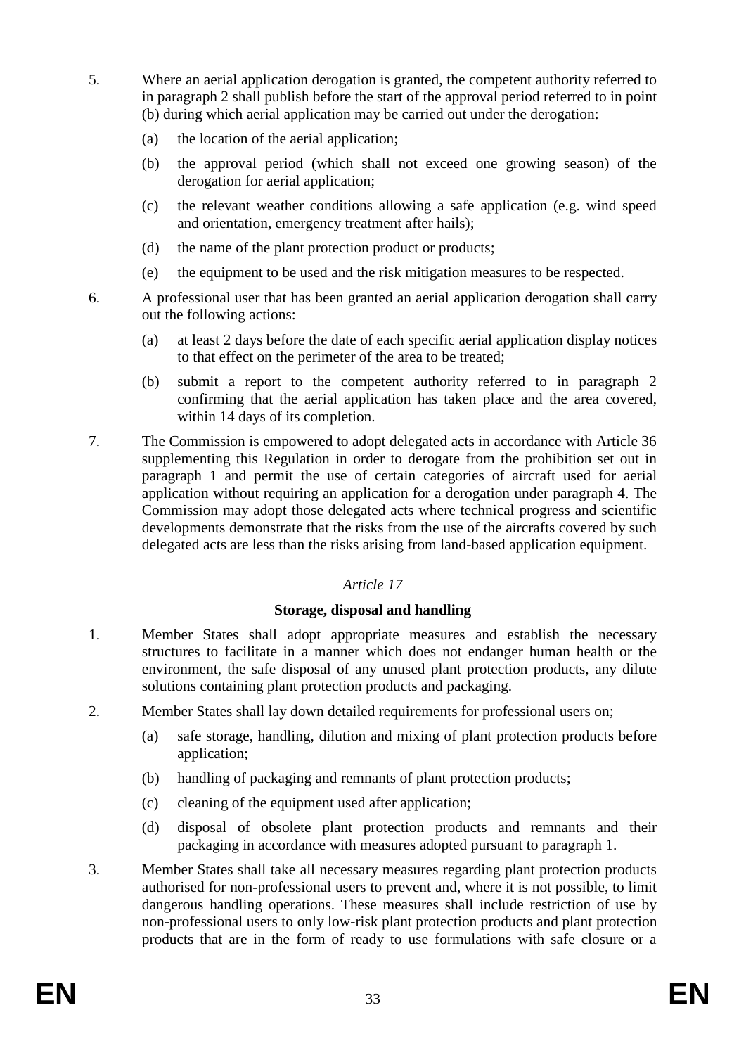5. Where an aerial application derogation is granted, the competent authority referred to in paragraph 2 shall publish before the start of the approval period referred to in point (b) during which aerial application may be carried out under the derogation:

   (a) the location of the aerial application;

   (b) the approval period (which shall not exceed one growing season) of the derogation for aerial application;

   (c) the relevant weather conditions allowing a safe application (e.g. wind speed and orientation, emergency treatment after hails);

   (d) the name of the plant protection product or products;

   (e) the equipment to be used and the risk mitigation measures to be respected.

6. A professional user that has been granted an aerial application derogation shall carry out the following actions:

   (a) at least 2 days before the date of each specific aerial application display notices to that effect on the perimeter of the area to be treated;

   (b) submit a report to the competent authority referred to in paragraph 2 confirming that the aerial application has taken place and the area covered, within 14 days of its completion.

7. The Commission is empowered to adopt delegated acts in accordance with Article 36 supplementing this Regulation in order to derogate from the prohibition set out in paragraph 1 and permit the use of certain categories of aircraft used for aerial application without requiring an application for a derogation under paragraph 4. The Commission may adopt those delegated acts where technical progress and scientific developments demonstrate that the risks from the use of the aircrafts covered by such delegated acts are less than the risks arising from land-based application equipment.

*Article 17*

**Storage, disposal and handling**

1. Member States shall adopt appropriate measures and establish the necessary structures to facilitate in a manner which does not endanger human health or the environment, the safe disposal of any unused plant protection products, any dilute solutions containing plant protection products and packaging.

2. Member States shall lay down detailed requirements for professional users on;

   (a) safe storage, handling, dilution and mixing of plant protection products before application;

   (b) handling of packaging and remnants of plant protection products;

   (c) cleaning of the equipment used after application;

   (d) disposal of obsolete plant protection products and remnants and their packaging in accordance with measures adopted pursuant to paragraph 1.

3. Member States shall take all necessary measures regarding plant protection products authorised for non-professional users to prevent and, where it is not possible, to limit dangerous handling operations. These measures shall include restriction of use by non-professional users to only low-risk plant protection products and plant protection products that are in the form of ready to use formulations with safe closure or a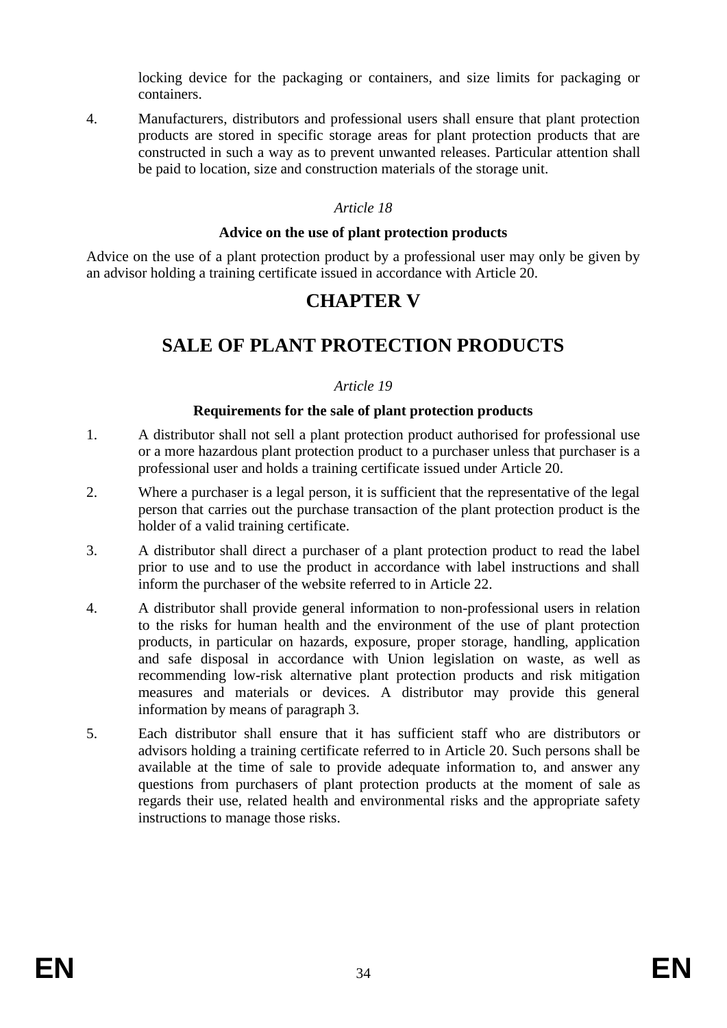locking device for the packaging or containers, and size limits for packaging or containers.

4. Manufacturers, distributors and professional users shall ensure that plant protection products are stored in specific storage areas for plant protection products that are constructed in such a way as to prevent unwanted releases. Particular attention shall be paid to location, size and construction materials of the storage unit.

*Article 18*

**Advice on the use of plant protection products**

Advice on the use of a plant protection product by a professional user may only be given by an advisor holding a training certificate issued in accordance with Article 20.

# CHAPTER V

# SALE OF PLANT PROTECTION PRODUCTS

*Article 19*

**Requirements for the sale of plant protection products**

1. A distributor shall not sell a plant protection product authorised for professional use or a more hazardous plant protection product to a purchaser unless that purchaser is a professional user and holds a training certificate issued under Article 20.

2. Where a purchaser is a legal person, it is sufficient that the representative of the legal person that carries out the purchase transaction of the plant protection product is the holder of a valid training certificate.

3. A distributor shall direct a purchaser of a plant protection product to read the label prior to use and to use the product in accordance with label instructions and shall inform the purchaser of the website referred to in Article 22.

4. A distributor shall provide general information to non-professional users in relation to the risks for human health and the environment of the use of plant protection products, in particular on hazards, exposure, proper storage, handling, application and safe disposal in accordance with Union legislation on waste, as well as recommending low-risk alternative plant protection products and risk mitigation measures and materials or devices. A distributor may provide this general information by means of paragraph 3.

5. Each distributor shall ensure that it has sufficient staff who are distributors or advisors holding a training certificate referred to in Article 20. Such persons shall be available at the time of sale to provide adequate information to, and answer any questions from purchasers of plant protection products at the moment of sale as regards their use, related health and environmental risks and the appropriate safety instructions to manage those risks.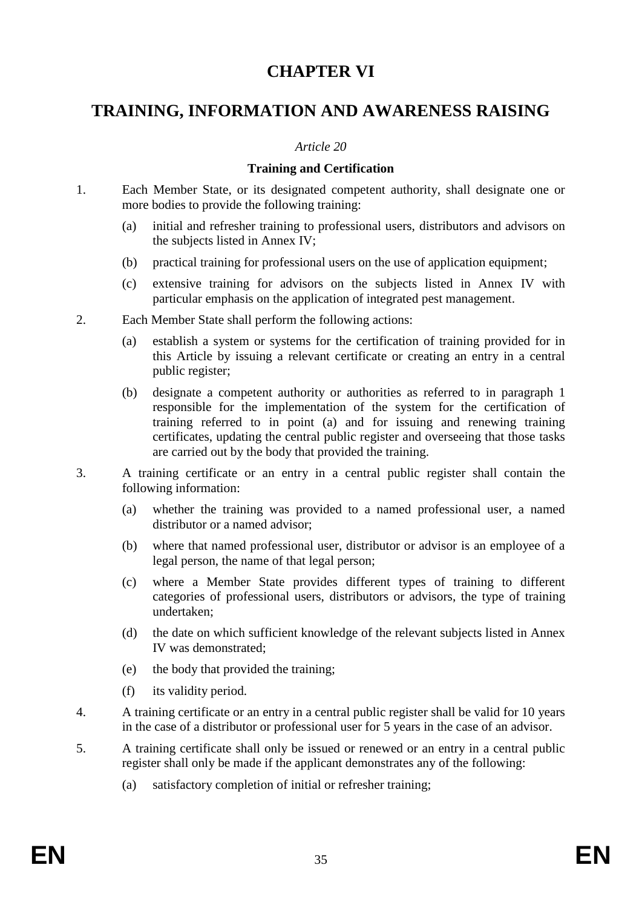# CHAPTER VI

# TRAINING, INFORMATION AND AWARENESS RAISING

*Article 20*

**Training and Certification**

1. Each Member State, or its designated competent authority, shall designate one or more bodies to provide the following training:

   (a) initial and refresher training to professional users, distributors and advisors on the subjects listed in Annex IV;

   (b) practical training for professional users on the use of application equipment;

   (c) extensive training for advisors on the subjects listed in Annex IV with particular emphasis on the application of integrated pest management.

2. Each Member State shall perform the following actions:

   (a) establish a system or systems for the certification of training provided for in this Article by issuing a relevant certificate or creating an entry in a central public register;

   (b) designate a competent authority or authorities as referred to in paragraph 1 responsible for the implementation of the system for the certification of training referred to in point (a) and for issuing and renewing training certificates, updating the central public register and overseeing that those tasks are carried out by the body that provided the training.

3. A training certificate or an entry in a central public register shall contain the following information:

   (a) whether the training was provided to a named professional user, a named distributor or a named advisor;

   (b) where that named professional user, distributor or advisor is an employee of a legal person, the name of that legal person;

   (c) where a Member State provides different types of training to different categories of professional users, distributors or advisors, the type of training undertaken;

   (d) the date on which sufficient knowledge of the relevant subjects listed in Annex IV was demonstrated;

   (e) the body that provided the training;

   (f) its validity period.

4. A training certificate or an entry in a central public register shall be valid for 10 years in the case of a distributor or professional user for 5 years in the case of an advisor.

5. A training certificate shall only be issued or renewed or an entry in a central public register shall only be made if the applicant demonstrates any of the following:

   (a) satisfactory completion of initial or refresher training;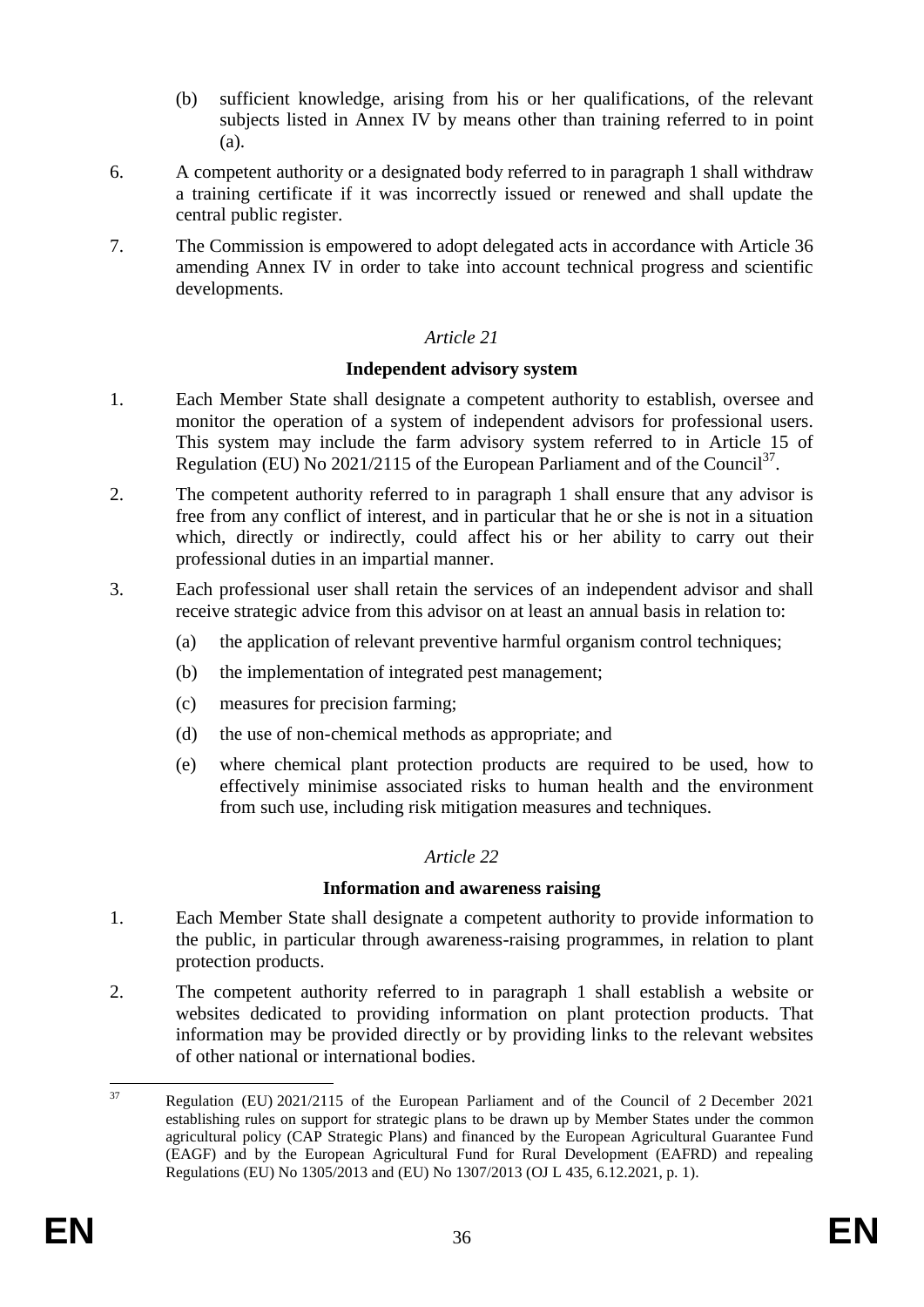(b) sufficient knowledge, arising from his or her qualifications, of the relevant subjects listed in Annex IV by means other than training referred to in point (a).

6. A competent authority or a designated body referred to in paragraph 1 shall withdraw a training certificate if it was incorrectly issued or renewed and shall update the central public register.

7. The Commission is empowered to adopt delegated acts in accordance with Article 36 amending Annex IV in order to take into account technical progress and scientific developments.

*Article 21*

**Independent advisory system**

1. Each Member State shall designate a competent authority to establish, oversee and monitor the operation of a system of independent advisors for professional users. This system may include the farm advisory system referred to in Article 15 of Regulation (EU) No 2021/2115 of the European Parliament and of the Council[37].

2. The competent authority referred to in paragraph 1 shall ensure that any advisor is free from any conflict of interest, and in particular that he or she is not in a situation which, directly or indirectly, could affect his or her ability to carry out their professional duties in an impartial manner.

3. Each professional user shall retain the services of an independent advisor and shall receive strategic advice from this advisor on at least an annual basis in relation to:

   (a) the application of relevant preventive harmful organism control techniques;

   (b) the implementation of integrated pest management;

   (c) measures for precision farming;

   (d) the use of non-chemical methods as appropriate; and

   (e) where chemical plant protection products are required to be used, how to effectively minimise associated risks to human health and the environment from such use, including risk mitigation measures and techniques.

*Article 22*

**Information and awareness raising**

1. Each Member State shall designate a competent authority to provide information to the public, in particular through awareness-raising programmes, in relation to plant protection products.

2. The competent authority referred to in paragraph 1 shall establish a website or websites dedicated to providing information on plant protection products. That information may be provided directly or by providing links to the relevant websites of other national or international bodies.

---

[37] Regulation (EU) 2021/2115 of the European Parliament and of the Council of 2 December 2021 establishing rules on support for strategic plans to be drawn up by Member States under the common agricultural policy (CAP Strategic Plans) and financed by the European Agricultural Guarantee Fund (EAGF) and by the European Agricultural Fund for Rural Development (EAFRD) and repealing Regulations (EU) No 1305/2013 and (EU) No 1307/2013 (OJ L 435, 6.12.2021, p. 1).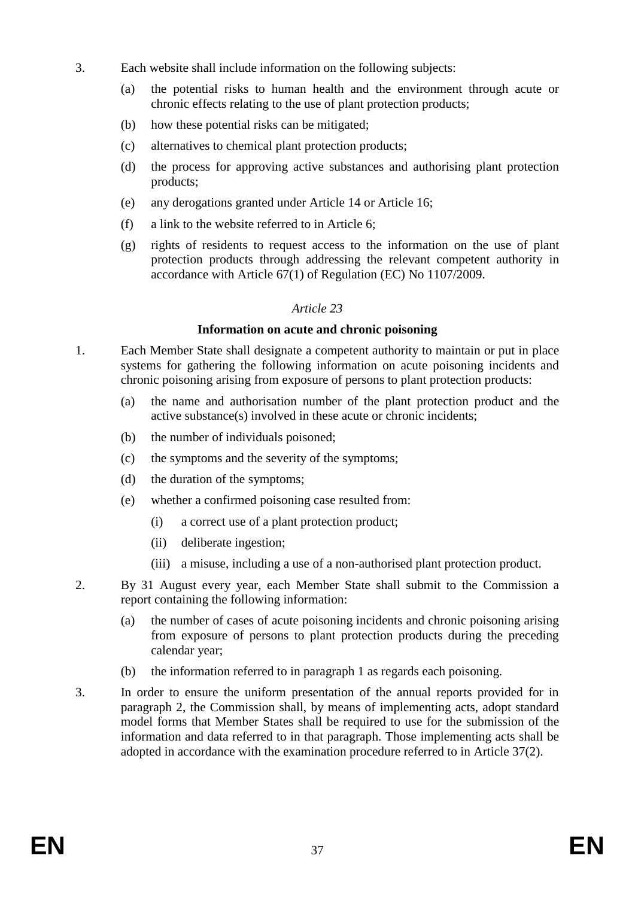3. Each website shall include information on the following subjects:

   (a) the potential risks to human health and the environment through acute or chronic effects relating to the use of plant protection products;

   (b) how these potential risks can be mitigated;

   (c) alternatives to chemical plant protection products;

   (d) the process for approving active substances and authorising plant protection products;

   (e) any derogations granted under Article 14 or Article 16;

   (f) a link to the website referred to in Article 6;

   (g) rights of residents to request access to the information on the use of plant protection products through addressing the relevant competent authority in accordance with Article 67(1) of Regulation (EC) No 1107/2009.

*Article 23*

**Information on acute and chronic poisoning**

1. Each Member State shall designate a competent authority to maintain or put in place systems for gathering the following information on acute poisoning incidents and chronic poisoning arising from exposure of persons to plant protection products:

   (a) the name and authorisation number of the plant protection product and the active substance(s) involved in these acute or chronic incidents;

   (b) the number of individuals poisoned;

   (c) the symptoms and the severity of the symptoms;

   (d) the duration of the symptoms;

   (e) whether a confirmed poisoning case resulted from:

      (i) a correct use of a plant protection product;

      (ii) deliberate ingestion;

      (iii) a misuse, including a use of a non-authorised plant protection product.

2. By 31 August every year, each Member State shall submit to the Commission a report containing the following information:

   (a) the number of cases of acute poisoning incidents and chronic poisoning arising from exposure of persons to plant protection products during the preceding calendar year;

   (b) the information referred to in paragraph 1 as regards each poisoning.

3. In order to ensure the uniform presentation of the annual reports provided for in paragraph 2, the Commission shall, by means of implementing acts, adopt standard model forms that Member States shall be required to use for the submission of the information and data referred to in that paragraph. Those implementing acts shall be adopted in accordance with the examination procedure referred to in Article 37(2).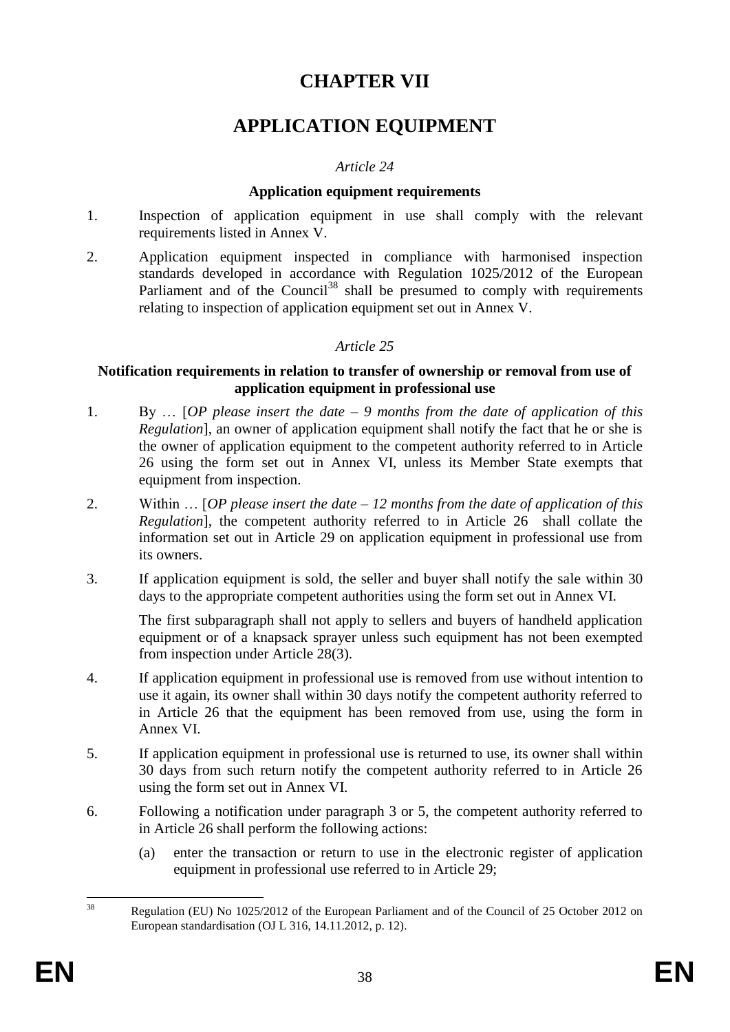# CHAPTER VII

# APPLICATION EQUIPMENT

*Article 24*

**Application equipment requirements**

1. Inspection of application equipment in use shall comply with the relevant requirements listed in Annex V.

2. Application equipment inspected in compliance with harmonised inspection standards developed in accordance with Regulation 1025/2012 of the European Parliament and of the Council[38] shall be presumed to comply with requirements relating to inspection of application equipment set out in Annex V.

*Article 25*

**Notification requirements in relation to transfer of ownership or removal from use of application equipment in professional use**

1. By … [*OP please insert the date – 9 months from the date of application of this Regulation*], an owner of application equipment shall notify the fact that he or she is the owner of application equipment to the competent authority referred to in Article 26 using the form set out in Annex VI, unless its Member State exempts that equipment from inspection.

2. Within … [*OP please insert the date – 12 months from the date of application of this Regulation*], the competent authority referred to in Article 26 shall collate the information set out in Article 29 on application equipment in professional use from its owners.

3. If application equipment is sold, the seller and buyer shall notify the sale within 30 days to the appropriate competent authorities using the form set out in Annex VI.

   The first subparagraph shall not apply to sellers and buyers of handheld application equipment or of a knapsack sprayer unless such equipment has not been exempted from inspection under Article 28(3).

4. If application equipment in professional use is removed from use without intention to use it again, its owner shall within 30 days notify the competent authority referred to in Article 26 that the equipment has been removed from use, using the form in Annex VI.

5. If application equipment in professional use is returned to use, its owner shall within 30 days from such return notify the competent authority referred to in Article 26 using the form set out in Annex VI.

6. Following a notification under paragraph 3 or 5, the competent authority referred to in Article 26 shall perform the following actions:

   (a) enter the transaction or return to use in the electronic register of application equipment in professional use referred to in Article 29;

---

[38] Regulation (EU) No 1025/2012 of the European Parliament and of the Council of 25 October 2012 on European standardisation (OJ L 316, 14.11.2012, p. 12).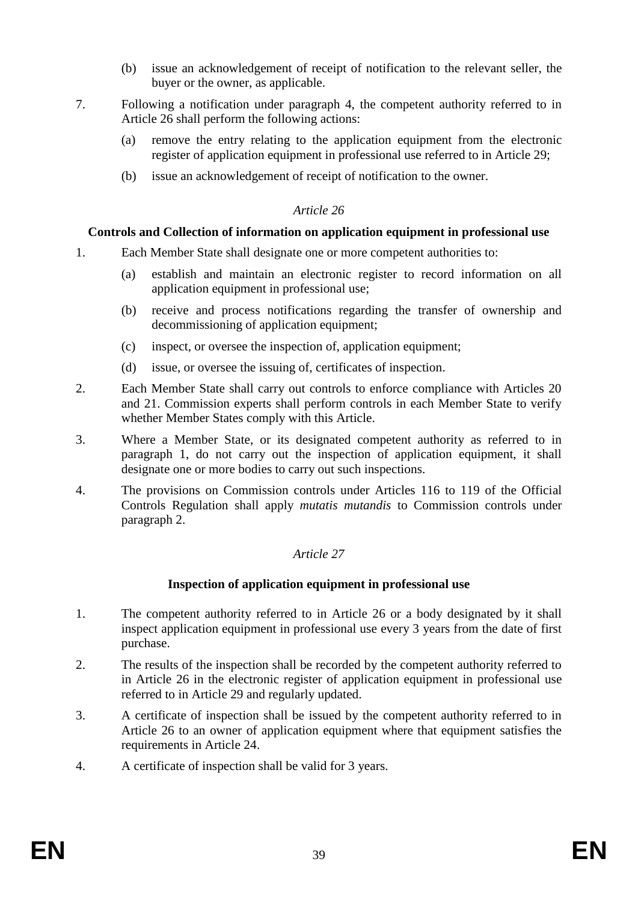(b) issue an acknowledgement of receipt of notification to the relevant seller, the buyer or the owner, as applicable.

7. Following a notification under paragraph 4, the competent authority referred to in Article 26 shall perform the following actions:

   (a) remove the entry relating to the application equipment from the electronic register of application equipment in professional use referred to in Article 29;

   (b) issue an acknowledgement of receipt of notification to the owner.

*Article 26*

**Controls and Collection of information on application equipment in professional use**

1. Each Member State shall designate one or more competent authorities to:

   (a) establish and maintain an electronic register to record information on all application equipment in professional use;

   (b) receive and process notifications regarding the transfer of ownership and decommissioning of application equipment;

   (c) inspect, or oversee the inspection of, application equipment;

   (d) issue, or oversee the issuing of, certificates of inspection.

2. Each Member State shall carry out controls to enforce compliance with Articles 20 and 21. Commission experts shall perform controls in each Member State to verify whether Member States comply with this Article.

3. Where a Member State, or its designated competent authority as referred to in paragraph 1, do not carry out the inspection of application equipment, it shall designate one or more bodies to carry out such inspections.

4. The provisions on Commission controls under Articles 116 to 119 of the Official Controls Regulation shall apply *mutatis mutandis* to Commission controls under paragraph 2.

*Article 27*

**Inspection of application equipment in professional use**

1. The competent authority referred to in Article 26 or a body designated by it shall inspect application equipment in professional use every 3 years from the date of first purchase.

2. The results of the inspection shall be recorded by the competent authority referred to in Article 26 in the electronic register of application equipment in professional use referred to in Article 29 and regularly updated.

3. A certificate of inspection shall be issued by the competent authority referred to in Article 26 to an owner of application equipment where that equipment satisfies the requirements in Article 24.

4. A certificate of inspection shall be valid for 3 years.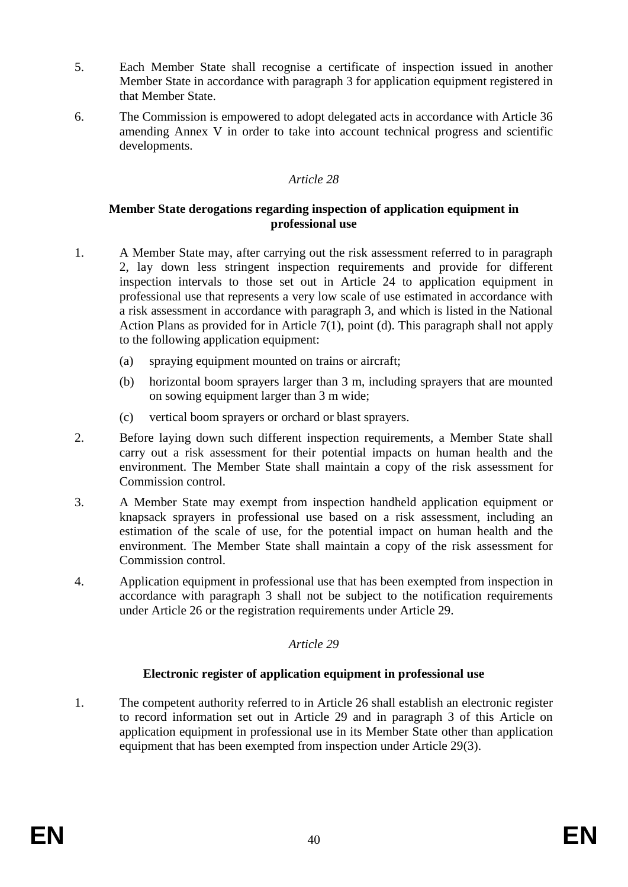5. Each Member State shall recognise a certificate of inspection issued in another Member State in accordance with paragraph 3 for application equipment registered in that Member State.

6. The Commission is empowered to adopt delegated acts in accordance with Article 36 amending Annex V in order to take into account technical progress and scientific developments.

*Article 28*

**Member State derogations regarding inspection of application equipment in professional use**

1. A Member State may, after carrying out the risk assessment referred to in paragraph 2, lay down less stringent inspection requirements and provide for different inspection intervals to those set out in Article 24 to application equipment in professional use that represents a very low scale of use estimated in accordance with a risk assessment in accordance with paragraph 3, and which is listed in the National Action Plans as provided for in Article 7(1), point (d). This paragraph shall not apply to the following application equipment:

   (a) spraying equipment mounted on trains or aircraft;

   (b) horizontal boom sprayers larger than 3 m, including sprayers that are mounted on sowing equipment larger than 3 m wide;

   (c) vertical boom sprayers or orchard or blast sprayers.

2. Before laying down such different inspection requirements, a Member State shall carry out a risk assessment for their potential impacts on human health and the environment. The Member State shall maintain a copy of the risk assessment for Commission control.

3. A Member State may exempt from inspection handheld application equipment or knapsack sprayers in professional use based on a risk assessment, including an estimation of the scale of use, for the potential impact on human health and the environment. The Member State shall maintain a copy of the risk assessment for Commission control.

4. Application equipment in professional use that has been exempted from inspection in accordance with paragraph 3 shall not be subject to the notification requirements under Article 26 or the registration requirements under Article 29.

*Article 29*

**Electronic register of application equipment in professional use**

1. The competent authority referred to in Article 26 shall establish an electronic register to record information set out in Article 29 and in paragraph 3 of this Article on application equipment in professional use in its Member State other than application equipment that has been exempted from inspection under Article 29(3).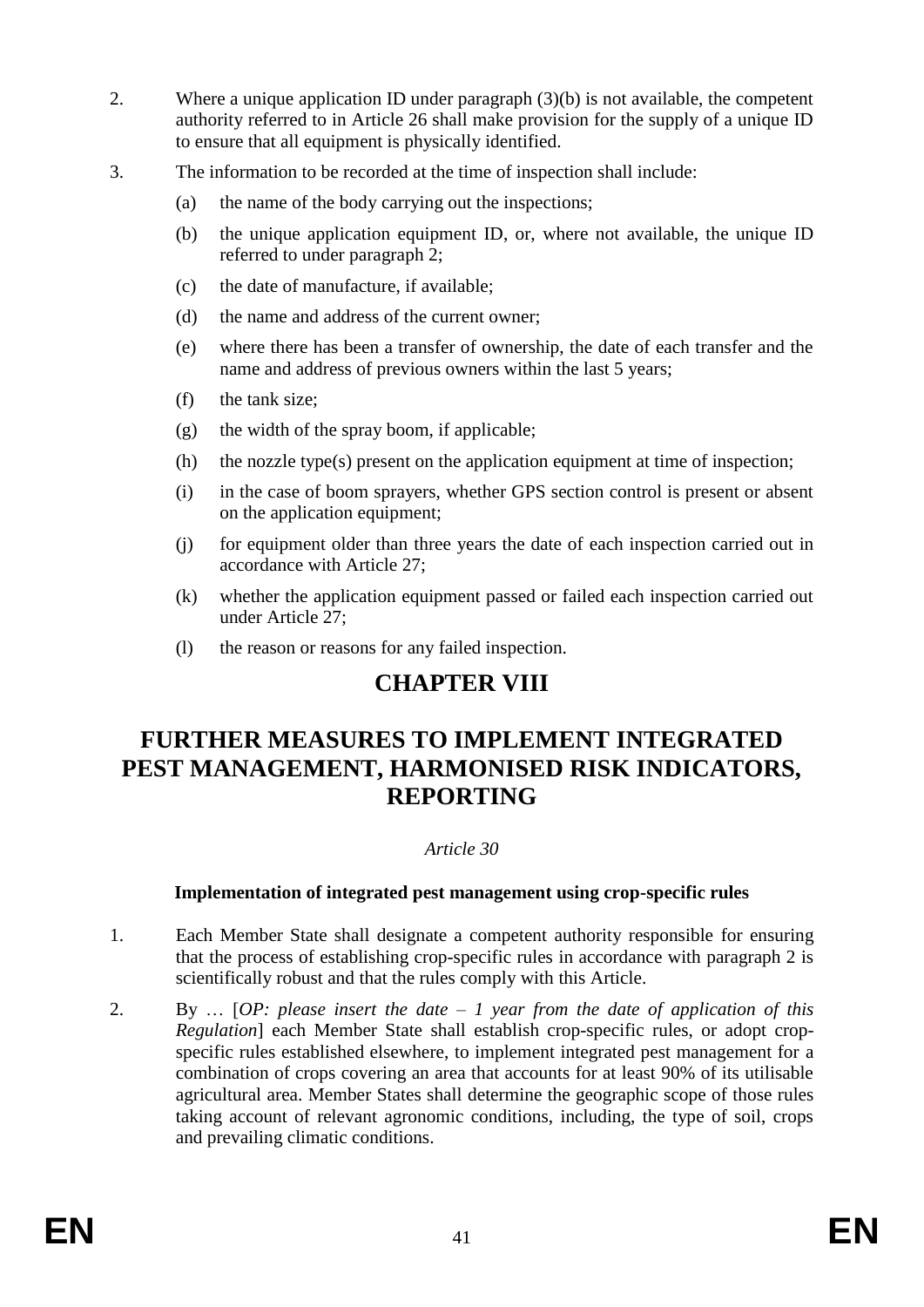2. Where a unique application ID under paragraph (3)(b) is not available, the competent authority referred to in Article 26 shall make provision for the supply of a unique ID to ensure that all equipment is physically identified.

3. The information to be recorded at the time of inspection shall include:

   (a) the name of the body carrying out the inspections;

   (b) the unique application equipment ID, or, where not available, the unique ID referred to under paragraph 2;

   (c) the date of manufacture, if available;

   (d) the name and address of the current owner;

   (e) where there has been a transfer of ownership, the date of each transfer and the name and address of previous owners within the last 5 years;

   (f) the tank size;

   (g) the width of the spray boom, if applicable;

   (h) the nozzle type(s) present on the application equipment at time of inspection;

   (i) in the case of boom sprayers, whether GPS section control is present or absent on the application equipment;

   (j) for equipment older than three years the date of each inspection carried out in accordance with Article 27;

   (k) whether the application equipment passed or failed each inspection carried out under Article 27;

   (l) the reason or reasons for any failed inspection.

# CHAPTER VIII

# FURTHER MEASURES TO IMPLEMENT INTEGRATED PEST MANAGEMENT, HARMONISED RISK INDICATORS, REPORTING

*Article 30*

**Implementation of integrated pest management using crop-specific rules**

1. Each Member State shall designate a competent authority responsible for ensuring that the process of establishing crop-specific rules in accordance with paragraph 2 is scientifically robust and that the rules comply with this Article.

2. By … [*OP: please insert the date – 1 year from the date of application of this Regulation*] each Member State shall establish crop-specific rules, or adopt crop-specific rules established elsewhere, to implement integrated pest management for a combination of crops covering an area that accounts for at least 90% of its utilisable agricultural area. Member States shall determine the geographic scope of those rules taking account of relevant agronomic conditions, including, the type of soil, crops and prevailing climatic conditions.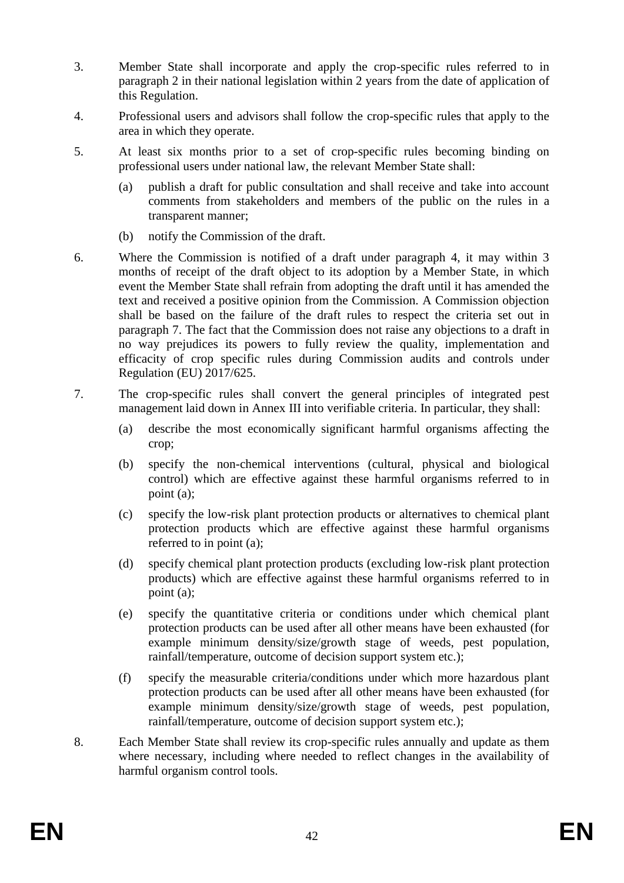3. Member State shall incorporate and apply the crop-specific rules referred to in paragraph 2 in their national legislation within 2 years from the date of application of this Regulation.

4. Professional users and advisors shall follow the crop-specific rules that apply to the area in which they operate.

5. At least six months prior to a set of crop-specific rules becoming binding on professional users under national law, the relevant Member State shall:

   (a) publish a draft for public consultation and shall receive and take into account comments from stakeholders and members of the public on the rules in a transparent manner;

   (b) notify the Commission of the draft.

6. Where the Commission is notified of a draft under paragraph 4, it may within 3 months of receipt of the draft object to its adoption by a Member State, in which event the Member State shall refrain from adopting the draft until it has amended the text and received a positive opinion from the Commission. A Commission objection shall be based on the failure of the draft rules to respect the criteria set out in paragraph 7. The fact that the Commission does not raise any objections to a draft in no way prejudices its powers to fully review the quality, implementation and efficacity of crop specific rules during Commission audits and controls under Regulation (EU) 2017/625.

7. The crop-specific rules shall convert the general principles of integrated pest management laid down in Annex III into verifiable criteria. In particular, they shall:

   (a) describe the most economically significant harmful organisms affecting the crop;

   (b) specify the non-chemical interventions (cultural, physical and biological control) which are effective against these harmful organisms referred to in point (a);

   (c) specify the low-risk plant protection products or alternatives to chemical plant protection products which are effective against these harmful organisms referred to in point (a);

   (d) specify chemical plant protection products (excluding low-risk plant protection products) which are effective against these harmful organisms referred to in point (a);

   (e) specify the quantitative criteria or conditions under which chemical plant protection products can be used after all other means have been exhausted (for example minimum density/size/growth stage of weeds, pest population, rainfall/temperature, outcome of decision support system etc.);

   (f) specify the measurable criteria/conditions under which more hazardous plant protection products can be used after all other means have been exhausted (for example minimum density/size/growth stage of weeds, pest population, rainfall/temperature, outcome of decision support system etc.);

8. Each Member State shall review its crop-specific rules annually and update as them where necessary, including where needed to reflect changes in the availability of harmful organism control tools.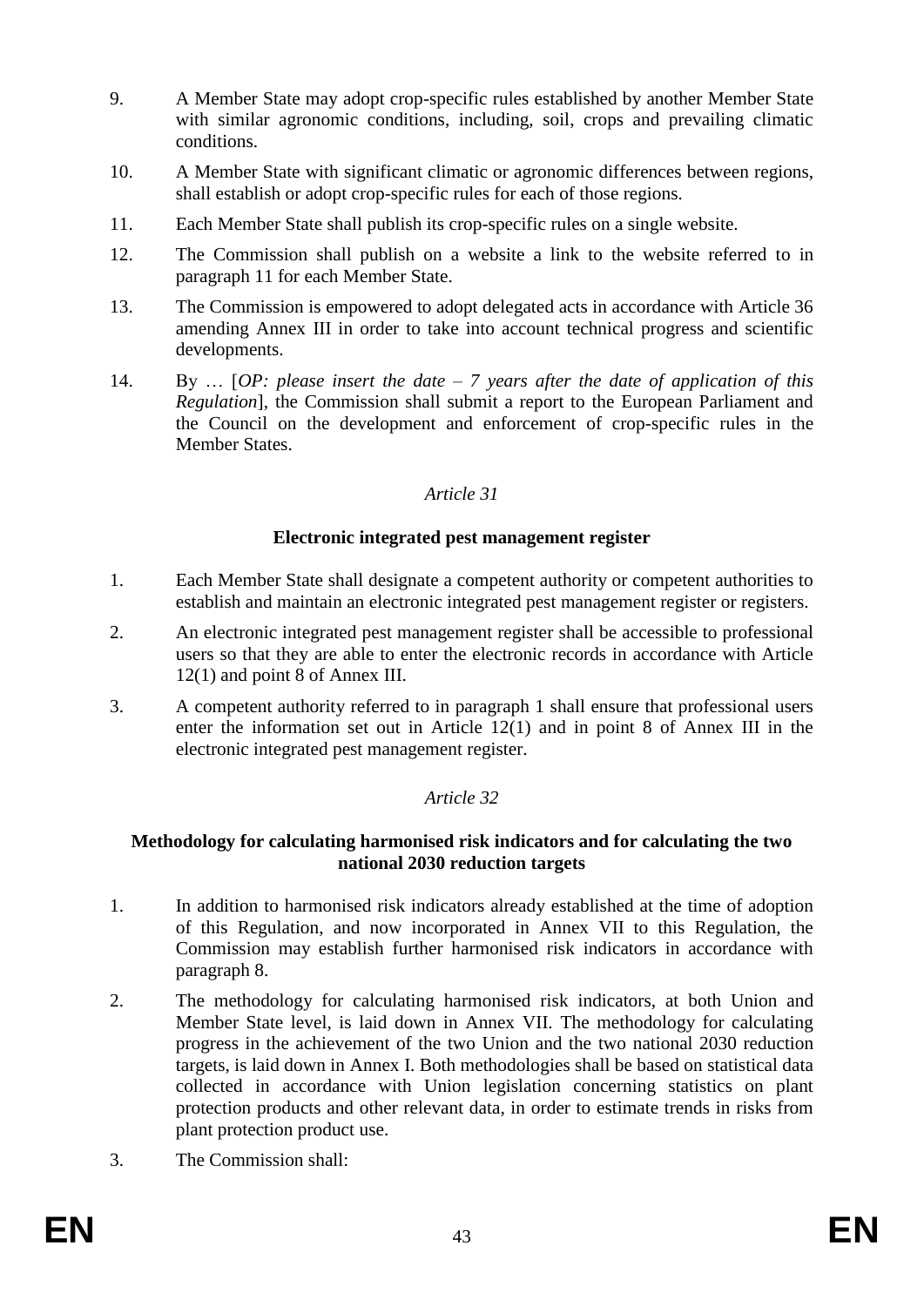9. A Member State may adopt crop-specific rules established by another Member State with similar agronomic conditions, including, soil, crops and prevailing climatic conditions.

10. A Member State with significant climatic or agronomic differences between regions, shall establish or adopt crop-specific rules for each of those regions.

11. Each Member State shall publish its crop-specific rules on a single website.

12. The Commission shall publish on a website a link to the website referred to in paragraph 11 for each Member State.

13. The Commission is empowered to adopt delegated acts in accordance with Article 36 amending Annex III in order to take into account technical progress and scientific developments.

14. By … [*OP: please insert the date – 7 years after the date of application of this Regulation*], the Commission shall submit a report to the European Parliament and the Council on the development and enforcement of crop-specific rules in the Member States.

*Article 31*

**Electronic integrated pest management register**

1. Each Member State shall designate a competent authority or competent authorities to establish and maintain an electronic integrated pest management register or registers.

2. An electronic integrated pest management register shall be accessible to professional users so that they are able to enter the electronic records in accordance with Article 12(1) and point 8 of Annex III.

3. A competent authority referred to in paragraph 1 shall ensure that professional users enter the information set out in Article 12(1) and in point 8 of Annex III in the electronic integrated pest management register.

*Article 32*

**Methodology for calculating harmonised risk indicators and for calculating the two national 2030 reduction targets**

1. In addition to harmonised risk indicators already established at the time of adoption of this Regulation, and now incorporated in Annex VII to this Regulation, the Commission may establish further harmonised risk indicators in accordance with paragraph 8.

2. The methodology for calculating harmonised risk indicators, at both Union and Member State level, is laid down in Annex VII. The methodology for calculating progress in the achievement of the two Union and the two national 2030 reduction targets, is laid down in Annex I. Both methodologies shall be based on statistical data collected in accordance with Union legislation concerning statistics on plant protection products and other relevant data, in order to estimate trends in risks from plant protection product use.

3. The Commission shall: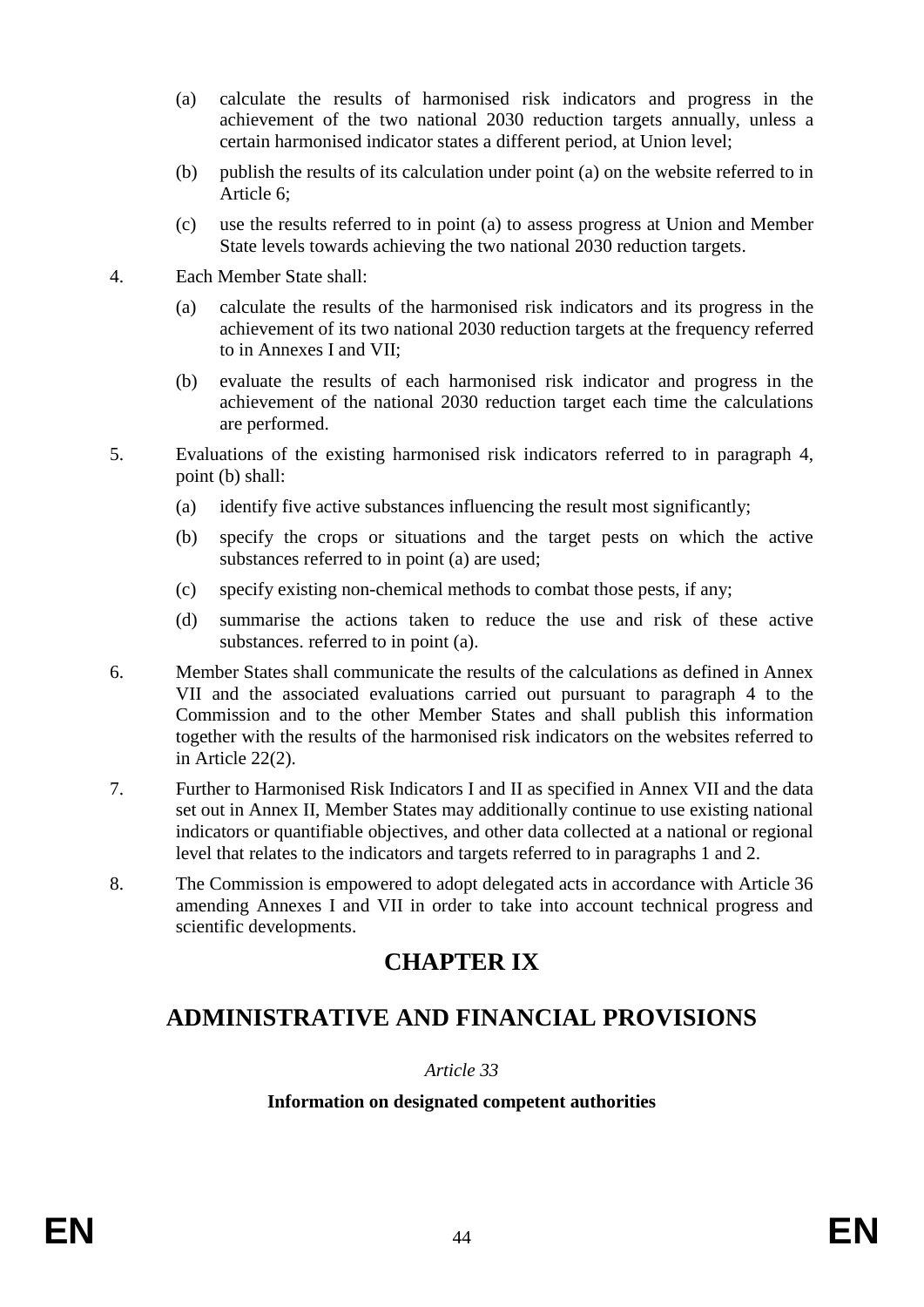(a) calculate the results of harmonised risk indicators and progress in the achievement of the two national 2030 reduction targets annually, unless a certain harmonised indicator states a different period, at Union level;

(b) publish the results of its calculation under point (a) on the website referred to in Article 6;

(c) use the results referred to in point (a) to assess progress at Union and Member State levels towards achieving the two national 2030 reduction targets.

4. Each Member State shall:

(a) calculate the results of the harmonised risk indicators and its progress in the achievement of its two national 2030 reduction targets at the frequency referred to in Annexes I and VII;

(b) evaluate the results of each harmonised risk indicator and progress in the achievement of the national 2030 reduction target each time the calculations are performed.

5. Evaluations of the existing harmonised risk indicators referred to in paragraph 4, point (b) shall:

(a) identify five active substances influencing the result most significantly;

(b) specify the crops or situations and the target pests on which the active substances referred to in point (a) are used;

(c) specify existing non-chemical methods to combat those pests, if any;

(d) summarise the actions taken to reduce the use and risk of these active substances. referred to in point (a).

6. Member States shall communicate the results of the calculations as defined in Annex VII and the associated evaluations carried out pursuant to paragraph 4 to the Commission and to the other Member States and shall publish this information together with the results of the harmonised risk indicators on the websites referred to in Article 22(2).

7. Further to Harmonised Risk Indicators I and II as specified in Annex VII and the data set out in Annex II, Member States may additionally continue to use existing national indicators or quantifiable objectives, and other data collected at a national or regional level that relates to the indicators and targets referred to in paragraphs 1 and 2.

8. The Commission is empowered to adopt delegated acts in accordance with Article 36 amending Annexes I and VII in order to take into account technical progress and scientific developments.

# CHAPTER IX

# ADMINISTRATIVE AND FINANCIAL PROVISIONS

*Article 33*

**Information on designated competent authorities**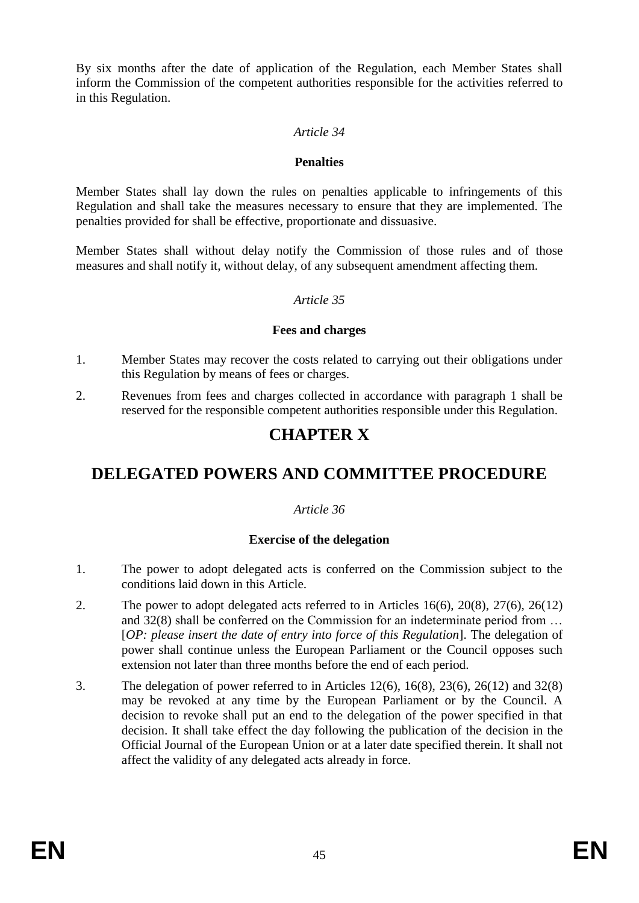By six months after the date of application of the Regulation, each Member States shall inform the Commission of the competent authorities responsible for the activities referred to in this Regulation.

*Article 34*

**Penalties**

Member States shall lay down the rules on penalties applicable to infringements of this Regulation and shall take the measures necessary to ensure that they are implemented. The penalties provided for shall be effective, proportionate and dissuasive.

Member States shall without delay notify the Commission of those rules and of those measures and shall notify it, without delay, of any subsequent amendment affecting them.

*Article 35*

**Fees and charges**

1. Member States may recover the costs related to carrying out their obligations under this Regulation by means of fees or charges.
2. Revenues from fees and charges collected in accordance with paragraph 1 shall be reserved for the responsible competent authorities responsible under this Regulation.

# CHAPTER X

# DELEGATED POWERS AND COMMITTEE PROCEDURE

*Article 36*

**Exercise of the delegation**

1. The power to adopt delegated acts is conferred on the Commission subject to the conditions laid down in this Article.
2. The power to adopt delegated acts referred to in Articles 16(6), 20(8), 27(6), 26(12) and 32(8) shall be conferred on the Commission for an indeterminate period from … [*OP: please insert the date of entry into force of this Regulation*]. The delegation of power shall continue unless the European Parliament or the Council opposes such extension not later than three months before the end of each period.
3. The delegation of power referred to in Articles 12(6), 16(8), 23(6), 26(12) and 32(8) may be revoked at any time by the European Parliament or by the Council. A decision to revoke shall put an end to the delegation of the power specified in that decision. It shall take effect the day following the publication of the decision in the Official Journal of the European Union or at a later date specified therein. It shall not affect the validity of any delegated acts already in force.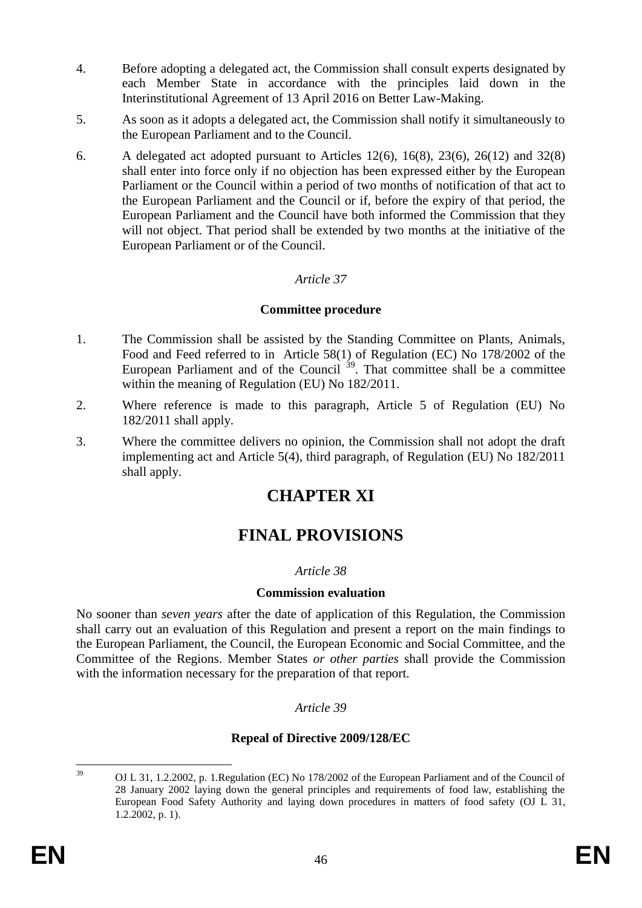4. Before adopting a delegated act, the Commission shall consult experts designated by each Member State in accordance with the principles laid down in the Interinstitutional Agreement of 13 April 2016 on Better Law-Making.

5. As soon as it adopts a delegated act, the Commission shall notify it simultaneously to the European Parliament and to the Council.

6. A delegated act adopted pursuant to Articles 12(6), 16(8), 23(6), 26(12) and 32(8) shall enter into force only if no objection has been expressed either by the European Parliament or the Council within a period of two months of notification of that act to the European Parliament and the Council or if, before the expiry of that period, the European Parliament and the Council have both informed the Commission that they will not object. That period shall be extended by two months at the initiative of the European Parliament or of the Council.

*Article 37*

**Committee procedure**

1. The Commission shall be assisted by the Standing Committee on Plants, Animals, Food and Feed referred to in Article 58(1) of Regulation (EC) No 178/2002 of the European Parliament and of the Council [39]. That committee shall be a committee within the meaning of Regulation (EU) No 182/2011.

2. Where reference is made to this paragraph, Article 5 of Regulation (EU) No 182/2011 shall apply.

3. Where the committee delivers no opinion, the Commission shall not adopt the draft implementing act and Article 5(4), third paragraph, of Regulation (EU) No 182/2011 shall apply.

# CHAPTER XI

# FINAL PROVISIONS

*Article 38*

**Commission evaluation**

No sooner than *seven years* after the date of application of this Regulation, the Commission shall carry out an evaluation of this Regulation and present a report on the main findings to the European Parliament, the Council, the European Economic and Social Committee, and the Committee of the Regions. Member States *or other parties* shall provide the Commission with the information necessary for the preparation of that report.

*Article 39*

**Repeal of Directive 2009/128/EC**

---

[39] OJ L 31, 1.2.2002, p. 1.Regulation (EC) No 178/2002 of the European Parliament and of the Council of 28 January 2002 laying down the general principles and requirements of food law, establishing the European Food Safety Authority and laying down procedures in matters of food safety (OJ L 31, 1.2.2002, p. 1).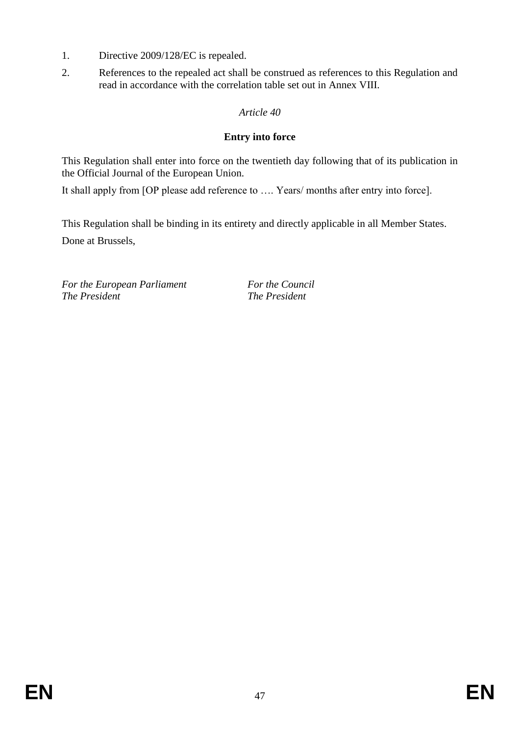1. Directive 2009/128/EC is repealed.
2. References to the repealed act shall be construed as references to this Regulation and read in accordance with the correlation table set out in Annex VIII.

*Article 40*

**Entry into force**

This Regulation shall enter into force on the twentieth day following that of its publication in the Official Journal of the European Union.

It shall apply from [OP please add reference to …. Years/ months after entry into force].

This Regulation shall be binding in its entirety and directly applicable in all Member States.

Done at Brussels,

*For the European Parliament*
*The President*

*For the Council*
*The President*